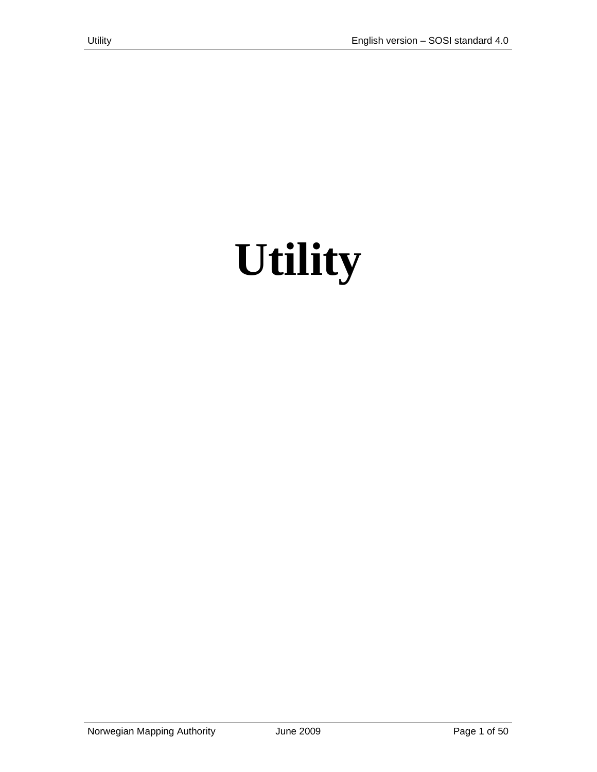# Utility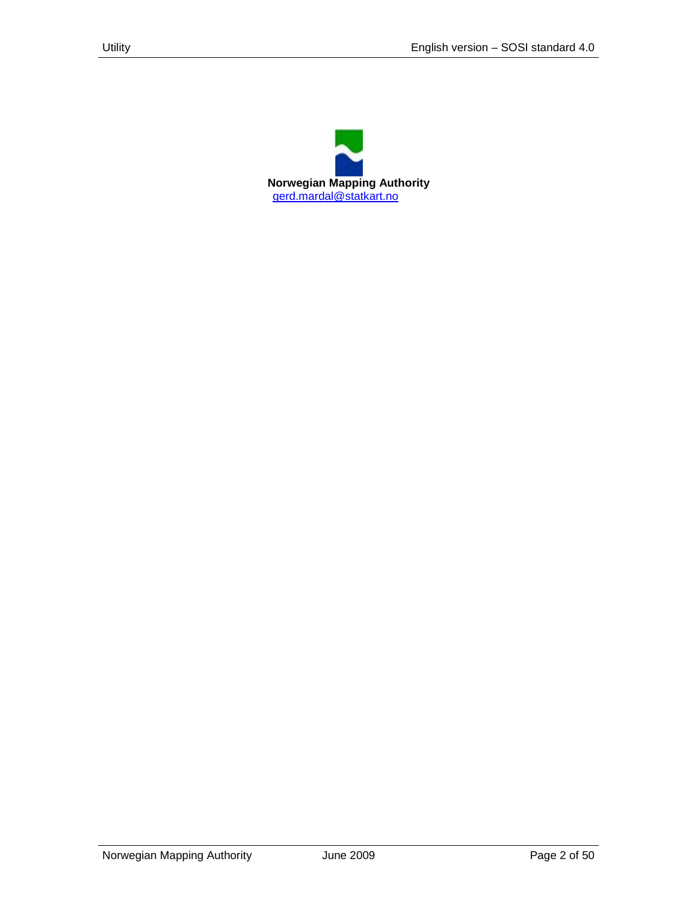**Norwegian Mapping Authority**

gerd.mardal@statkart.no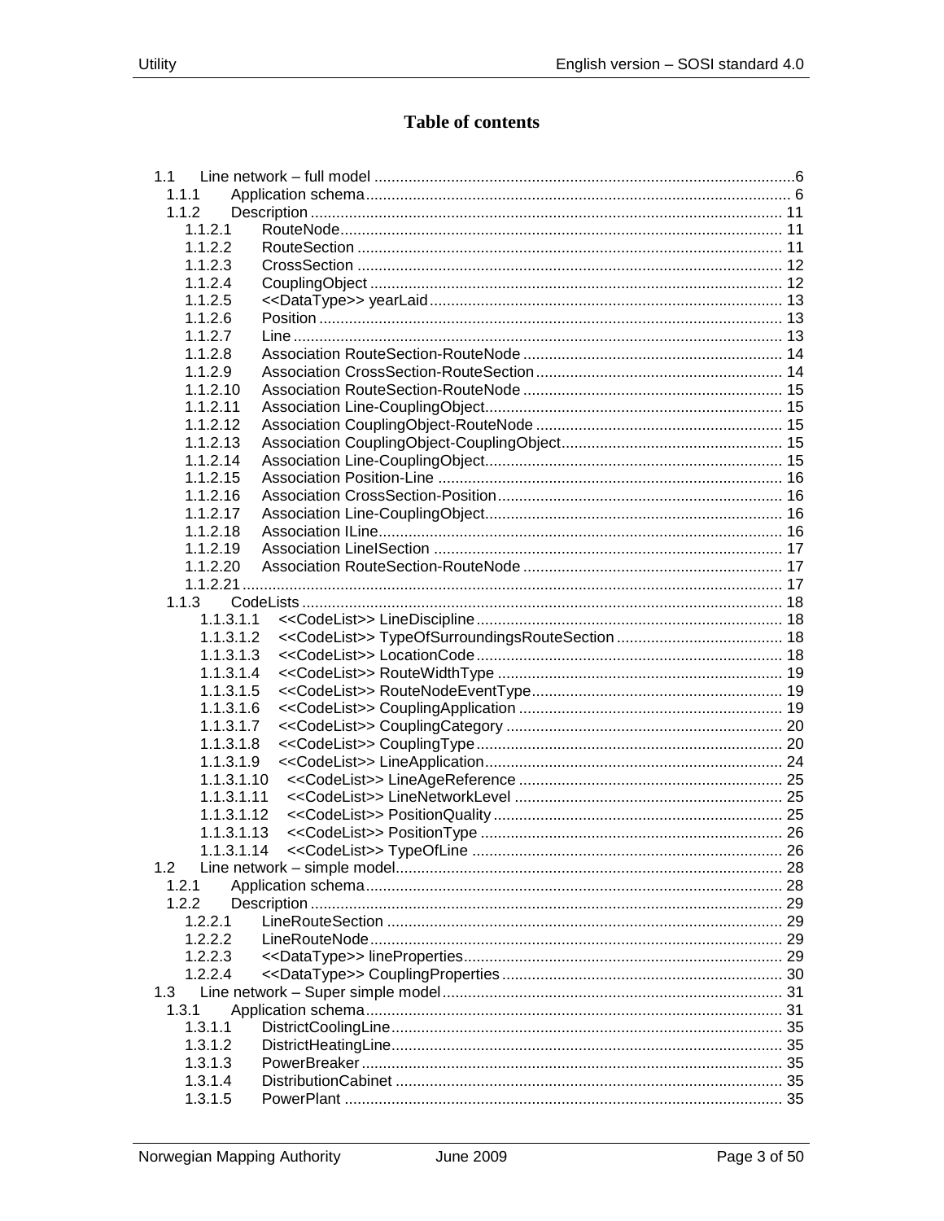# Table of contents

- 1.1 Line network – full model ... 6
  - 1.1.1 Application schema ... 6
  - 1.1.2 Description ... 11
    - 1.1.2.1 RouteNode ... 11
    - 1.1.2.2 RouteSection ... 11
    - 1.1.2.3 CrossSection ... 12
    - 1.1.2.4 CouplingObject ... 12
    - 1.1.2.5 <<DataType>> yearLaid ... 13
    - 1.1.2.6 Position ... 13
    - 1.1.2.7 Line ... 13
    - 1.1.2.8 Association RouteSection-RouteNode ... 14
    - 1.1.2.9 Association CrossSection-RouteSection ... 14
    - 1.1.2.10 Association RouteSection-RouteNode ... 15
    - 1.1.2.11 Association Line-CouplingObject ... 15
    - 1.1.2.12 Association CouplingObject-RouteNode ... 15
    - 1.1.2.13 Association CouplingObject-CouplingObject ... 15
    - 1.1.2.14 Association Line-CouplingObject ... 15
    - 1.1.2.15 Association Position-Line ... 16
    - 1.1.2.16 Association CrossSection-Position ... 16
    - 1.1.2.17 Association Line-CouplingObject ... 16
    - 1.1.2.18 Association ILine ... 16
    - 1.1.2.19 Association LineISection ... 17
    - 1.1.2.20 Association RouteSection-RouteNode ... 17
    - 1.1.2.21 ... 17
  - 1.1.3 CodeLists ... 18
    - 1.1.3.1.1 <<CodeList>> LineDiscipline ... 18
    - 1.1.3.1.2 <<CodeList>> TypeOfSurroundingsRouteSection ... 18
    - 1.1.3.1.3 <<CodeList>> LocationCode ... 18
    - 1.1.3.1.4 <<CodeList>> RouteWidthType ... 19
    - 1.1.3.1.5 <<CodeList>> RouteNodeEventType ... 19
    - 1.1.3.1.6 <<CodeList>> CouplingApplication ... 19
    - 1.1.3.1.7 <<CodeList>> CouplingCategory ... 20
    - 1.1.3.1.8 <<CodeList>> CouplingType ... 20
    - 1.1.3.1.9 <<CodeList>> LineApplication ... 24
    - 1.1.3.1.10 <<CodeList>> LineAgeReference ... 25
    - 1.1.3.1.11 <<CodeList>> LineNetworkLevel ... 25
    - 1.1.3.1.12 <<CodeList>> PositionQuality ... 25
    - 1.1.3.1.13 <<CodeList>> PositionType ... 26
    - 1.1.3.1.14 <<CodeList>> TypeOfLine ... 26
- 1.2 Line network – simple model ... 28
  - 1.2.1 Application schema ... 28
  - 1.2.2 Description ... 29
    - 1.2.2.1 LineRouteSection ... 29
    - 1.2.2.2 LineRouteNode ... 29
    - 1.2.2.3 <<DataType>> lineProperties ... 29
    - 1.2.2.4 <<DataType>> CouplingProperties ... 30
- 1.3 Line network – Super simple model ... 31
  - 1.3.1 Application schema ... 31
    - 1.3.1.1 DistrictCoolingLine ... 35
    - 1.3.1.2 DistrictHeatingLine ... 35
    - 1.3.1.3 PowerBreaker ... 35
    - 1.3.1.4 DistributionCabinet ... 35
    - 1.3.1.5 PowerPlant ... 35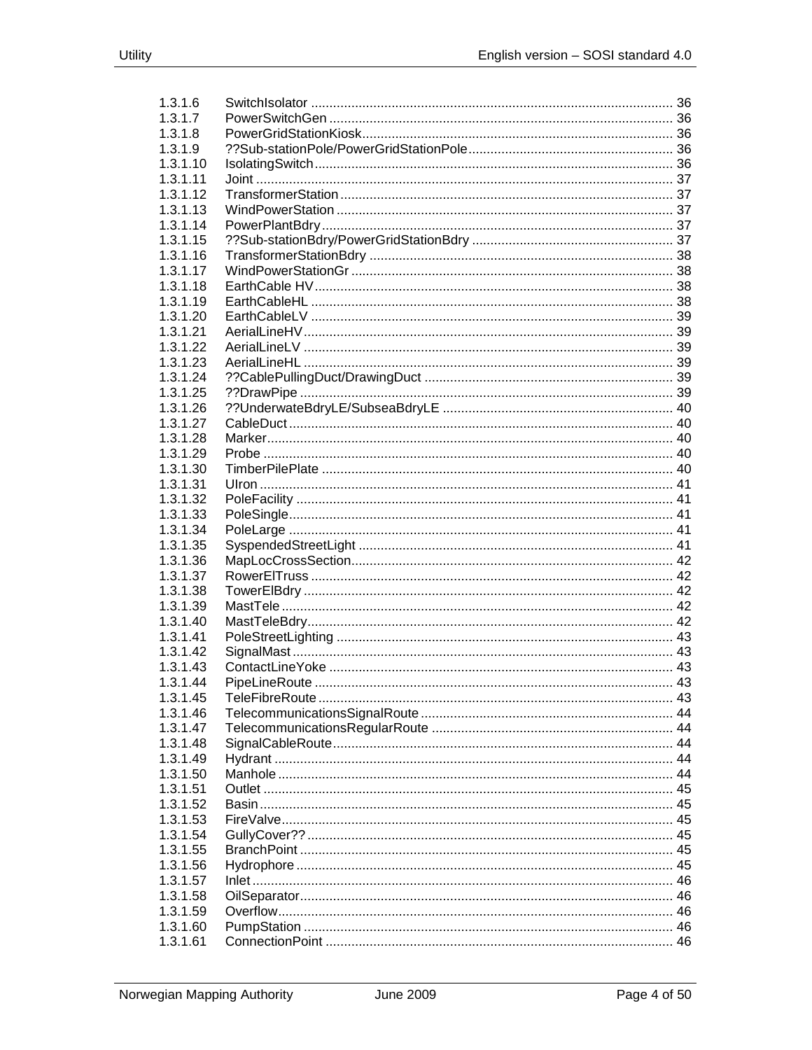1.3.1.6 SwitchIsolator ................................................................................................ 36
1.3.1.7 PowerSwitchGen ............................................................................................ 36
1.3.1.8 PowerGridStationKiosk.................................................................................... 36
1.3.1.9 ??Sub-stationPole/PowerGridStationPole....................................................... 36
1.3.1.10 IsolatingSwitch................................................................................................ 36
1.3.1.11 Joint ................................................................................................................ 37
1.3.1.12 TransformerStation.......................................................................................... 37
1.3.1.13 WindPowerStation........................................................................................... 37
1.3.1.14 PowerPlantBdry............................................................................................... 37
1.3.1.15 ??Sub-stationBdry/PowerGridStationBdry ...................................................... 37
1.3.1.16 TransformerStationBdry .................................................................................. 38
1.3.1.17 WindPowerStationGr ....................................................................................... 38
1.3.1.18 EarthCable HV................................................................................................ 38
1.3.1.19 EarthCableHL ................................................................................................. 38
1.3.1.20 EarthCableLV ................................................................................................. 39
1.3.1.21 AerialLineHV................................................................................................... 39
1.3.1.22 AerialLineLV ................................................................................................... 39
1.3.1.23 AerialLineHL ................................................................................................... 39
1.3.1.24 ??CablePullingDuct/DrawingDuct ................................................................... 39
1.3.1.25 ??DrawPipe .................................................................................................... 39
1.3.1.26 ??UnderwateBdryLE/SubseaBdryLE .............................................................. 40
1.3.1.27 CableDuct....................................................................................................... 40
1.3.1.28 Marker............................................................................................................. 40
1.3.1.29 Probe .............................................................................................................. 40
1.3.1.30 TimberPilePlate .............................................................................................. 40
1.3.1.31 UIron ............................................................................................................... 41
1.3.1.32 PoleFacility ..................................................................................................... 41
1.3.1.33 PoleSingle....................................................................................................... 41
1.3.1.34 PoleLarge ....................................................................................................... 41
1.3.1.35 SyspendedStreetLight .................................................................................... 41
1.3.1.36 MapLocCrossSection...................................................................................... 42
1.3.1.37 RowerElTruss ................................................................................................. 42
1.3.1.38 TowerElBdry ................................................................................................... 42
1.3.1.39 MastTele......................................................................................................... 42
1.3.1.40 MastTeleBdry.................................................................................................. 42
1.3.1.41 PoleStreetLighting .......................................................................................... 43
1.3.1.42 SignalMast...................................................................................................... 43
1.3.1.43 ContactLineYoke ............................................................................................ 43
1.3.1.44 PipeLineRoute ................................................................................................ 43
1.3.1.45 TeleFibreRoute ............................................................................................... 43
1.3.1.46 TelecommunicationsSignalRoute .................................................................... 44
1.3.1.47 TelecommunicationsRegularRoute ................................................................. 44
1.3.1.48 SignalCableRoute........................................................................................... 44
1.3.1.49 Hydrant ........................................................................................................... 44
1.3.1.50 Manhole.......................................................................................................... 44
1.3.1.51 Outlet .............................................................................................................. 45
1.3.1.52 Basin............................................................................................................... 45
1.3.1.53 FireValve......................................................................................................... 45
1.3.1.54 GullyCover?? .................................................................................................. 45
1.3.1.55 BranchPoint .................................................................................................... 45
1.3.1.56 Hydrophore..................................................................................................... 45
1.3.1.57 Inlet................................................................................................................. 46
1.3.1.58 OilSeparator.................................................................................................... 46
1.3.1.59 Overflow.......................................................................................................... 46
1.3.1.60 PumpStation ................................................................................................... 46
1.3.1.61 ConnectionPoint ............................................................................................. 46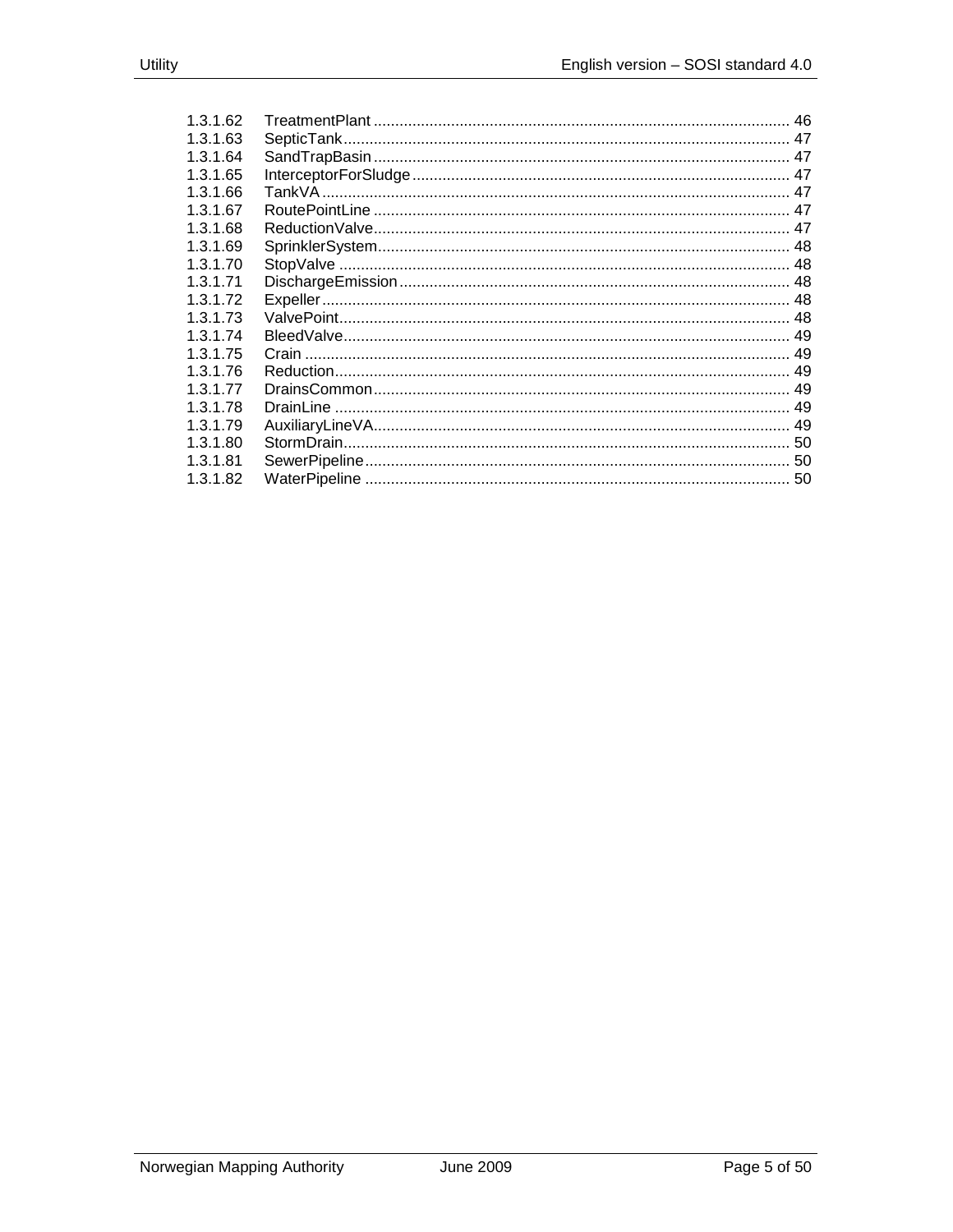| | | |
|---|---|---|
| 1.3.1.62 | TreatmentPlant | 46 |
| 1.3.1.63 | SepticTank | 47 |
| 1.3.1.64 | SandTrapBasin | 47 |
| 1.3.1.65 | InterceptorForSludge | 47 |
| 1.3.1.66 | TankVA | 47 |
| 1.3.1.67 | RoutePointLine | 47 |
| 1.3.1.68 | ReductionValve | 47 |
| 1.3.1.69 | SprinklerSystem | 48 |
| 1.3.1.70 | StopValve | 48 |
| 1.3.1.71 | DischargeEmission | 48 |
| 1.3.1.72 | Expeller | 48 |
| 1.3.1.73 | ValvePoint | 48 |
| 1.3.1.74 | BleedValve | 49 |
| 1.3.1.75 | Crain | 49 |
| 1.3.1.76 | Reduction | 49 |
| 1.3.1.77 | DrainsCommon | 49 |
| 1.3.1.78 | DrainLine | 49 |
| 1.3.1.79 | AuxiliaryLineVA | 49 |
| 1.3.1.80 | StormDrain | 50 |
| 1.3.1.81 | SewerPipeline | 50 |
| 1.3.1.82 | WaterPipeline | 50 |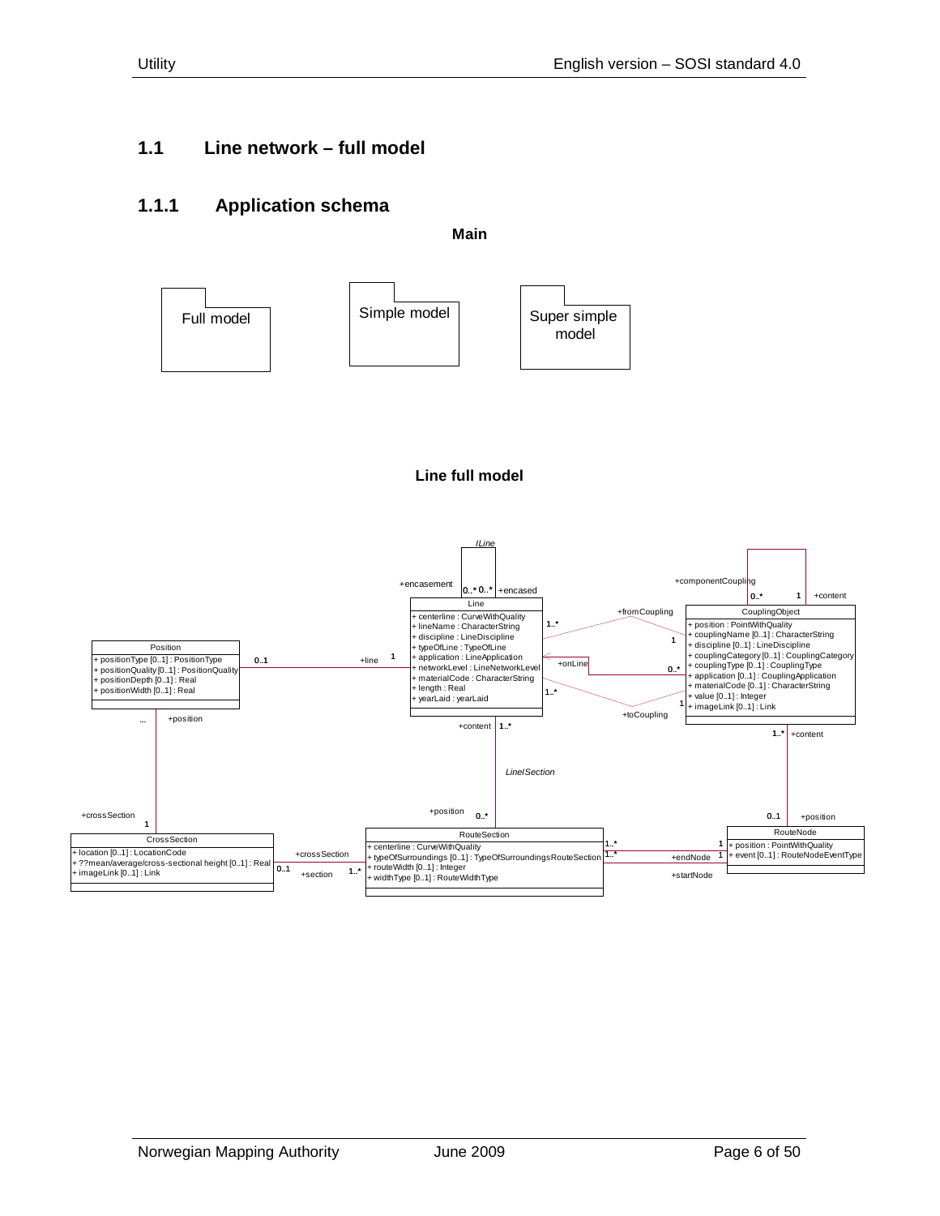## 1.1 Line network – full model

### 1.1.1 Application schema

**Main**

Full model

Simple model

Super simple model

**Line full model**

ILine

Line
+ centerline : CurveWithQuality
+ lineName : CharacterString
+ discipline : LineDiscipline
+ typeOfLine : TypeOfLine
+ application : LineApplication
+ networkLevel : LineNetworkLevel
+ materialCode : CharacterString
+ length : Real
+ yearLaid : yearLaid

CouplingObject
+ position : PointWithQuality
+ couplingName [0..1] : CharacterString
+ discipline [0..1] : LineDiscipline
+ couplingCategory [0..1] : CouplingCategory
+ couplingType [0..1] : CouplingType
+ application [0..1] : CouplingApplication
+ materialCode [0..1] : CharacterString
+ value [0..1] : Integer
+ imageLink [0..1] : Link

Position
+ positionType [0..1] : PositionType
+ positionQuality [0..1] : PositionQuality
+ positionDepth [0..1] : Real
+ positionWidth [0..1] : Real

CrossSection
+ location [0..1] : LocationCode
+ ??mean/average/cross-sectional height [0..1] : Real
+ imageLink [0..1] : Link

RouteSection
+ centerline : CurveWithQuality
+ typeOfSurroundings [0..1] : TypeOfSurroundingsRouteSection
+ routeWidth [0..1] : Integer
+ widthType [0..1] : RouteWidthType

RouteNode
+ position : PointWithQuality
+ event [0..1] : RouteNodeEventType

LineISection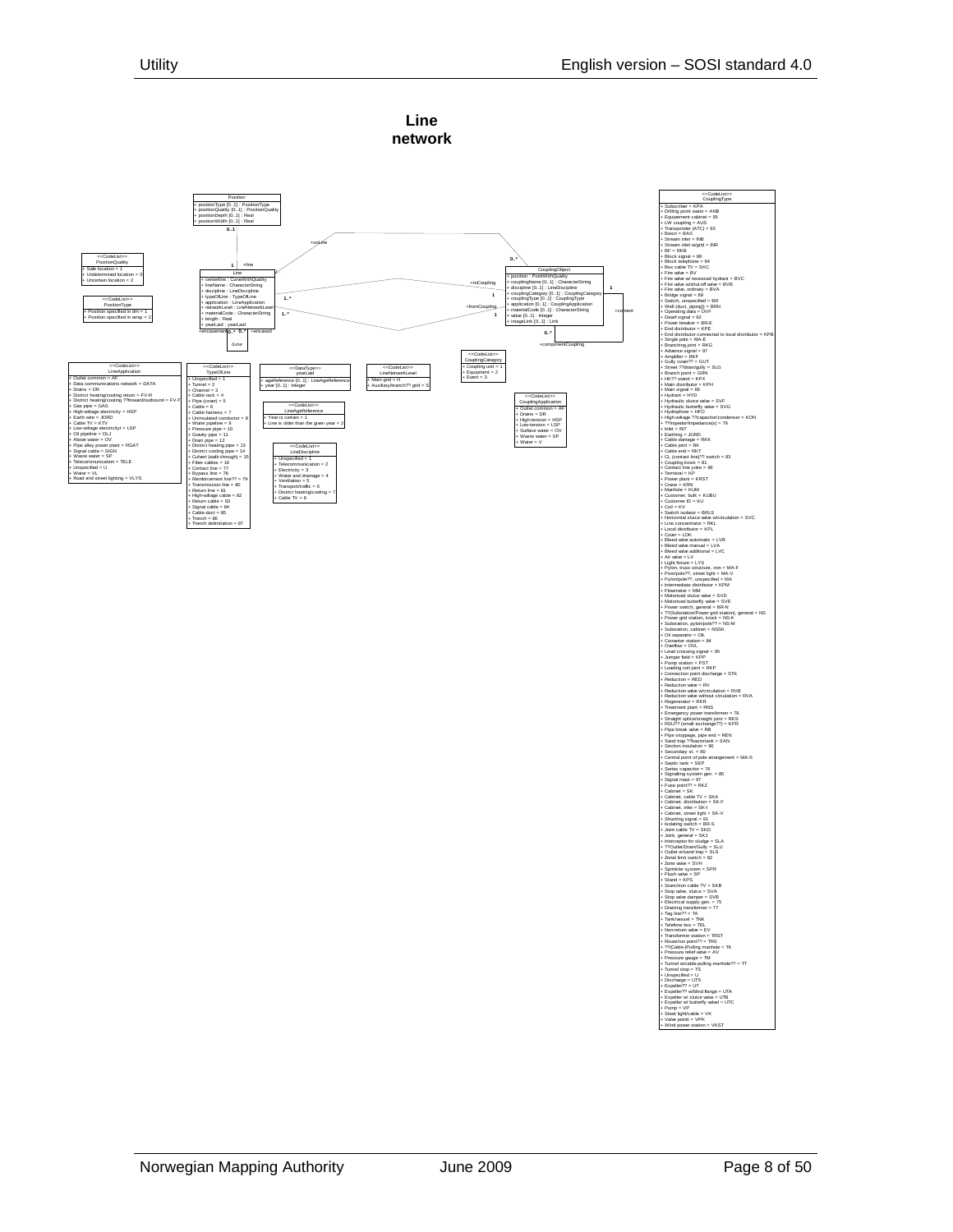# Line network

**Position**
- positionType [0..1] : PositionType
- positionQuality [0..1] : PositionQuality
- positionDepth [0..1] : Real
- positionWidth [0..1] : Real

**<<CodeList>> PositionQuality**
- Safe location = 1
- Undetermined location = 3
- Uncertain location = 2

**<<CodeList>> PositionType**
- Position specified in dm = 1
- Position specified in array = 2

**Line**
- centerline : CurveWithQuality
- lineName : CharacterString
- discipline : LineDiscipline
- typeOfLine : TypeOfLine
- application : LineApplication
- networkLevel : LineNetworkLevel
- materialCode : CharacterString
- length : Real
- yearLaid : yearLaid

**CouplingObject**
- position : PointWithQuality
- couplingName [0..1] : CharacterString
- discipline [0..1] : LineDiscipline
- couplingCategory [0..1] : CouplingCategory
- couplingType [0..1] : CouplingType
- application [0..1] : CouplingApplication
- materialCode [0..1] : CharacterString
- value [0..1] : Integer
- imageLink [0..1] : Link

Associations: +onLine, +line, +toCoupling, +fromCoupling, +content, +componentCoupling, +encasement, +encased, /Line

**<<CodeList>> LineApplication**
- Outlet common = AF
- Data communications network = DATA
- Drains = DR
- District heating/cooling return = FV-R
- District heating/cooling ??forward/outbound = FV-T
- Gas pipe = GAS
- High-voltage electricity = HSP
- Earth wire = JORD
- Cable TV = KTV
- Low-voltage electricityt = LSP
- Oil pipeline = OLJ
- Above water = OV
- Pipe alley power plant = RGAT
- Signal cable = SIGN
- Waste water = SP
- Telecommunication = TELE
- Unspecified = U
- Water = VL
- Road and street lighting = VLYS

**<<CodeList>> TypeOfLine**
- Unspecified = 1
- Tunnel = 2
- Channel = 3
- Cable rack = 4
- Pipe (cover) = 5
- Cable = 6
- Cable harness = 7
- Uninsulated conductor = 8
- Water pipeline = 9
- Pressure pipe = 10
- Gravity pipe = 11
- Drain pipe = 12
- District heating pipe = 13
- District cooling pipe = 14
- Culvert (walk-through) = 15
- Fiber cables = 16
- Contact line = 77
- Bypass line = 78
- Reinforcement line?? = 79
- Transmission line = 80
- Return line = 81
- High-voltage cable = 82
- Return cable = 83
- Signal cable = 84
- Cable duct = 85
- Trench = 86
- Trench delimitation = 87

**<<DataType>> yearLaid**
- ageReference [0..1] : LineAgeReference
- year [0..1] : Integer

**<<CodeList>> LineAgeReference**
- Year is certain = 1
- Line is older than the given year = 2

**<<CodeList>> LineDiscipline**
- Unspecified = 1
- Telecommunication = 2
- Electricity = 3
- Water and drainage = 4
- Ventilation = 5
- Transport/traffic = 6
- District heating/cooling = 7
- Cable TV = 8

**<<CodeList>> LineNetworkLevel**
- Main grid = H
- Auxiliary/branch?? grid = S

**<<CodeList>> CouplingCategory**
- Coupling unit = 1
- Equipment = 2
- Event = 3

**<<CodeList>> CouplingApplication**
- Outlet common = AF
- Drains = DR
- High-tension = HSP
- Low-tension = LSP
- Surface water = OV
- Waste water = SP
- Water = V

**<<CodeList>> CouplingType**
- Subscriber = KPA
- Drilling point water = ANB
- Equipement cabinet = 95
- LW coupling = AUS
- Transponder (ATC) = 93
- Basin = BAS
- Stream inlet = INB
- Stream inlet w/grid = INR
- BF = RKB
- Block signal = 88
- Block telephone = 94
- Box cable TV = SKC
- Fire valve = BV
- Fire valve w/ recessed hydrant = BVC
- Fire valve w/shut-off valve = BVB
- Fire valve, ordinary = BVA
- Bridge signal = 89
- Switch, unspecified = BR
- Well (duct, piping) = BRN
- Operating data = DVF
- Dwarf signal = 92
- Power breaker = BR-E
- End distributor = KPE
- End distributor connected to local distributor = KPB
- Single pole = MA-E
- Branching joint = RKG
- Advance signal = 87
- Amplifier = RKF
- Gully cover?? = GUT
- Street ??drain/gully = SLG
- Branch point = GRN
- HK?? stand = KPX
- Main distributor = KPH
- Main signal = 86
- Hydrant = HYD
- Hydraulic sluice valve = SVF
- Hydraulic butterfly valve = SVG
- Hydrophore = HFO
- High-voltage ??capacitor/condenser = KON
- ??Impedor/Impedance(s) = 79
- Inlet = INT
- Earthing = JORD
- Cable damage = RKK
- Cable joint = RK
- Cable end = RKT
- CL (contact line)?? switch = 83
- Coupling kiosk = 81
- Contact line yoke = 98
- Terminal = KP
- Power plant = KRST
- Crane = KRN
- Manhole = KUM
- Customer, bulk = KUBU
- Customer ID = KU
- Coil = KV
- Switch isolator = BRLS
- Horizontal sluice valve w/circulation = SVC
- Line concentrator = RKL
- Local distributor = KPL
- Cover = LOK
- Bleed valve automatic = LVB
- Bleed valve manual = LVA
- Bleed valve additional = LVC
- Air valve = LV
- Light fixture = LYS
- Pylon, truss structure, iron = MA-F
- Post/pole??, street light = MA-V
- Pylon/pole??, unspecified = MA
- Intermediate distributor = KPM
- Flowmeter = MM
- Motorised sluice valve = SVD
- Motorised butterfly valve = SVE
- Power switch, general = BR-N
- ??(Substation/Power grid station), general = NS
- Power grid station, kiosk = NS-K
- Substation, pylon/pole?? = NS-M
- Substation, cabinet = NSSK
- Oil separator = OIL
- Converter station = 84
- Overflow = OVL
- Level crossing signal = 90
- Jumper field = KPP
- Pump station = PST
- Loading coil joint = RKP
- Connection point discharge = STK
- Reduction = RED
- Reduction valve = RV
- Reduction valve w/circulation = RVB
- Reduction valve without circulation = RVA
- Regenerator = RKR
- Treatment plant = RNS
- Emergency power transformer = 78
- Straight splice/straight joint = RKS
- RSU?? (small exchange??) = KPR
- Pipe break valve = RB
- Pipe stoppage, pipe end = REN
- Sand trap ??basin/tank = SAN
- Section insulation = 96
- Secondary st. = 80
- Central point of pole arrangement = MA-S
- Septic tank = SEP
- Series capacitor = 76
- Signalling system gen. = 85
- Signal mast = 97
- Fuse point?? = RKZ
- Cabinet = SK
- Cabinet, cable TV = SKA
- Cabinet, distribution = SK-F
- Cabinet, inlet = SK-I
- Cabinet, street light = SK-V
- Shunting signal = 91
- Isolating switch = BR-S
- Joint cable TV = SKD
- Joint, general = SKJ
- Interceptor for sludge = SLA
- ??Outlet/Drain/Gully = SLU
- Outlet w/sand trap = SLS
- Zonal limit switch = 82
- Zone valve = SVH
- Sprinkler system = SPR
- Flush valve = SP
- Stand = KPS
- Stanchion cable TV = SKB
- Stop valve, sluice = SVA
- Stop valve damper = SVB
- Electrical supply gen. = 75
- Draining transformer = 77
- Tag line?? = TA
- Tank/vessel = TNK
- Telefone box = TEL
- Non-return valve = EV
- Transformer station = TRST
- Route/run point?? = TRS
- ??(Cable-)Pulling manhole = TK
- Pressure relief valve = AV
- Pressure gauge = TM
- Tunnel w/cable-pulling manhole?? = TT
- Tunnel stop = TS
- Unspecified = U
- Discharge = UTS
- Expeller?? = UT
- Expeller?? w/blind flange = UTA
- Expeller w/ sluice valve = UTB
- Expeller w/ butterfly valvel = UTC
- Pump = VP
- Steel light/cable = VK
- Valve point = VPK
- Wind power station = VKST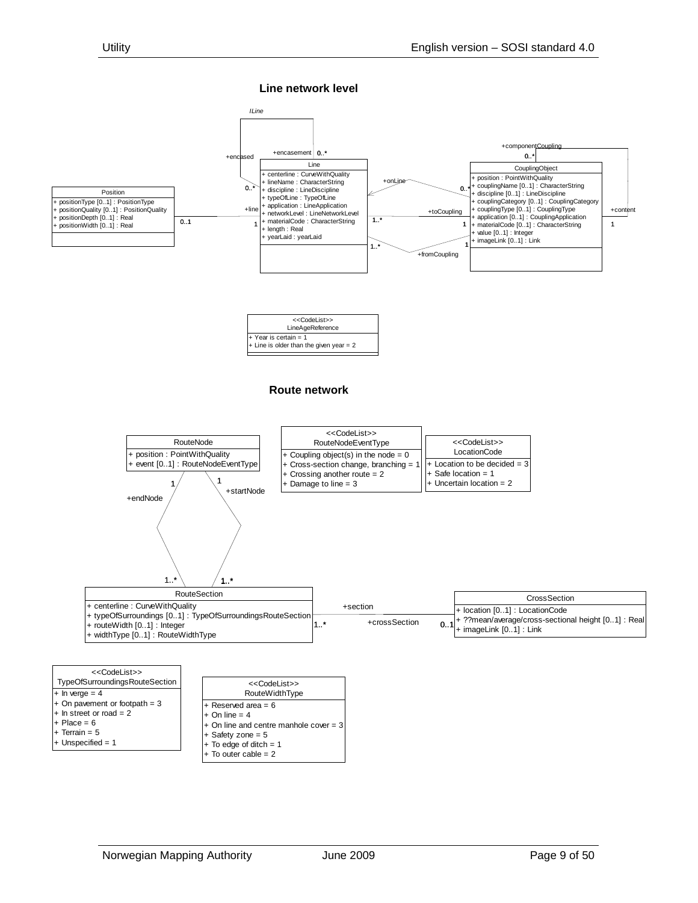## Line network level

ILine

+encasement 0..*

+encased

0..*

**Line**

+ centerline : CurveWithQuality
+ lineName : CharacterString
+ discipline : LineDiscipline
+ typeOfLine : TypeOfLine
+ application : LineApplication
+ networkLevel : LineNetworkLevel
+ materialCode : CharacterString
+ length : Real
+ yearLaid : yearLaid

**Position**

+ positionType [0..1] : PositionType
+ positionQuality [0..1] : PositionQuality
+ positionDepth [0..1] : Real
+ positionWidth [0..1] : Real

0..1 — +line 1

**CouplingObject**

+ position : PointWithQuality
+ couplingName [0..1] : CharacterString
+ discipline [0..1] : LineDiscipline
+ couplingCategory [0..1] : CouplingCategory
+ couplingType [0..1] : CouplingType
+ application [0..1] : CouplingApplication
+ materialCode [0..1] : CharacterString
+ value [0..1] : Integer
+ imageLink [0..1] : Link

+componentCoupling 0..*

+content 1

+onLine 0..*

1..* +toCoupling 1

1..* +fromCoupling 1

**<<CodeList>> LineAgeReference**

+ Year is certain = 1
+ Line is older than the given year = 2

## Route network

**RouteNode**

+ position : PointWithQuality
+ event [0..1] : RouteNodeEventType

**<<CodeList>> RouteNodeEventType**

+ Coupling object(s) in the node = 0
+ Cross-section change, branching = 1
+ Crossing another route = 2
+ Damage to line = 3

**<<CodeList>> LocationCode**

+ Location to be decided = 3
+ Safe location = 1
+ Uncertain location = 2

1 +endNode — 1..*

1 +startNode — 1..*

**RouteSection**

+ centerline : CurveWithQuality
+ typeOfSurroundings [0..1] : TypeOfSurroundingsRouteSection
+ routeWidth [0..1] : Integer
+ widthType [0..1] : RouteWidthType

+section 1..* — +crossSection 0..1

**CrossSection**

+ location [0..1] : LocationCode
+ ??mean/average/cross-sectional height [0..1] : Real
+ imageLink [0..1] : Link

**<<CodeList>> TypeOfSurroundingsRouteSection**

+ In verge = 4
+ On pavement or footpath = 3
+ In street or road = 2
+ Place = 6
+ Terrain = 5
+ Unspecified = 1

**<<CodeList>> RouteWidthType**

+ Reserved area = 6
+ On line = 4
+ On line and centre manhole cover = 3
+ Safety zone = 5
+ To edge of ditch = 1
+ To outer cable = 2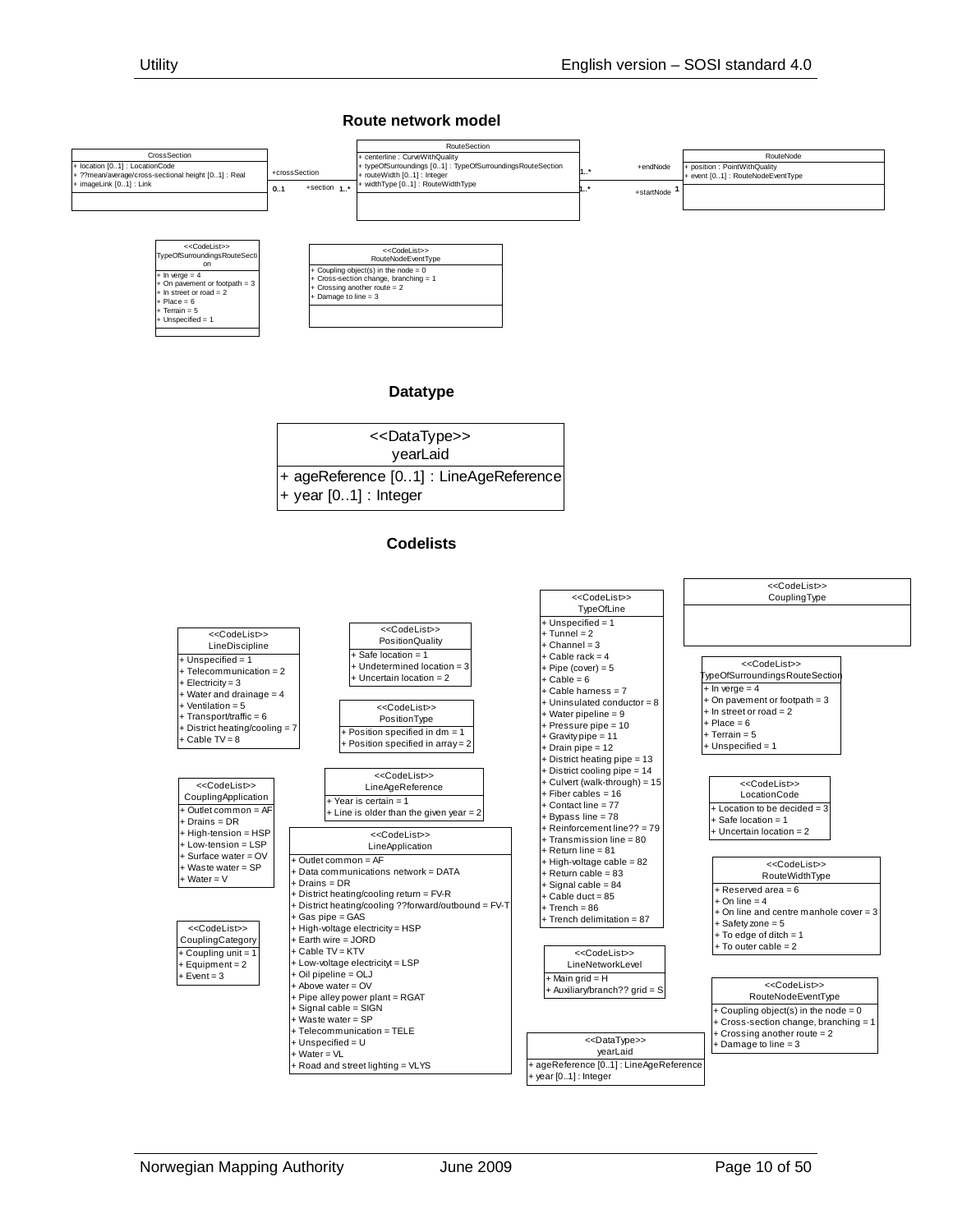### Route network model

**CrossSection**
- + location [0..1] : LocationCode
- + ??mean/average/cross-sectional height [0..1] : Real
- + imageLink [0..1] : Link

+crossSection 0..1 — +section 1..*

**RouteSection**
- + centerline : CurveWithQuality
- + typeOfSurroundings [0..1] : TypeOfSurroundingsRouteSection
- + routeWidth [0..1] : Integer
- + widthType [0..1] : RouteWidthType

1..* +endNode 1..* +startNode 1

**RouteNode**
- + position : PointWithQuality
- + event [0..1] : RouteNodeEventType

**<<CodeList>> TypeOfSurroundingsRouteSection**
- + In verge = 4
- + On pavement or footpath = 3
- + In street or road = 2
- + Place = 6
- + Terrain = 5
- + Unspecified = 1

**<<CodeList>> RouteNodeEventType**
- + Coupling object(s) in the node = 0
- + Cross-section change, branching = 1
- + Crossing another route = 2
- + Damage to line = 3

### Datatype

**<<DataType>> yearLaid**
- + ageReference [0..1] : LineAgeReference
- + year [0..1] : Integer

### Codelists

**<<CodeList>> LineDiscipline**
- + Unspecified = 1
- + Telecommunication = 2
- + Electricity = 3
- + Water and drainage = 4
- + Ventilation = 5
- + Transport/traffic = 6
- + District heating/cooling = 7
- + Cable TV = 8

**<<CodeList>> PositionQuality**
- + Safe location = 1
- + Undetermined location = 3
- + Uncertain location = 2

**<<CodeList>> PositionType**
- + Position specified in dm = 1
- + Position specified in array = 2

**<<CodeList>> TypeOfLine**
- + Unspecified = 1
- + Tunnel = 2
- + Channel = 3
- + Cable rack = 4
- + Pipe (cover) = 5
- + Cable = 6
- + Cable harness = 7
- + Uninsulated conductor = 8
- + Water pipeline = 9
- + Pressure pipe = 10
- + Gravity pipe = 11
- + Drain pipe = 12
- + District heating pipe = 13
- + District cooling pipe = 14
- + Culvert (walk-through) = 15
- + Fiber cables = 16
- + Contact line = 77
- + Bypass line = 78
- + Reinforcement line?? = 79
- + Transmission line = 80
- + Return line = 81
- + High-voltage cable = 82
- + Return cable = 83
- + Signal cable = 84
- + Cable duct = 85
- + Trench = 86
- + Trench delimitation = 87

**<<CodeList>> CouplingType**

**<<CodeList>> TypeOfSurroundingsRouteSection**
- + In verge = 4
- + On pavement or footpath = 3
- + In street or road = 2
- + Place = 6
- + Terrain = 5
- + Unspecified = 1

**<<CodeList>> CouplingApplication**
- + Outlet common = AF
- + Drains = DR
- + High-tension = HSP
- + Low-tension = LSP
- + Surface water = OV
- + Waste water = SP
- + Water = V

**<<CodeList>> LineAgeReference**
- + Year is certain = 1
- + Line is older than the given year = 2

**<<CodeList>> LocationCode**
- + Location to be decided = 3
- + Safe location = 1
- + Uncertain location = 2

**<<CodeList>> LineApplication**
- + Outlet common = AF
- + Data communications network = DATA
- + Drains = DR
- + District heating/cooling return = FV-R
- + District heating/cooling ??forward/outbound = FV-T
- + Gas pipe = GAS
- + High-voltage electricity = HSP
- + Earth wire = JORD
- + Cable TV = KTV
- + Low-voltage electricityt = LSP
- + Oil pipeline = OLJ
- + Above water = OV
- + Pipe alley power plant = RGAT
- + Signal cable = SIGN
- + Waste water = SP
- + Telecommunication = TELE
- + Unspecified = U
- + Water = VL
- + Road and street lighting = VLYS

**<<CodeList>> RouteWidthType**
- + Reserved area = 6
- + On line = 4
- + On line and centre manhole cover = 3
- + Safety zone = 5
- + To edge of ditch = 1
- + To outer cable = 2

**<<CodeList>> CouplingCategory**
- + Coupling unit = 1
- + Equipment = 2
- + Event = 3

**<<CodeList>> LineNetworkLevel**
- + Main grid = H
- + Auxiliary/branch?? grid = S

**<<CodeList>> RouteNodeEventType**
- + Coupling object(s) in the node = 0
- + Cross-section change, branching = 1
- + Crossing another route = 2
- + Damage to line = 3

**<<DataType>> yearLaid**
- + ageReference [0..1] : LineAgeReference
- + year [0..1] : Integer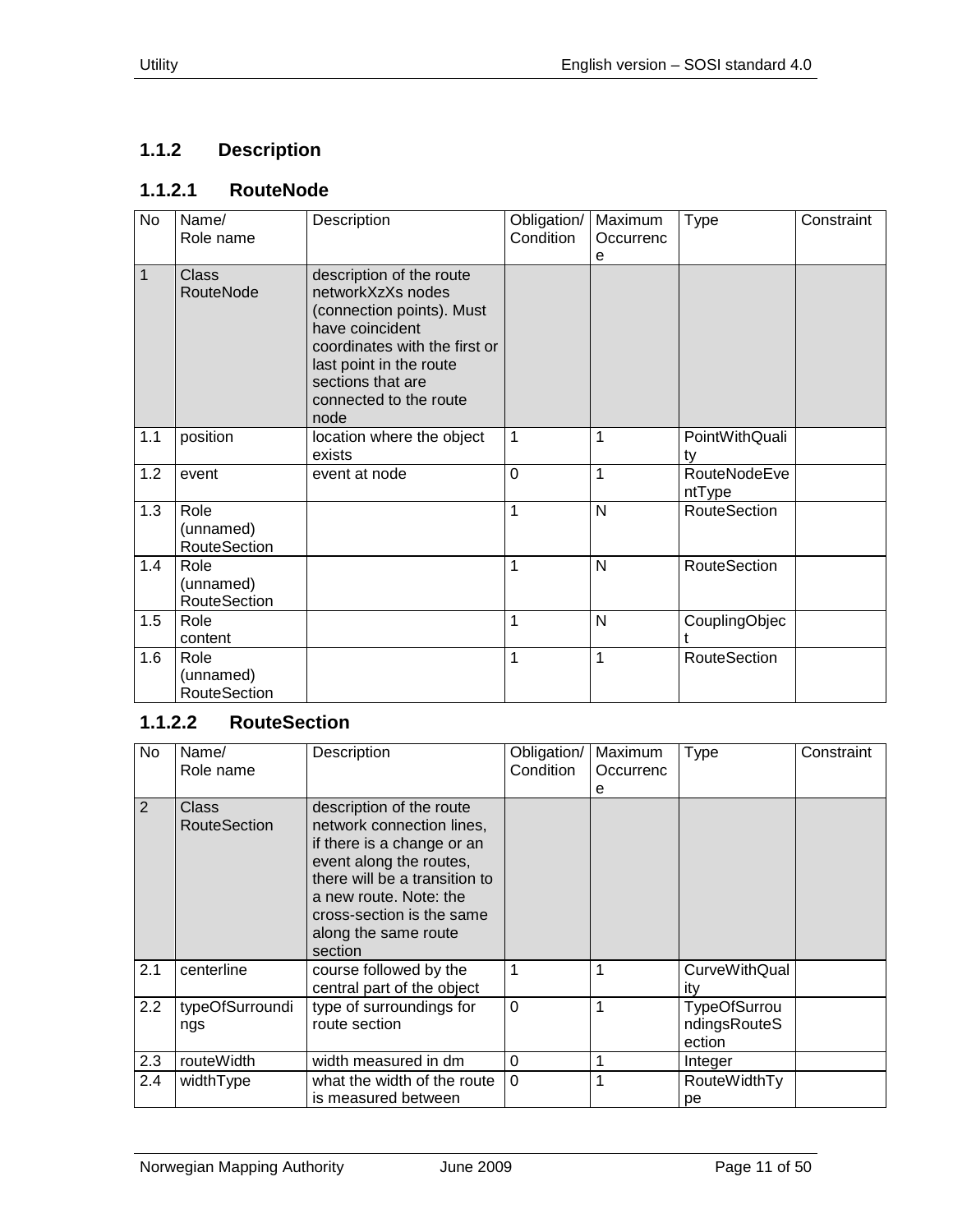### 1.1.2 Description

#### 1.1.2.1 RouteNode

| No | Name/<br>Role name | Description | Obligation/<br>Condition | Maximum<br>Occurrence | Type | Constraint |
|---|---|---|---|---|---|---|
| 1 | Class<br>RouteNode | description of the route networkXzXs nodes (connection points). Must have coincident coordinates with the first or last point in the route sections that are connected to the route node | | | | |
| 1.1 | position | location where the object exists | 1 | 1 | PointWithQuality | |
| 1.2 | event | event at node | 0 | 1 | RouteNodeEventType | |
| 1.3 | Role<br>(unnamed)<br>RouteSection | | 1 | N | RouteSection | |
| 1.4 | Role<br>(unnamed)<br>RouteSection | | 1 | N | RouteSection | |
| 1.5 | Role<br>content | | 1 | N | CouplingObject | |
| 1.6 | Role<br>(unnamed)<br>RouteSection | | 1 | 1 | RouteSection | |

#### 1.1.2.2 RouteSection

| No | Name/<br>Role name | Description | Obligation/<br>Condition | Maximum<br>Occurrence | Type | Constraint |
|---|---|---|---|---|---|---|
| 2 | Class<br>RouteSection | description of the route network connection lines, if there is a change or an event along the routes, there will be a transition to a new route. Note: the cross-section is the same along the same route section | | | | |
| 2.1 | centerline | course followed by the central part of the object | 1 | 1 | CurveWithQuality | |
| 2.2 | typeOfSurroundings | type of surroundings for route section | 0 | 1 | TypeOfSurroundingsRouteSection | |
| 2.3 | routeWidth | width measured in dm | 0 | 1 | Integer | |
| 2.4 | widthType | what the width of the route is measured between | 0 | 1 | RouteWidthType | |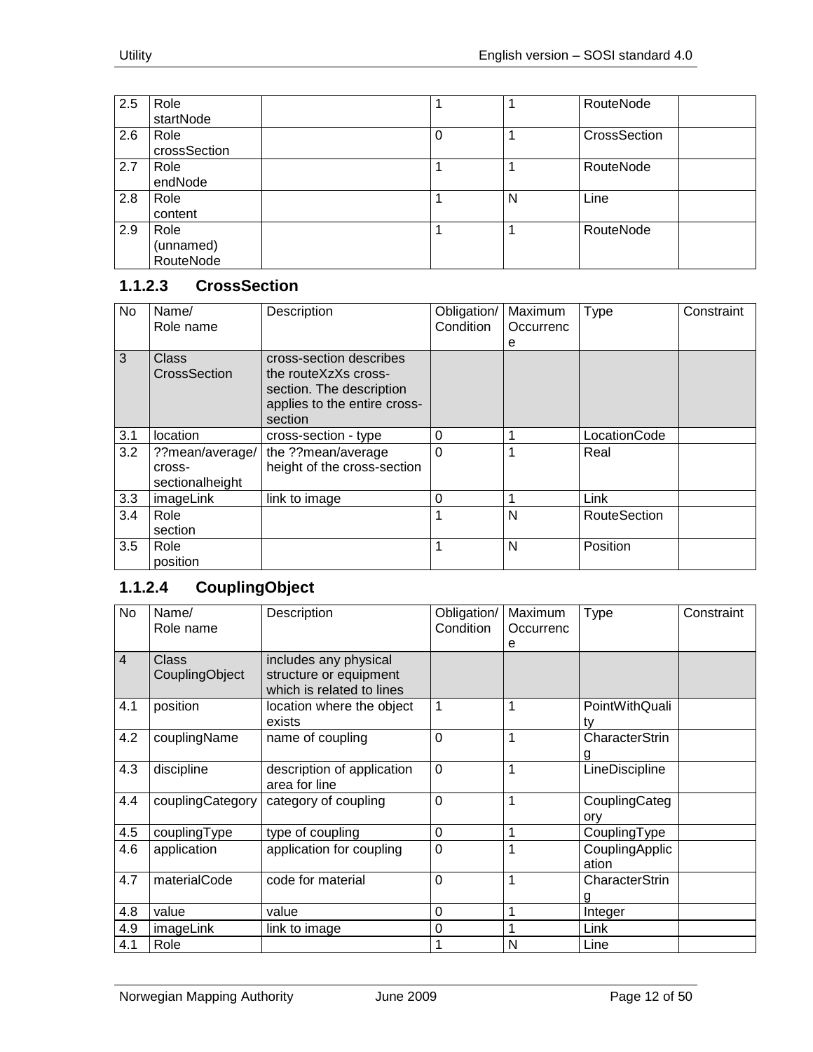| 2.5 | Role startNode | | 1 | 1 | RouteNode | |
|---|---|---|---|---|---|---|
| 2.6 | Role crossSection | | 0 | 1 | CrossSection | |
| 2.7 | Role endNode | | 1 | 1 | RouteNode | |
| 2.8 | Role content | | 1 | N | Line | |
| 2.9 | Role (unnamed) RouteNode | | 1 | 1 | RouteNode | |

### 1.1.2.3 CrossSection

| No | Name/ Role name | Description | Obligation/ Condition | Maximum Occurrence | Type | Constraint |
|---|---|---|---|---|---|---|
| 3 | Class CrossSection | cross-section describes the routeXzXs cross-section. The description applies to the entire cross-section | | | | |
| 3.1 | location | cross-section - type | 0 | 1 | LocationCode | |
| 3.2 | ??mean/average/ cross-sectionalheight | the ??mean/average height of the cross-section | 0 | 1 | Real | |
| 3.3 | imageLink | link to image | 0 | 1 | Link | |
| 3.4 | Role section | | 1 | N | RouteSection | |
| 3.5 | Role position | | 1 | N | Position | |

### 1.1.2.4 CouplingObject

| No | Name/ Role name | Description | Obligation/ Condition | Maximum Occurrence | Type | Constraint |
|---|---|---|---|---|---|---|
| 4 | Class CouplingObject | includes any physical structure or equipment which is related to lines | | | | |
| 4.1 | position | location where the object exists | 1 | 1 | PointWithQuality | |
| 4.2 | couplingName | name of coupling | 0 | 1 | CharacterString | |
| 4.3 | discipline | description of application area for line | 0 | 1 | LineDiscipline | |
| 4.4 | couplingCategory | category of coupling | 0 | 1 | CouplingCategory | |
| 4.5 | couplingType | type of coupling | 0 | 1 | CouplingType | |
| 4.6 | application | application for coupling | 0 | 1 | CouplingApplication | |
| 4.7 | materialCode | code for material | 0 | 1 | CharacterString | |
| 4.8 | value | value | 0 | 1 | Integer | |
| 4.9 | imageLink | link to image | 0 | 1 | Link | |
| 4.1 | Role | | 1 | N | Line | |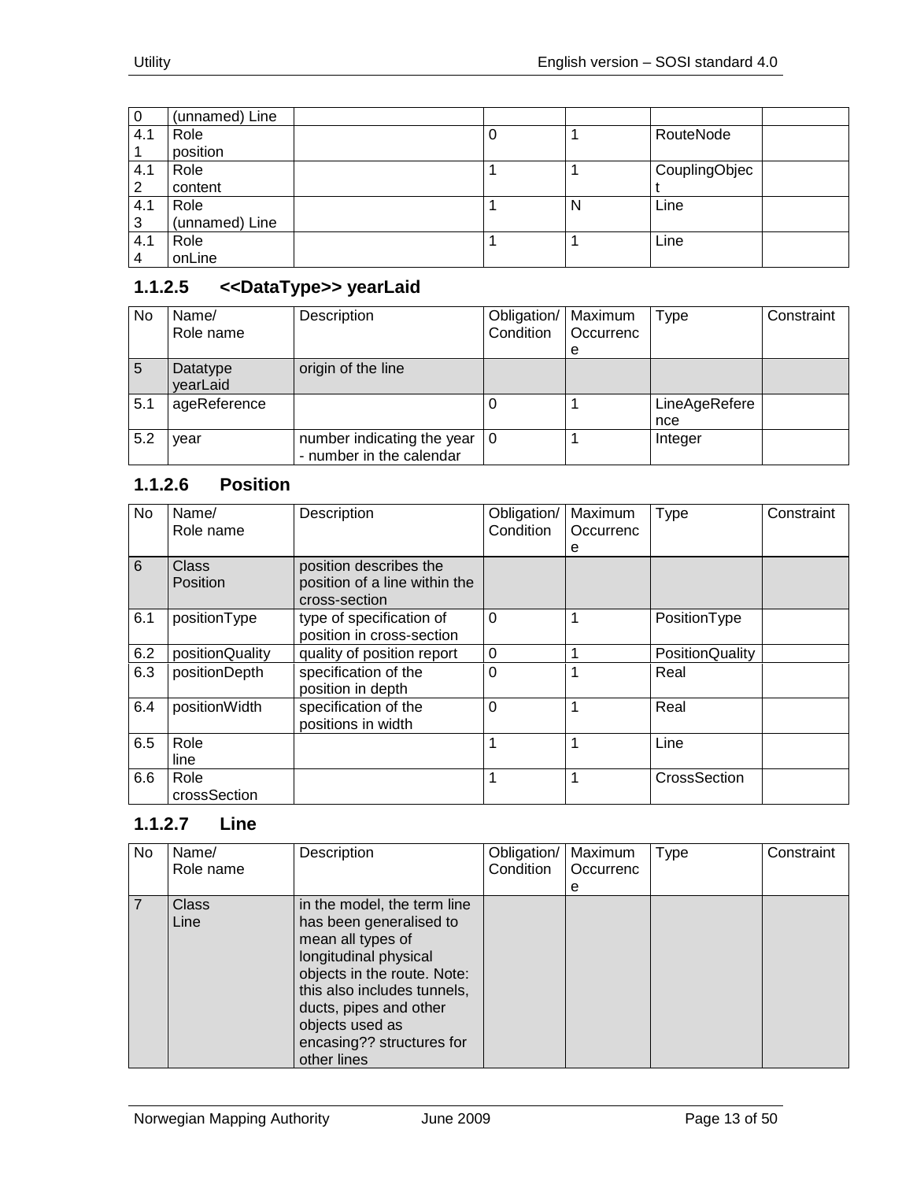| 0 | (unnamed) Line | | | | | |
|---|---|---|---|---|---|---|
| 4.11 | Role position | | 0 | 1 | RouteNode | |
| 4.12 | Role content | | 1 | 1 | CouplingObject | |
| 4.13 | Role (unnamed) Line | | 1 | N | Line | |
| 4.14 | Role onLine | | 1 | 1 | Line | |

### 1.1.2.5 <<DataType>> yearLaid

| No | Name/ Role name | Description | Obligation/ Condition | Maximum Occurrence | Type | Constraint |
|---|---|---|---|---|---|---|
| 5 | Datatype yearLaid | origin of the line | | | | |
| 5.1 | ageReference | | 0 | 1 | LineAgeReference | |
| 5.2 | year | number indicating the year - number in the calendar | 0 | 1 | Integer | |

### 1.1.2.6 Position

| No | Name/ Role name | Description | Obligation/ Condition | Maximum Occurrence | Type | Constraint |
|---|---|---|---|---|---|---|
| 6 | Class Position | position describes the position of a line within the cross-section | | | | |
| 6.1 | positionType | type of specification of position in cross-section | 0 | 1 | PositionType | |
| 6.2 | positionQuality | quality of position report | 0 | 1 | PositionQuality | |
| 6.3 | positionDepth | specification of the position in depth | 0 | 1 | Real | |
| 6.4 | positionWidth | specification of the positions in width | 0 | 1 | Real | |
| 6.5 | Role line | | 1 | 1 | Line | |
| 6.6 | Role crossSection | | 1 | 1 | CrossSection | |

### 1.1.2.7 Line

| No | Name/ Role name | Description | Obligation/ Condition | Maximum Occurrence | Type | Constraint |
|---|---|---|---|---|---|---|
| 7 | Class Line | in the model, the term line has been generalised to mean all types of longitudinal physical objects in the route. Note: this also includes tunnels, ducts, pipes and other objects used as encasing?? structures for other lines | | | | |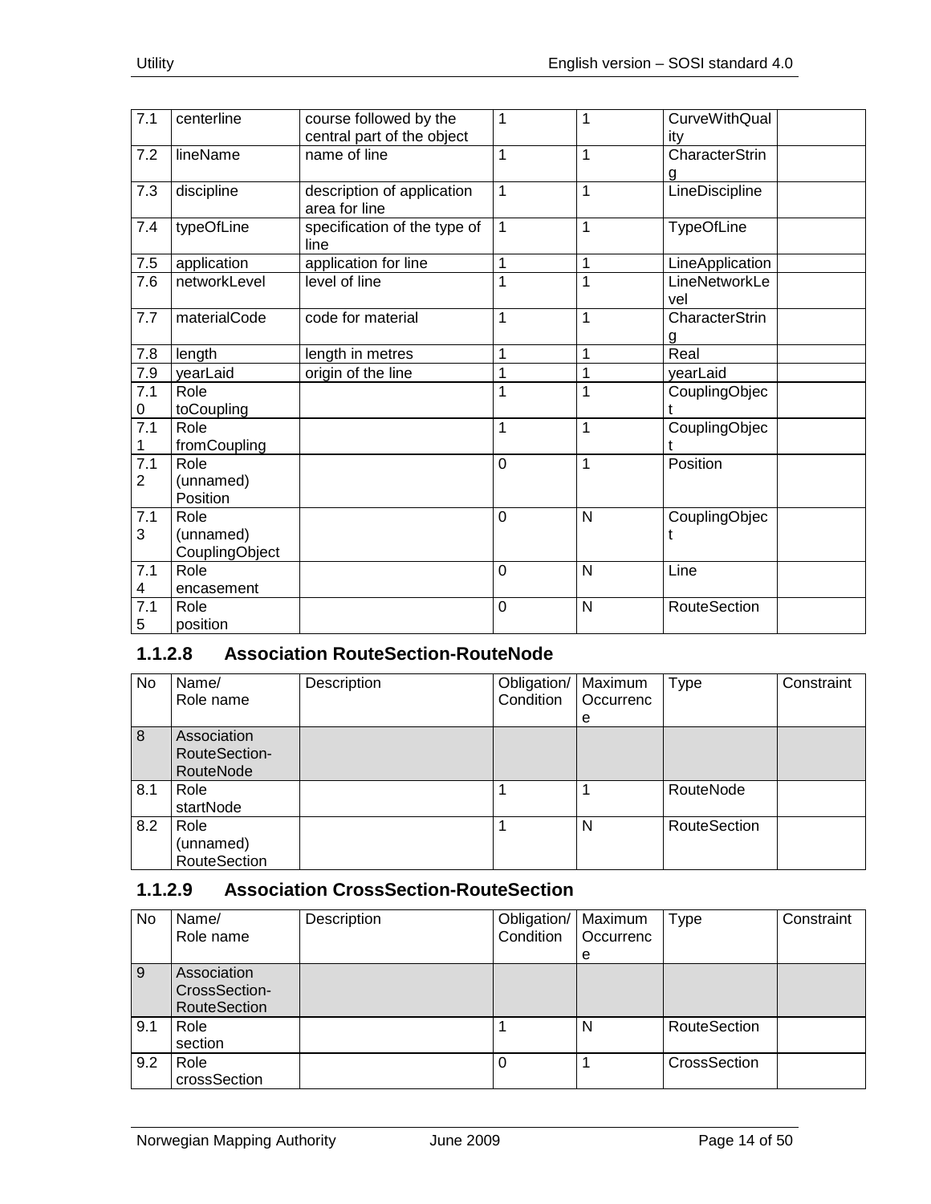| 7.1 | centerline | course followed by the central part of the object | 1 | 1 | CurveWithQuality | |
|---|---|---|---|---|---|---|
| 7.2 | lineName | name of line | 1 | 1 | CharacterString | |
| 7.3 | discipline | description of application area for line | 1 | 1 | LineDiscipline | |
| 7.4 | typeOfLine | specification of the type of line | 1 | 1 | TypeOfLine | |
| 7.5 | application | application for line | 1 | 1 | LineApplication | |
| 7.6 | networkLevel | level of line | 1 | 1 | LineNetworkLevel | |
| 7.7 | materialCode | code for material | 1 | 1 | CharacterString | |
| 7.8 | length | length in metres | 1 | 1 | Real | |
| 7.9 | yearLaid | origin of the line | 1 | 1 | yearLaid | |
| 7.10 | Role toCoupling | | 1 | 1 | CouplingObject | |
| 7.11 | Role fromCoupling | | 1 | 1 | CouplingObject | |
| 7.12 | Role (unnamed) Position | | 0 | 1 | Position | |
| 7.13 | Role (unnamed) CouplingObject | | 0 | N | CouplingObject | |
| 7.14 | Role encasement | | 0 | N | Line | |
| 7.15 | Role position | | 0 | N | RouteSection | |

#### 1.1.2.8 Association RouteSection-RouteNode

| No | Name/ Role name | Description | Obligation/ Condition | Maximum Occurrence | Type | Constraint |
|---|---|---|---|---|---|---|
| 8 | Association RouteSection-RouteNode | | | | | |
| 8.1 | Role startNode | | 1 | 1 | RouteNode | |
| 8.2 | Role (unnamed) RouteSection | | 1 | N | RouteSection | |

#### 1.1.2.9 Association CrossSection-RouteSection

| No | Name/ Role name | Description | Obligation/ Condition | Maximum Occurrence | Type | Constraint |
|---|---|---|---|---|---|---|
| 9 | Association CrossSection-RouteSection | | | | | |
| 9.1 | Role section | | 1 | N | RouteSection | |
| 9.2 | Role crossSection | | 0 | 1 | CrossSection | |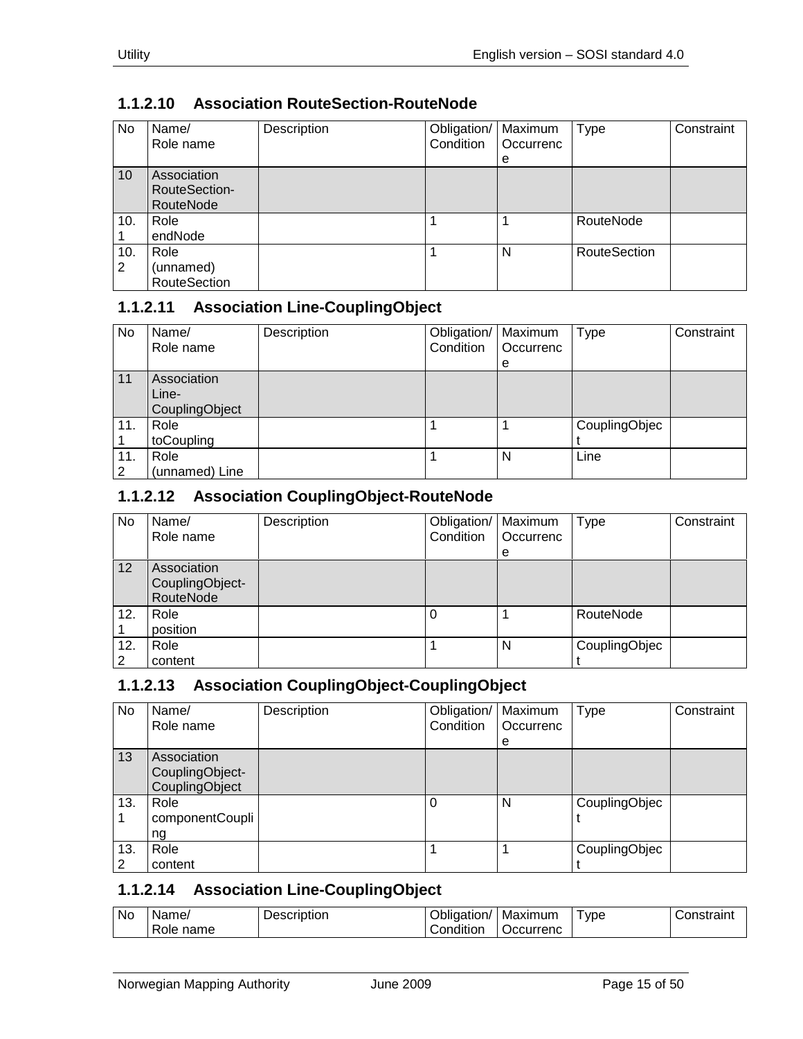#### 1.1.2.10 Association RouteSection-RouteNode

| No | Name/<br>Role name | Description | Obligation/<br>Condition | Maximum<br>Occurrence | Type | Constraint |
|---|---|---|---|---|---|---|
| 10 | Association RouteSection-RouteNode | | | | | |
| 10.1 | Role endNode | | 1 | 1 | RouteNode | |
| 10.2 | Role (unnamed) RouteSection | | 1 | N | RouteSection | |

#### 1.1.2.11 Association Line-CouplingObject

| No | Name/<br>Role name | Description | Obligation/<br>Condition | Maximum<br>Occurrence | Type | Constraint |
|---|---|---|---|---|---|---|
| 11 | Association Line-CouplingObject | | | | | |
| 11.1 | Role toCoupling | | 1 | 1 | CouplingObject | |
| 11.2 | Role (unnamed) Line | | 1 | N | Line | |

#### 1.1.2.12 Association CouplingObject-RouteNode

| No | Name/<br>Role name | Description | Obligation/<br>Condition | Maximum<br>Occurrence | Type | Constraint |
|---|---|---|---|---|---|---|
| 12 | Association CouplingObject-RouteNode | | | | | |
| 12.1 | Role position | | 0 | 1 | RouteNode | |
| 12.2 | Role content | | 1 | N | CouplingObject | |

#### 1.1.2.13 Association CouplingObject-CouplingObject

| No | Name/<br>Role name | Description | Obligation/<br>Condition | Maximum<br>Occurrence | Type | Constraint |
|---|---|---|---|---|---|---|
| 13 | Association CouplingObject-CouplingObject | | | | | |
| 13.1 | Role componentCoupling | | 0 | N | CouplingObject | |
| 13.2 | Role content | | 1 | 1 | CouplingObject | |

#### 1.1.2.14 Association Line-CouplingObject

| No | Name/<br>Role name | Description | Obligation/<br>Condition | Maximum<br>Occurrence | Type | Constraint |
|---|---|---|---|---|---|---|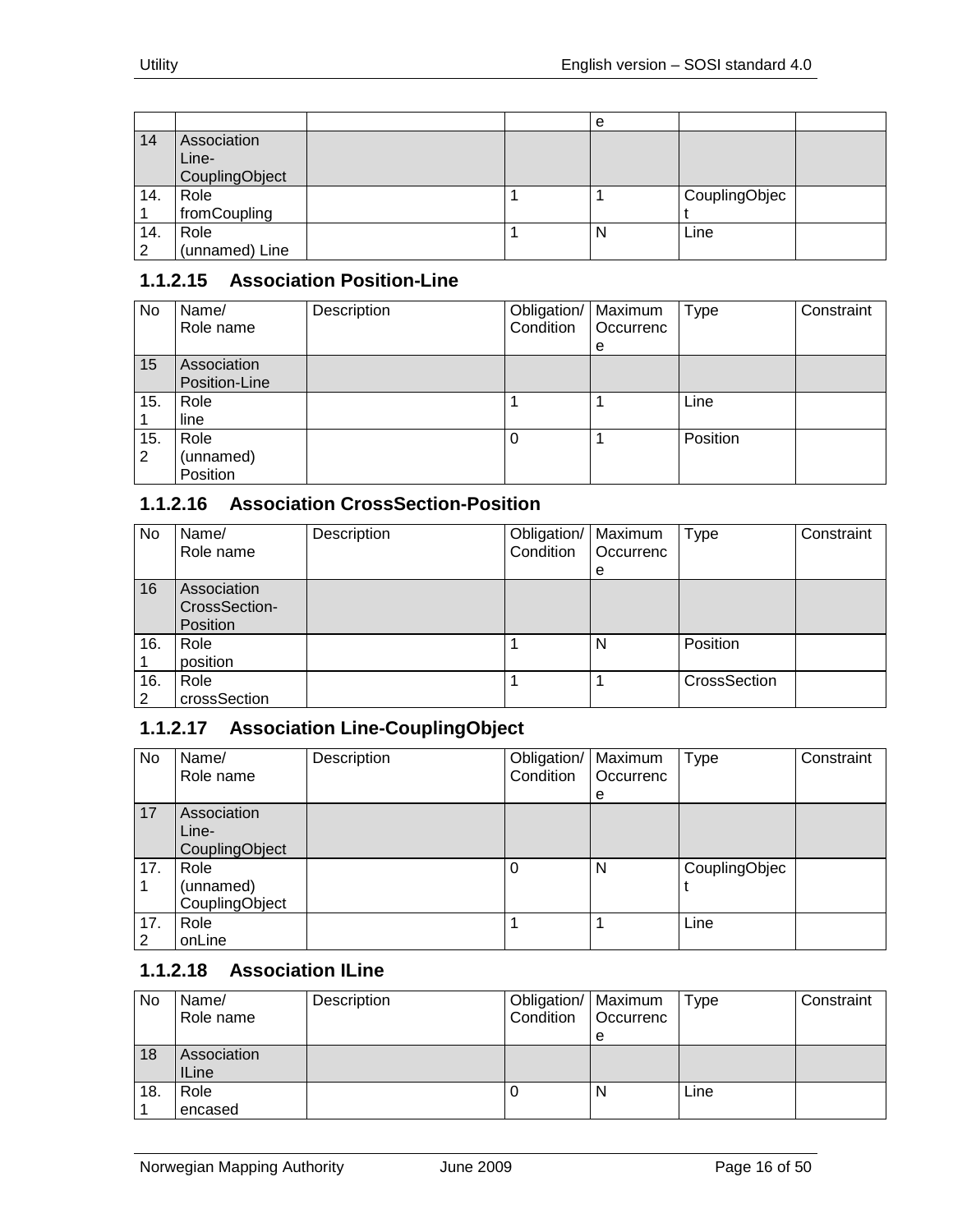| No | Name/ Role name | Description | Obligation/ Condition | Maximum Occurrence | Type | Constraint |
|---|---|---|---|---|---|---|
| 14 | Association Line-CouplingObject | | | | | |
| 14.1 | Role fromCoupling | | 1 | 1 | CouplingObject | |
| 14.2 | Role (unnamed) Line | | 1 | N | Line | |

### 1.1.2.15 Association Position-Line

| No | Name/ Role name | Description | Obligation/ Condition | Maximum Occurrence | Type | Constraint |
|---|---|---|---|---|---|---|
| 15 | Association Position-Line | | | | | |
| 15.1 | Role line | | 1 | 1 | Line | |
| 15.2 | Role (unnamed) Position | | 0 | 1 | Position | |

### 1.1.2.16 Association CrossSection-Position

| No | Name/ Role name | Description | Obligation/ Condition | Maximum Occurrence | Type | Constraint |
|---|---|---|---|---|---|---|
| 16 | Association CrossSection-Position | | | | | |
| 16.1 | Role position | | 1 | N | Position | |
| 16.2 | Role crossSection | | 1 | 1 | CrossSection | |

### 1.1.2.17 Association Line-CouplingObject

| No | Name/ Role name | Description | Obligation/ Condition | Maximum Occurrence | Type | Constraint |
|---|---|---|---|---|---|---|
| 17 | Association Line-CouplingObject | | | | | |
| 17.1 | Role (unnamed) CouplingObject | | 0 | N | CouplingObject | |
| 17.2 | Role onLine | | 1 | 1 | Line | |

### 1.1.2.18 Association ILine

| No | Name/ Role name | Description | Obligation/ Condition | Maximum Occurrence | Type | Constraint |
|---|---|---|---|---|---|---|
| 18 | Association ILine | | | | | |
| 18.1 | Role encased | | 0 | N | Line | |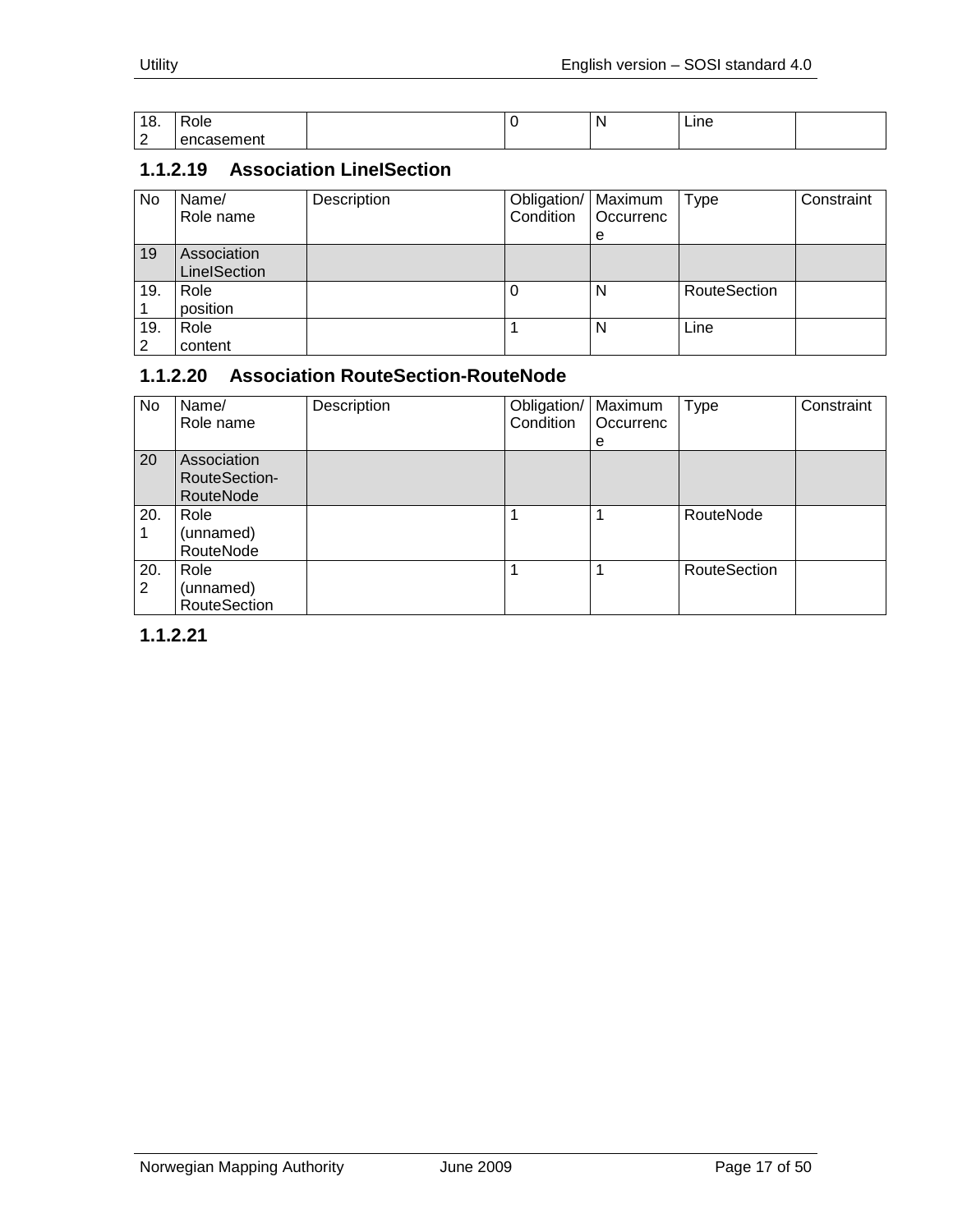| 18.2 | Role encasement | | 0 | N | Line | |
|---|---|---|---|---|---|---|

### 1.1.2.19 Association LineISection

| No | Name/ Role name | Description | Obligation/ Condition | Maximum Occurrence | Type | Constraint |
|---|---|---|---|---|---|---|
| 19 | Association LineISection | | | | | |
| 19.1 | Role position | | 0 | N | RouteSection | |
| 19.2 | Role content | | 1 | N | Line | |

### 1.1.2.20 Association RouteSection-RouteNode

| No | Name/ Role name | Description | Obligation/ Condition | Maximum Occurrence | Type | Constraint |
|---|---|---|---|---|---|---|
| 20 | Association RouteSection-RouteNode | | | | | |
| 20.1 | Role (unnamed) RouteNode | | 1 | 1 | RouteNode | |
| 20.2 | Role (unnamed) RouteSection | | 1 | 1 | RouteSection | |

### 1.1.2.21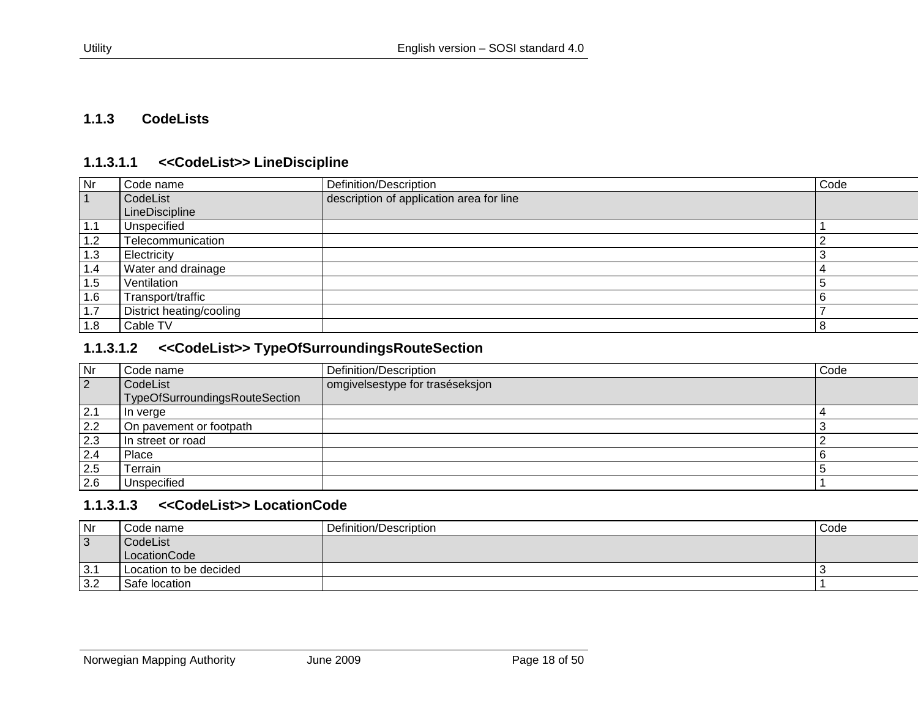### 1.1.3 CodeLists

#### 1.1.3.1.1 <<CodeList>> LineDiscipline

| Nr | Code name | Definition/Description | Code |
|---|---|---|---|
| 1 | CodeList LineDiscipline | description of application area for line | |
| 1.1 | Unspecified | | 1 |
| 1.2 | Telecommunication | | 2 |
| 1.3 | Electricity | | 3 |
| 1.4 | Water and drainage | | 4 |
| 1.5 | Ventilation | | 5 |
| 1.6 | Transport/traffic | | 6 |
| 1.7 | District heating/cooling | | 7 |
| 1.8 | Cable TV | | 8 |

#### 1.1.3.1.2 <<CodeList>> TypeOfSurroundingsRouteSection

| Nr | Code name | Definition/Description | Code |
|---|---|---|---|
| 2 | CodeList TypeOfSurroundingsRouteSection | omgivelsestype for traséseksjon | |
| 2.1 | In verge | | 4 |
| 2.2 | On pavement or footpath | | 3 |
| 2.3 | In street or road | | 2 |
| 2.4 | Place | | 6 |
| 2.5 | Terrain | | 5 |
| 2.6 | Unspecified | | 1 |

#### 1.1.3.1.3 <<CodeList>> LocationCode

| Nr | Code name | Definition/Description | Code |
|---|---|---|---|
| 3 | CodeList LocationCode | | |
| 3.1 | Location to be decided | | 3 |
| 3.2 | Safe location | | 1 |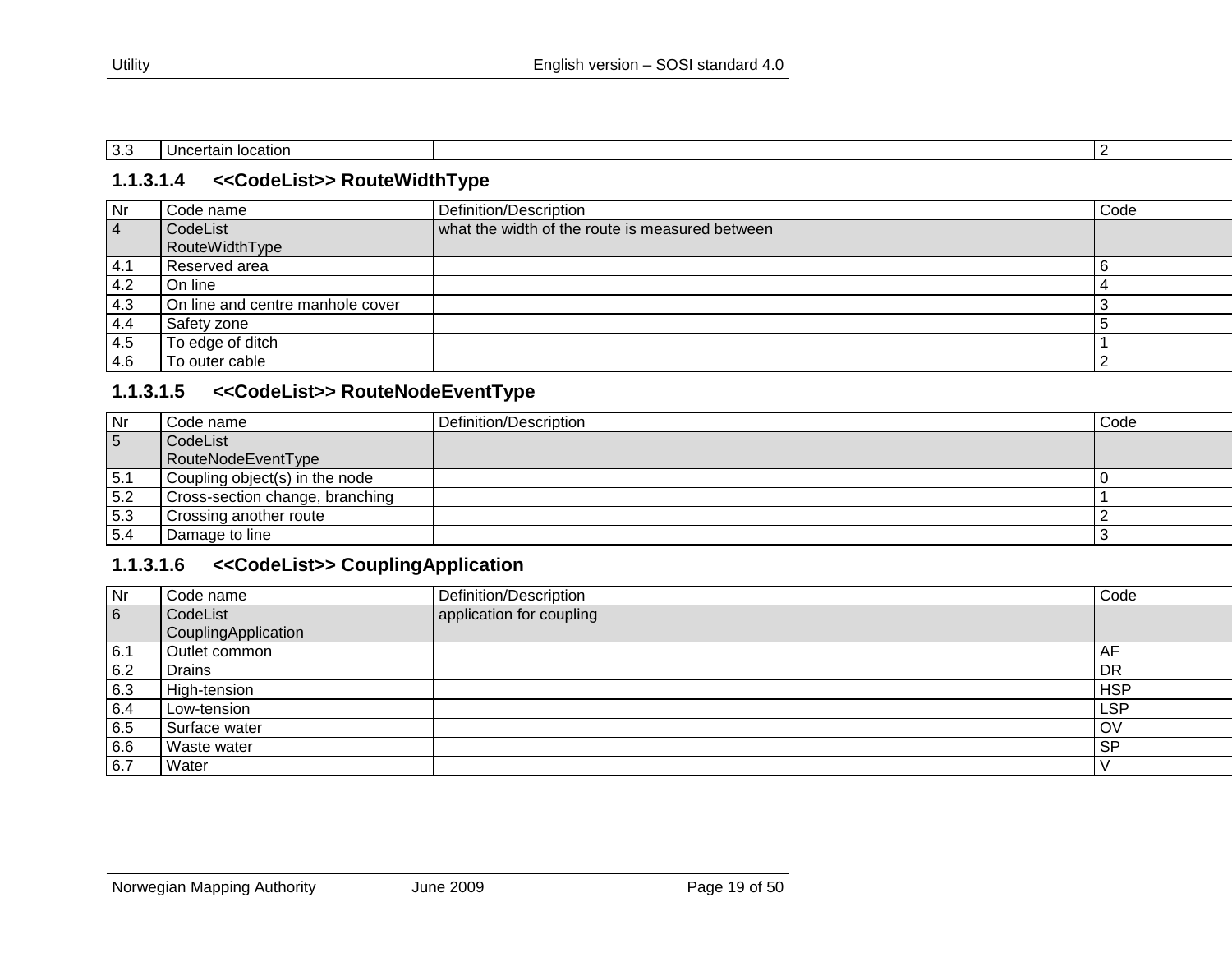| Nr | Code name | Definition/Description | Code |
|---|---|---|---|
| 3.3 | Uncertain location | | 2 |

### 1.1.3.1.4 <<CodeList>> RouteWidthType

| Nr | Code name | Definition/Description | Code |
|---|---|---|---|
| 4 | CodeList RouteWidthType | what the width of the route is measured between | |
| 4.1 | Reserved area | | 6 |
| 4.2 | On line | | 4 |
| 4.3 | On line and centre manhole cover | | 3 |
| 4.4 | Safety zone | | 5 |
| 4.5 | To edge of ditch | | 1 |
| 4.6 | To outer cable | | 2 |

### 1.1.3.1.5 <<CodeList>> RouteNodeEventType

| Nr | Code name | Definition/Description | Code |
|---|---|---|---|
| 5 | CodeList RouteNodeEventType | | |
| 5.1 | Coupling object(s) in the node | | 0 |
| 5.2 | Cross-section change, branching | | 1 |
| 5.3 | Crossing another route | | 2 |
| 5.4 | Damage to line | | 3 |

### 1.1.3.1.6 <<CodeList>> CouplingApplication

| Nr | Code name | Definition/Description | Code |
|---|---|---|---|
| 6 | CodeList CouplingApplication | application for coupling | |
| 6.1 | Outlet common | | AF |
| 6.2 | Drains | | DR |
| 6.3 | High-tension | | HSP |
| 6.4 | Low-tension | | LSP |
| 6.5 | Surface water | | OV |
| 6.6 | Waste water | | SP |
| 6.7 | Water | | V |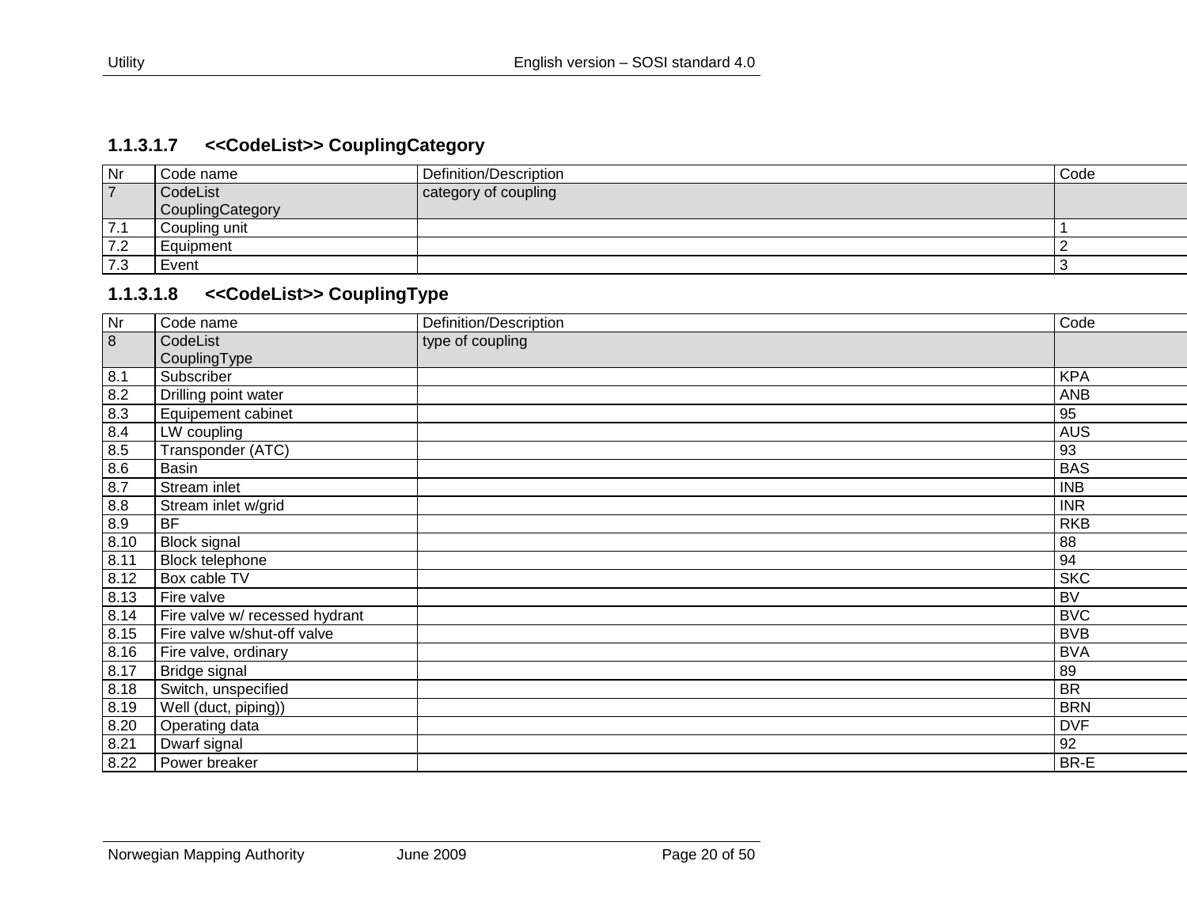#### 1.1.3.1.7 <<CodeList>> CouplingCategory

| Nr | Code name | Definition/Description | Code |
|---|---|---|---|
| 7 | CodeList CouplingCategory | category of coupling | |
| 7.1 | Coupling unit | | 1 |
| 7.2 | Equipment | | 2 |
| 7.3 | Event | | 3 |

#### 1.1.3.1.8 <<CodeList>> CouplingType

| Nr | Code name | Definition/Description | Code |
|---|---|---|---|
| 8 | CodeList CouplingType | type of coupling | |
| 8.1 | Subscriber | | KPA |
| 8.2 | Drilling point water | | ANB |
| 8.3 | Equipement cabinet | | 95 |
| 8.4 | LW coupling | | AUS |
| 8.5 | Transponder (ATC) | | 93 |
| 8.6 | Basin | | BAS |
| 8.7 | Stream inlet | | INB |
| 8.8 | Stream inlet w/grid | | INR |
| 8.9 | BF | | RKB |
| 8.10 | Block signal | | 88 |
| 8.11 | Block telephone | | 94 |
| 8.12 | Box cable TV | | SKC |
| 8.13 | Fire valve | | BV |
| 8.14 | Fire valve w/ recessed hydrant | | BVC |
| 8.15 | Fire valve w/shut-off valve | | BVB |
| 8.16 | Fire valve, ordinary | | BVA |
| 8.17 | Bridge signal | | 89 |
| 8.18 | Switch, unspecified | | BR |
| 8.19 | Well (duct, piping)) | | BRN |
| 8.20 | Operating data | | DVF |
| 8.21 | Dwarf signal | | 92 |
| 8.22 | Power breaker | | BR-E |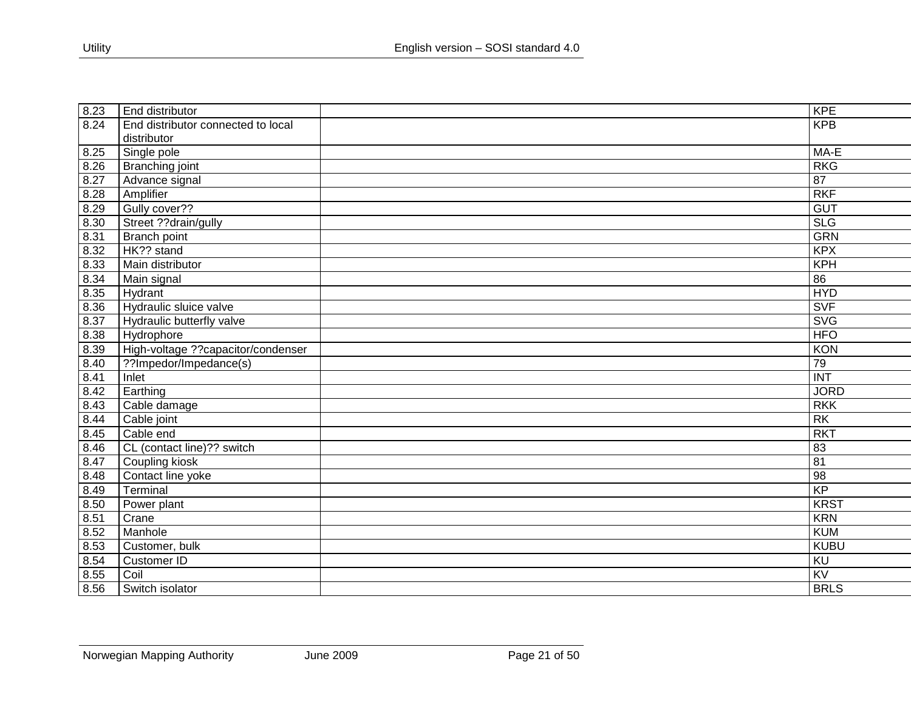| | | | |
|---|---|---|---|
| 8.23 | End distributor | | KPE |
| 8.24 | End distributor connected to local distributor | | KPB |
| 8.25 | Single pole | | MA-E |
| 8.26 | Branching joint | | RKG |
| 8.27 | Advance signal | | 87 |
| 8.28 | Amplifier | | RKF |
| 8.29 | Gully cover?? | | GUT |
| 8.30 | Street ??drain/gully | | SLG |
| 8.31 | Branch point | | GRN |
| 8.32 | HK?? stand | | KPX |
| 8.33 | Main distributor | | KPH |
| 8.34 | Main signal | | 86 |
| 8.35 | Hydrant | | HYD |
| 8.36 | Hydraulic sluice valve | | SVF |
| 8.37 | Hydraulic butterfly valve | | SVG |
| 8.38 | Hydrophore | | HFO |
| 8.39 | High-voltage ??capacitor/condenser | | KON |
| 8.40 | ??Impedor/Impedance(s) | | 79 |
| 8.41 | Inlet | | INT |
| 8.42 | Earthing | | JORD |
| 8.43 | Cable damage | | RKK |
| 8.44 | Cable joint | | RK |
| 8.45 | Cable end | | RKT |
| 8.46 | CL (contact line)?? switch | | 83 |
| 8.47 | Coupling kiosk | | 81 |
| 8.48 | Contact line yoke | | 98 |
| 8.49 | Terminal | | KP |
| 8.50 | Power plant | | KRST |
| 8.51 | Crane | | KRN |
| 8.52 | Manhole | | KUM |
| 8.53 | Customer, bulk | | KUBU |
| 8.54 | Customer ID | | KU |
| 8.55 | Coil | | KV |
| 8.56 | Switch isolator | | BRLS |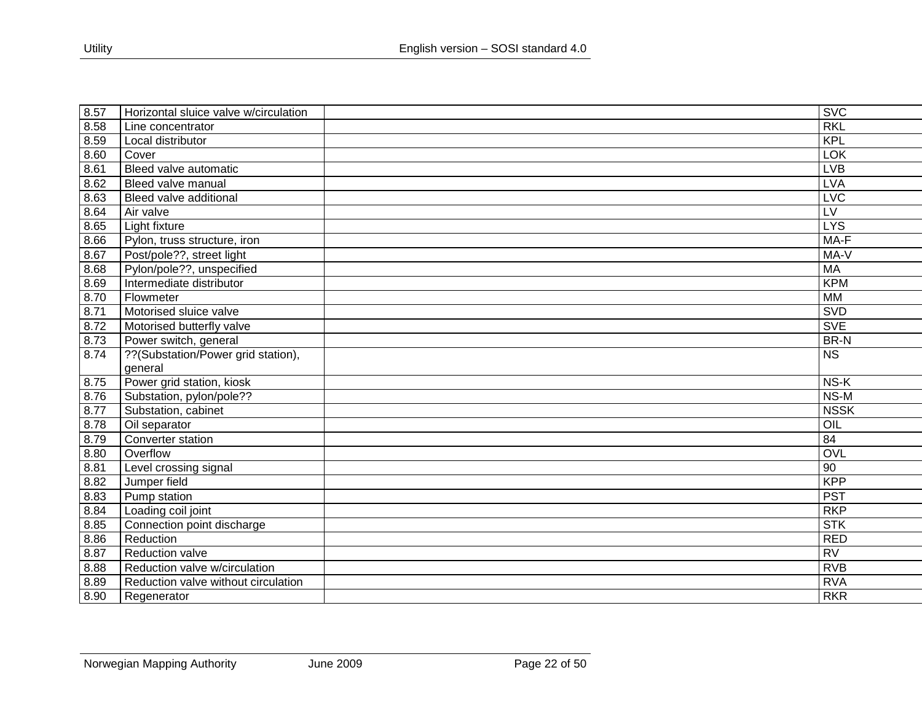| 8.57 | Horizontal sluice valve w/circulation | | SVC |
|---|---|---|---|
| 8.58 | Line concentrator | | RKL |
| 8.59 | Local distributor | | KPL |
| 8.60 | Cover | | LOK |
| 8.61 | Bleed valve automatic | | LVB |
| 8.62 | Bleed valve manual | | LVA |
| 8.63 | Bleed valve additional | | LVC |
| 8.64 | Air valve | | LV |
| 8.65 | Light fixture | | LYS |
| 8.66 | Pylon, truss structure, iron | | MA-F |
| 8.67 | Post/pole??, street light | | MA-V |
| 8.68 | Pylon/pole??, unspecified | | MA |
| 8.69 | Intermediate distributor | | KPM |
| 8.70 | Flowmeter | | MM |
| 8.71 | Motorised sluice valve | | SVD |
| 8.72 | Motorised butterfly valve | | SVE |
| 8.73 | Power switch, general | | BR-N |
| 8.74 | ??(Substation/Power grid station), general | | NS |
| 8.75 | Power grid station, kiosk | | NS-K |
| 8.76 | Substation, pylon/pole?? | | NS-M |
| 8.77 | Substation, cabinet | | NSSK |
| 8.78 | Oil separator | | OIL |
| 8.79 | Converter station | | 84 |
| 8.80 | Overflow | | OVL |
| 8.81 | Level crossing signal | | 90 |
| 8.82 | Jumper field | | KPP |
| 8.83 | Pump station | | PST |
| 8.84 | Loading coil joint | | RKP |
| 8.85 | Connection point discharge | | STK |
| 8.86 | Reduction | | RED |
| 8.87 | Reduction valve | | RV |
| 8.88 | Reduction valve w/circulation | | RVB |
| 8.89 | Reduction valve without circulation | | RVA |
| 8.90 | Regenerator | | RKR |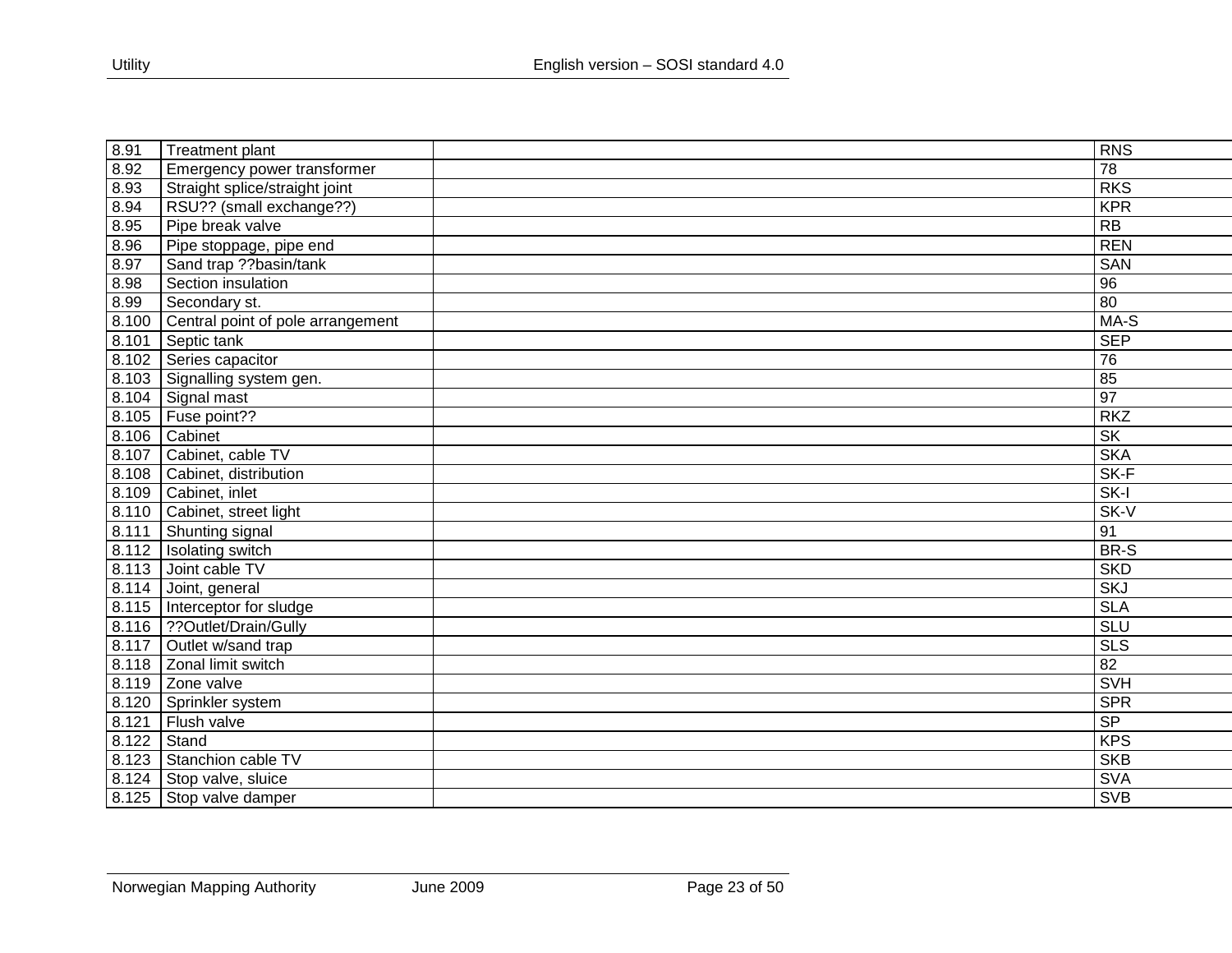| 8.91 | Treatment plant | | RNS |
|---|---|---|---|
| 8.92 | Emergency power transformer | | 78 |
| 8.93 | Straight splice/straight joint | | RKS |
| 8.94 | RSU?? (small exchange??) | | KPR |
| 8.95 | Pipe break valve | | RB |
| 8.96 | Pipe stoppage, pipe end | | REN |
| 8.97 | Sand trap ??basin/tank | | SAN |
| 8.98 | Section insulation | | 96 |
| 8.99 | Secondary st. | | 80 |
| 8.100 | Central point of pole arrangement | | MA-S |
| 8.101 | Septic tank | | SEP |
| 8.102 | Series capacitor | | 76 |
| 8.103 | Signalling system gen. | | 85 |
| 8.104 | Signal mast | | 97 |
| 8.105 | Fuse point?? | | RKZ |
| 8.106 | Cabinet | | SK |
| 8.107 | Cabinet, cable TV | | SKA |
| 8.108 | Cabinet, distribution | | SK-F |
| 8.109 | Cabinet, inlet | | SK-I |
| 8.110 | Cabinet, street light | | SK-V |
| 8.111 | Shunting signal | | 91 |
| 8.112 | Isolating switch | | BR-S |
| 8.113 | Joint cable TV | | SKD |
| 8.114 | Joint, general | | SKJ |
| 8.115 | Interceptor for sludge | | SLA |
| 8.116 | ??Outlet/Drain/Gully | | SLU |
| 8.117 | Outlet w/sand trap | | SLS |
| 8.118 | Zonal limit switch | | 82 |
| 8.119 | Zone valve | | SVH |
| 8.120 | Sprinkler system | | SPR |
| 8.121 | Flush valve | | SP |
| 8.122 | Stand | | KPS |
| 8.123 | Stanchion cable TV | | SKB |
| 8.124 | Stop valve, sluice | | SVA |
| 8.125 | Stop valve damper | | SVB |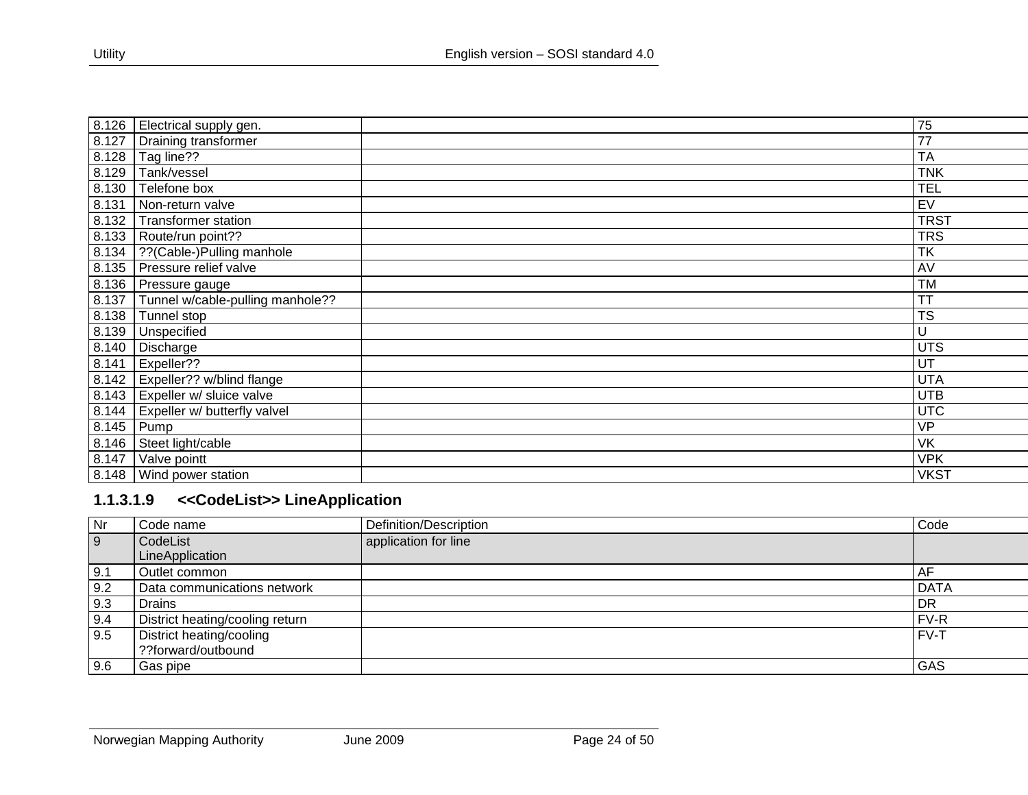| | | | |
|---|---|---|---|
| 8.126 | Electrical supply gen. | | 75 |
| 8.127 | Draining transformer | | 77 |
| 8.128 | Tag line?? | | TA |
| 8.129 | Tank/vessel | | TNK |
| 8.130 | Telefone box | | TEL |
| 8.131 | Non-return valve | | EV |
| 8.132 | Transformer station | | TRST |
| 8.133 | Route/run point?? | | TRS |
| 8.134 | ??(Cable-)Pulling manhole | | TK |
| 8.135 | Pressure relief valve | | AV |
| 8.136 | Pressure gauge | | TM |
| 8.137 | Tunnel w/cable-pulling manhole?? | | TT |
| 8.138 | Tunnel stop | | TS |
| 8.139 | Unspecified | | U |
| 8.140 | Discharge | | UTS |
| 8.141 | Expeller?? | | UT |
| 8.142 | Expeller?? w/blind flange | | UTA |
| 8.143 | Expeller w/ sluice valve | | UTB |
| 8.144 | Expeller w/ butterfly valvel | | UTC |
| 8.145 | Pump | | VP |
| 8.146 | Steet light/cable | | VK |
| 8.147 | Valve pointt | | VPK |
| 8.148 | Wind power station | | VKST |

#### 1.1.3.1.9 <<CodeList>> LineApplication

| Nr | Code name | Definition/Description | Code |
|---|---|---|---|
| 9 | CodeList LineApplication | application for line | |
| 9.1 | Outlet common | | AF |
| 9.2 | Data communications network | | DATA |
| 9.3 | Drains | | DR |
| 9.4 | District heating/cooling return | | FV-R |
| 9.5 | District heating/cooling ??forward/outbound | | FV-T |
| 9.6 | Gas pipe | | GAS |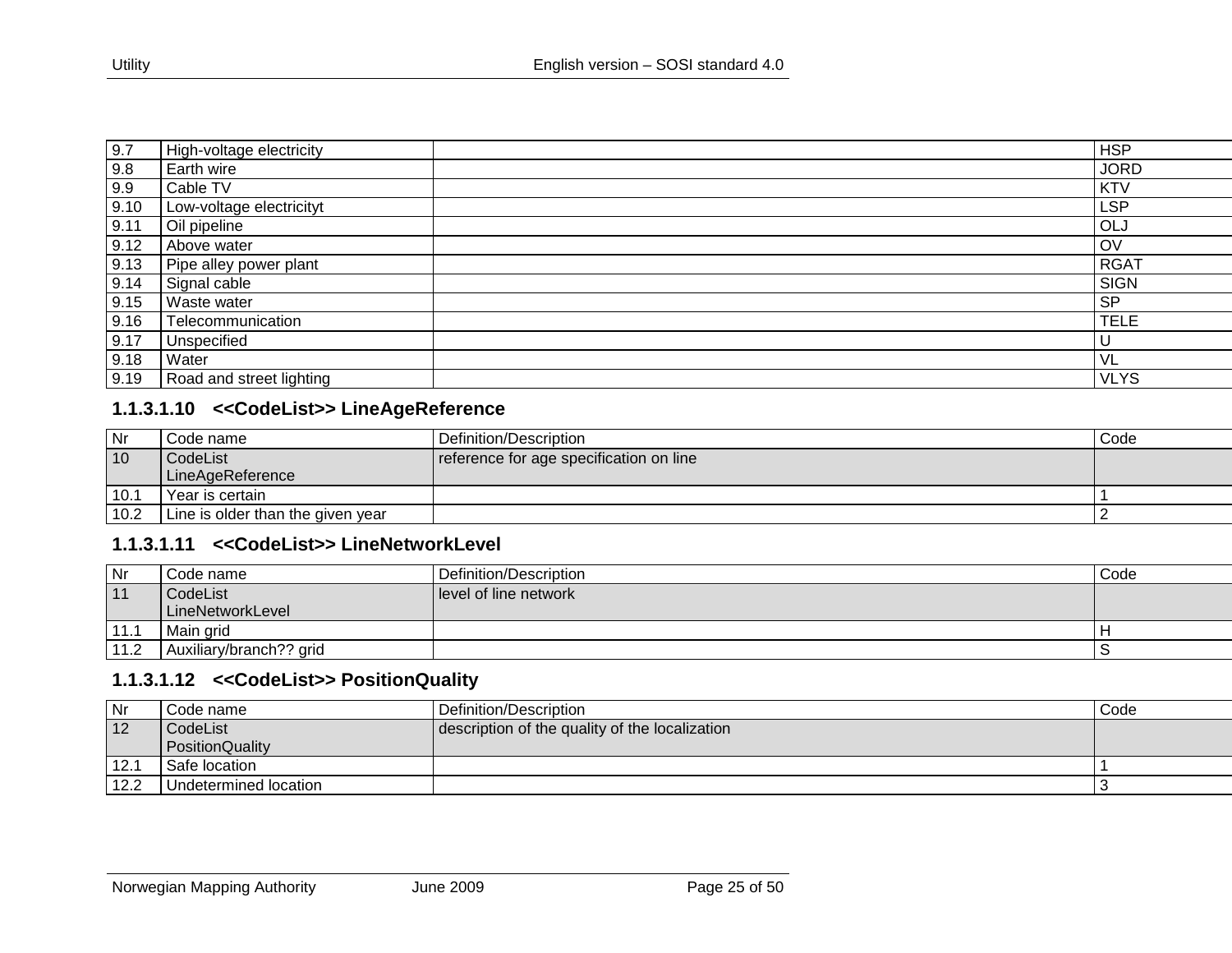| Nr | Code name | Definition/Description | Code |
|---|---|---|---|
| 9.7 | High-voltage electricity | | HSP |
| 9.8 | Earth wire | | JORD |
| 9.9 | Cable TV | | KTV |
| 9.10 | Low-voltage electricityt | | LSP |
| 9.11 | Oil pipeline | | OLJ |
| 9.12 | Above water | | OV |
| 9.13 | Pipe alley power plant | | RGAT |
| 9.14 | Signal cable | | SIGN |
| 9.15 | Waste water | | SP |
| 9.16 | Telecommunication | | TELE |
| 9.17 | Unspecified | | U |
| 9.18 | Water | | VL |
| 9.19 | Road and street lighting | | VLYS |

### 1.1.3.1.10 <<CodeList>> LineAgeReference

| Nr | Code name | Definition/Description | Code |
|---|---|---|---|
| 10 | CodeList LineAgeReference | reference for age specification on line | |
| 10.1 | Year is certain | | 1 |
| 10.2 | Line is older than the given year | | 2 |

### 1.1.3.1.11 <<CodeList>> LineNetworkLevel

| Nr | Code name | Definition/Description | Code |
|---|---|---|---|
| 11 | CodeList LineNetworkLevel | level of line network | |
| 11.1 | Main grid | | H |
| 11.2 | Auxiliary/branch?? grid | | S |

### 1.1.3.1.12 <<CodeList>> PositionQuality

| Nr | Code name | Definition/Description | Code |
|---|---|---|---|
| 12 | CodeList PositionQuality | description of the quality of the localization | |
| 12.1 | Safe location | | 1 |
| 12.2 | Undetermined location | | 3 |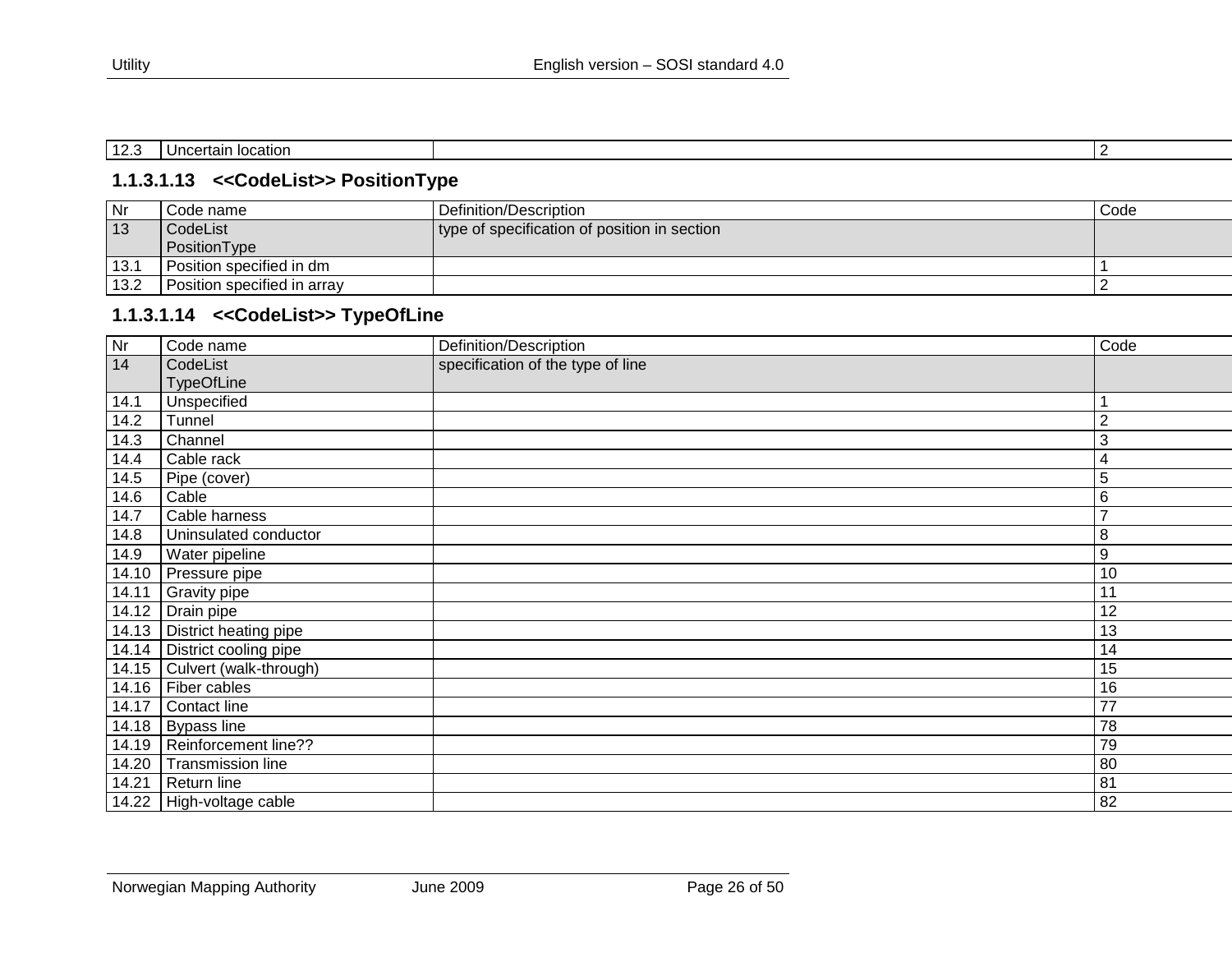| 12.3 | Uncertain location | | 2 |
|---|---|---|---|

### 1.1.3.1.13 <<CodeList>> PositionType

| Nr | Code name | Definition/Description | Code |
|---|---|---|---|
| 13 | CodeList PositionType | type of specification of position in section | |
| 13.1 | Position specified in dm | | 1 |
| 13.2 | Position specified in array | | 2 |

### 1.1.3.1.14 <<CodeList>> TypeOfLine

| Nr | Code name | Definition/Description | Code |
|---|---|---|---|
| 14 | CodeList TypeOfLine | specification of the type of line | |
| 14.1 | Unspecified | | 1 |
| 14.2 | Tunnel | | 2 |
| 14.3 | Channel | | 3 |
| 14.4 | Cable rack | | 4 |
| 14.5 | Pipe (cover) | | 5 |
| 14.6 | Cable | | 6 |
| 14.7 | Cable harness | | 7 |
| 14.8 | Uninsulated conductor | | 8 |
| 14.9 | Water pipeline | | 9 |
| 14.10 | Pressure pipe | | 10 |
| 14.11 | Gravity pipe | | 11 |
| 14.12 | Drain pipe | | 12 |
| 14.13 | District heating pipe | | 13 |
| 14.14 | District cooling pipe | | 14 |
| 14.15 | Culvert (walk-through) | | 15 |
| 14.16 | Fiber cables | | 16 |
| 14.17 | Contact line | | 77 |
| 14.18 | Bypass line | | 78 |
| 14.19 | Reinforcement line?? | | 79 |
| 14.20 | Transmission line | | 80 |
| 14.21 | Return line | | 81 |
| 14.22 | High-voltage cable | | 82 |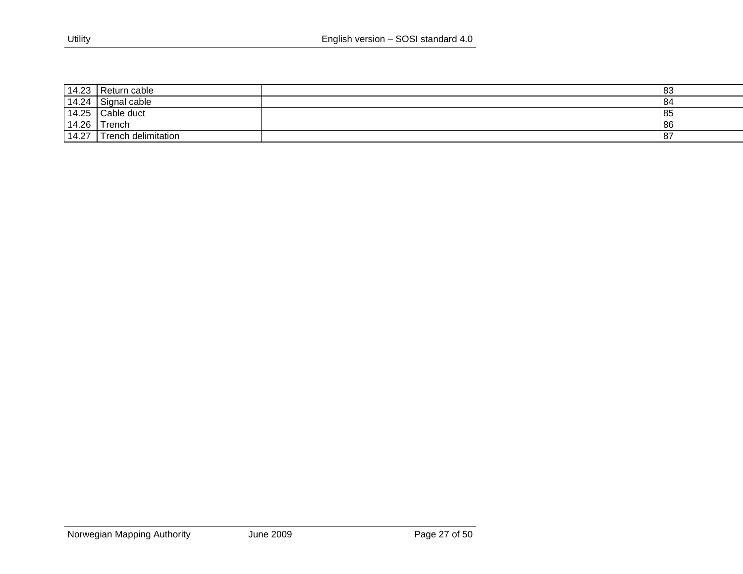| 14.23 | Return cable | | 83 |
|---|---|---|---|
| 14.24 | Signal cable | | 84 |
| 14.25 | Cable duct | | 85 |
| 14.26 | Trench | | 86 |
| 14.27 | Trench delimitation | | 87 |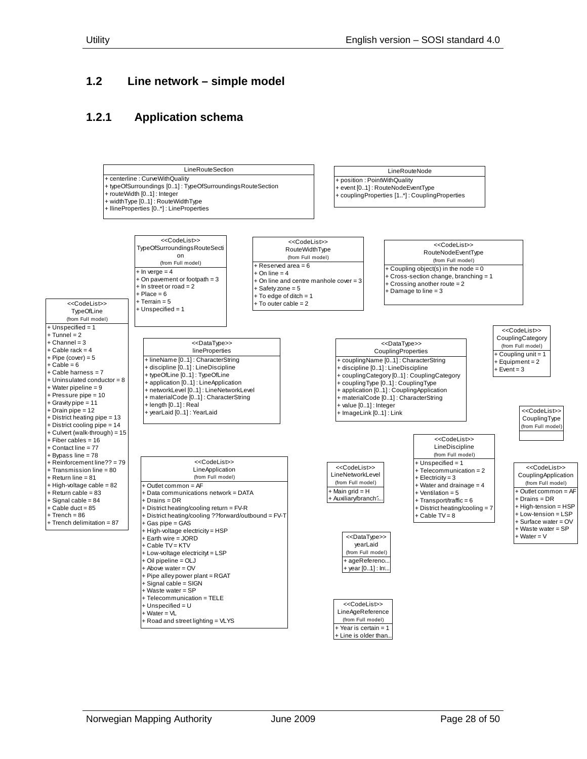## 1.2 Line network – simple model

### 1.2.1 Application schema

**LineRouteSection**
- + centerline : CurveWithQuality
- + typeOfSurroundings [0..1] : TypeOfSurroundingsRouteSection
- + routeWidth [0..1] : Integer
- + widthType [0..1] : RouteWidthType
- + llineProperties [0..*] : LineProperties

**LineRouteNode**
- + position : PointWithQuality
- + event [0..1] : RouteNodeEventType
- + couplingProperties [1..*] : CouplingProperties

**<<CodeList>> TypeOfSurroundingsRouteSection** (from Full model)
- + In verge = 4
- + On pavement or footpath = 3
- + In street or road = 2
- + Place = 6
- + Terrain = 5
- + Unspecified = 1

**<<CodeList>> RouteWidthType** (from Full model)
- + Reserved area = 6
- + On line = 4
- + On line and centre manhole cover = 3
- + Safety zone = 5
- + To edge of ditch = 1
- + To outer cable = 2

**<<CodeList>> RouteNodeEventType** (from Full model)
- + Coupling object(s) in the node = 0
- + Cross-section change, branching = 1
- + Crossing another route = 2
- + Damage to line = 3

**<<CodeList>> TypeOfLine** (from Full model)
- + Unspecified = 1
- + Tunnel = 2
- + Channel = 3
- + Cable rack = 4
- + Pipe (cover) = 5
- + Cable = 6
- + Cable harness = 7
- + Uninsulated conductor = 8
- + Water pipeline = 9
- + Pressure pipe = 10
- + Gravity pipe = 11
- + Drain pipe = 12
- + District heating pipe = 13
- + District cooling pipe = 14
- + Culvert (walk-through) = 15
- + Fiber cables = 16
- + Contact line = 77
- + Bypass line = 78
- + Reinforcement line?? = 79
- + Transmission line = 80
- + Return line = 81
- + High-voltage cable = 82
- + Return cable = 83
- + Signal cable = 84
- + Cable duct = 85
- + Trench = 86
- + Trench delimitation = 87

**<<DataType>> lineProperties**
- + lineName [0..1] : CharacterString
- + discipline [0..1] : LineDiscipline
- + typeOfLine [0..1] : TypeOfLine
- + application [0..1] : LineApplication
- + networkLevel [0..1] : LineNetworkLevel
- + materialCode [0..1] : CharacterString
- + length [0..1] : Real
- + yearLaid [0..1] : YearLaid

**<<DataType>> CouplingProperties**
- + couplingName [0..1] : CharacterString
- + discipline [0..1] : LineDiscipline
- + couplingCategory [0..1] : CouplingCategory
- + couplingType [0..1] : CouplingType
- + application [0..1] : CouplingApplication
- + materialCode [0..1] : CharacterString
- + value [0..1] : Integer
- + ImageLink [0..1] : Link

**<<CodeList>> CouplingCategory** (from Full model)
- + Coupling unit = 1
- + Equipment = 2
- + Event = 3

**<<CodeList>> CouplingType** (from Full model)

**<<CodeList>> LineDiscipline** (from Full model)
- + Unspecified = 1
- + Telecommunication = 2
- + Electricity = 3
- + Water and drainage = 4
- + Ventilation = 5
- + Transport/traffic = 6
- + District heating/cooling = 7
- + Cable TV = 8

**<<CodeList>> LineApplication** (from Full model)
- + Outlet common = AF
- + Data communications network = DATA
- + Drains = DR
- + District heating/cooling return = FV-R
- + District heating/cooling ??forward/outbound = FV-T
- + Gas pipe = GAS
- + High-voltage electricity = HSP
- + Earth wire = JORD
- + Cable TV = KTV
- + Low-voltage electricityt = LSP
- + Oil pipeline = OLJ
- + Above water = OV
- + Pipe alley power plant = RGAT
- + Signal cable = SIGN
- + Waste water = SP
- + Telecommunication = TELE
- + Unspecified = U
- + Water = VL
- + Road and street lighting = VLYS

**<<CodeList>> LineNetworkLevel** (from Full model)
- + Main grid = H
- + Auxiliary/branch?...

**<<CodeList>> CouplingApplication** (from Full model)
- + Outlet common = AF
- + Drains = DR
- + High-tension = HSP
- + Low-tension = LSP
- + Surface water = OV
- + Waste water = SP
- + Water = V

**<<DataType>> yearLaid** (from Full model)
- + ageReferenc...
- + year [0..1] : In...

**<<CodeList>> LineAgeReference** (from Full model)
- + Year is certain = 1
- + Line is older than...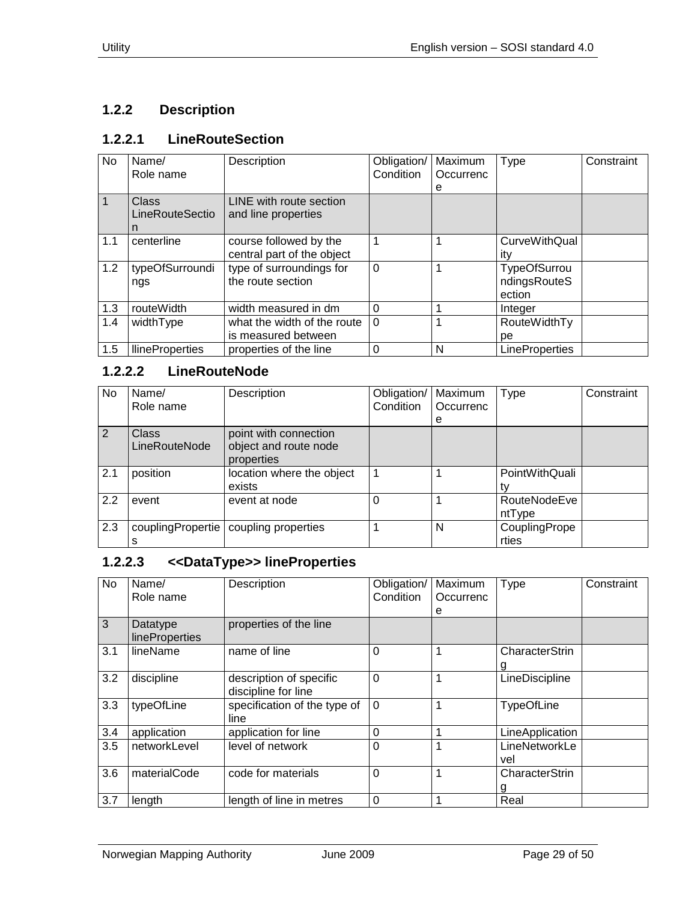### 1.2.2 Description

#### 1.2.2.1 LineRouteSection

| No | Name/<br>Role name | Description | Obligation/<br>Condition | Maximum<br>Occurrence | Type | Constraint |
|---|---|---|---|---|---|---|
| 1 | Class<br>LineRouteSection | LINE with route section and line properties | | | | |
| 1.1 | centerline | course followed by the central part of the object | 1 | 1 | CurveWithQuality | |
| 1.2 | typeOfSurroundings | type of surroundings for the route section | 0 | 1 | TypeOfSurroundingsRouteSection | |
| 1.3 | routeWidth | width measured in dm | 0 | 1 | Integer | |
| 1.4 | widthType | what the width of the route is measured between | 0 | 1 | RouteWidthType | |
| 1.5 | llineProperties | properties of the line | 0 | N | LineProperties | |

#### 1.2.2.2 LineRouteNode

| No | Name/<br>Role name | Description | Obligation/<br>Condition | Maximum<br>Occurrence | Type | Constraint |
|---|---|---|---|---|---|---|
| 2 | Class<br>LineRouteNode | point with connection object and route node properties | | | | |
| 2.1 | position | location where the object exists | 1 | 1 | PointWithQuality | |
| 2.2 | event | event at node | 0 | 1 | RouteNodeEventType | |
| 2.3 | couplingProperties | coupling properties | 1 | N | CouplingProperties | |

#### 1.2.2.3 <<DataType>> lineProperties

| No | Name/<br>Role name | Description | Obligation/<br>Condition | Maximum<br>Occurrence | Type | Constraint |
|---|---|---|---|---|---|---|
| 3 | Datatype<br>lineProperties | properties of the line | | | | |
| 3.1 | lineName | name of line | 0 | 1 | CharacterString | |
| 3.2 | discipline | description of specific discipline for line | 0 | 1 | LineDiscipline | |
| 3.3 | typeOfLine | specification of the type of line | 0 | 1 | TypeOfLine | |
| 3.4 | application | application for line | 0 | 1 | LineApplication | |
| 3.5 | networkLevel | level of network | 0 | 1 | LineNetworkLevel | |
| 3.6 | materialCode | code for materials | 0 | 1 | CharacterString | |
| 3.7 | length | length of line in metres | 0 | 1 | Real | |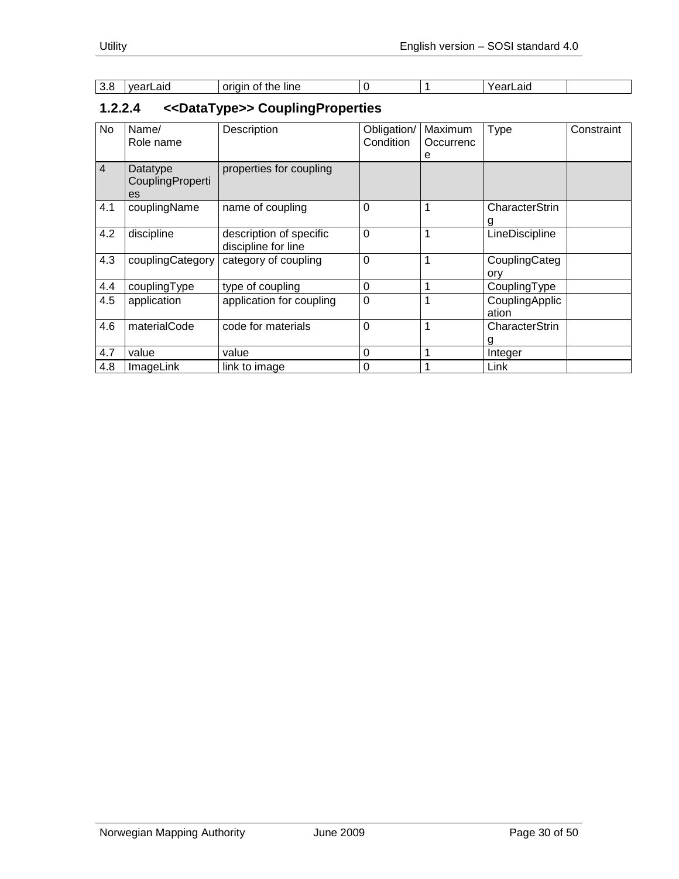| 3.8 | yearLaid | origin of the line | 0 | 1 | YearLaid | |
|---|---|---|---|---|---|---|

### 1.2.2.4 <<DataType>> CouplingProperties

| No | Name/ Role name | Description | Obligation/ Condition | Maximum Occurrence | Type | Constraint |
|---|---|---|---|---|---|---|
| 4 | Datatype CouplingProperties | properties for coupling | | | | |
| 4.1 | couplingName | name of coupling | 0 | 1 | CharacterString | |
| 4.2 | discipline | description of specific discipline for line | 0 | 1 | LineDiscipline | |
| 4.3 | couplingCategory | category of coupling | 0 | 1 | CouplingCategory | |
| 4.4 | couplingType | type of coupling | 0 | 1 | CouplingType | |
| 4.5 | application | application for coupling | 0 | 1 | CouplingApplication | |
| 4.6 | materialCode | code for materials | 0 | 1 | CharacterString | |
| 4.7 | value | value | 0 | 1 | Integer | |
| 4.8 | ImageLink | link to image | 0 | 1 | Link | |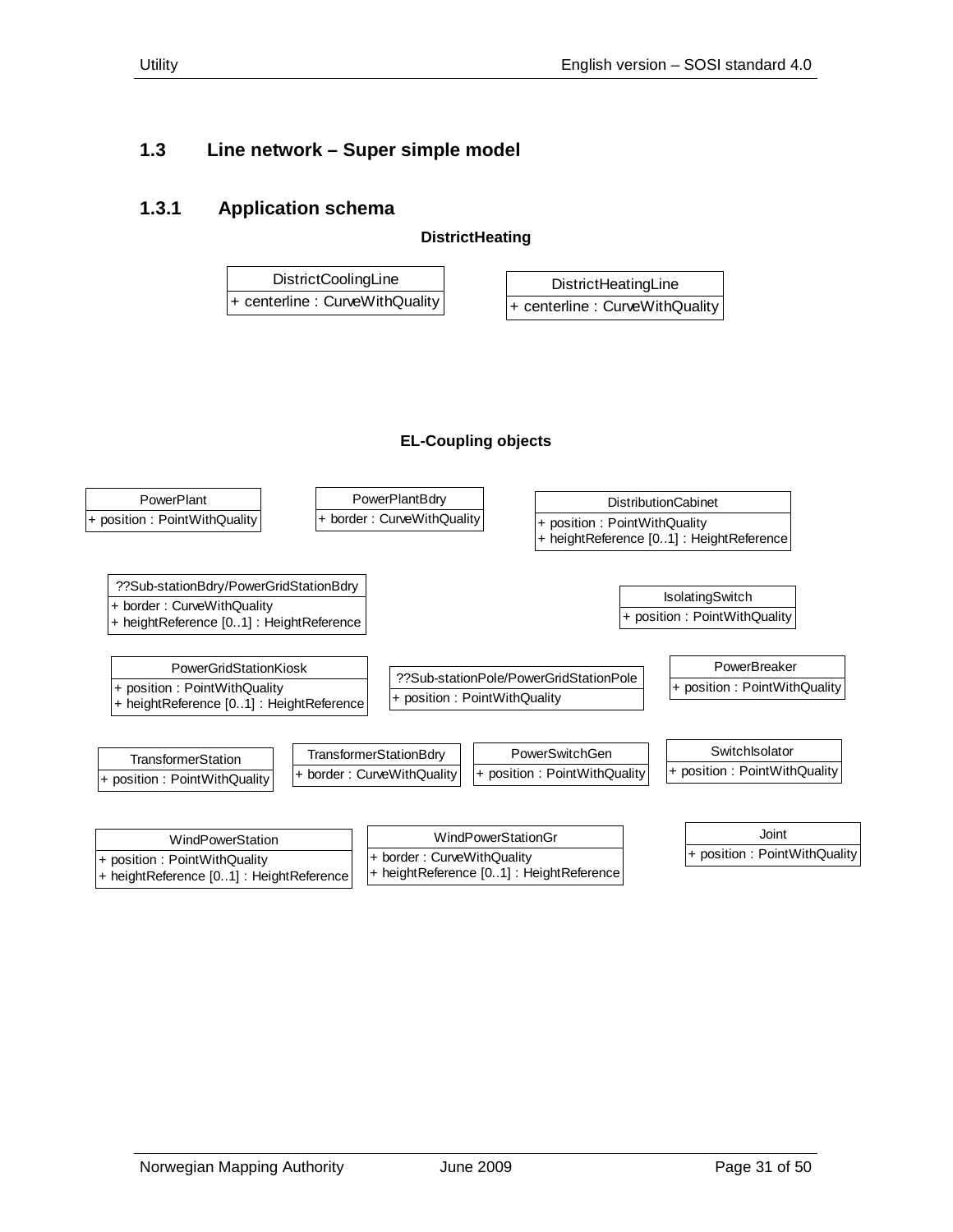## 1.3 Line network – Super simple model

### 1.3.1 Application schema

**DistrictHeating**

| DistrictCoolingLine |
|---|
| + centerline : CurveWithQuality |

| DistrictHeatingLine |
|---|
| + centerline : CurveWithQuality |

**EL-Coupling objects**

| PowerPlant |
|---|
| + position : PointWithQuality |

| PowerPlantBdry |
|---|
| + border : CurveWithQuality |

| DistributionCabinet |
|---|
| + position : PointWithQuality<br>+ heightReference [0..1] : HeightReference |

| ??Sub-stationBdry/PowerGridStationBdry |
|---|
| + border : CurveWithQuality<br>+ heightReference [0..1] : HeightReference |

| IsolatingSwitch |
|---|
| + position : PointWithQuality |

| PowerGridStationKiosk |
|---|
| + position : PointWithQuality<br>+ heightReference [0..1] : HeightReference |

| ??Sub-stationPole/PowerGridStationPole |
|---|
| + position : PointWithQuality |

| PowerBreaker |
|---|
| + position : PointWithQuality |

| TransformerStation |
|---|
| + position : PointWithQuality |

| TransformerStationBdry |
|---|
| + border : CurveWithQuality |

| PowerSwitchGen |
|---|
| + position : PointWithQuality |

| SwitchIsolator |
|---|
| + position : PointWithQuality |

| WindPowerStation |
|---|
| + position : PointWithQuality<br>+ heightReference [0..1] : HeightReference |

| WindPowerStationGr |
|---|
| + border : CurveWithQuality<br>+ heightReference [0..1] : HeightReference |

| Joint |
|---|
| + position : PointWithQuality |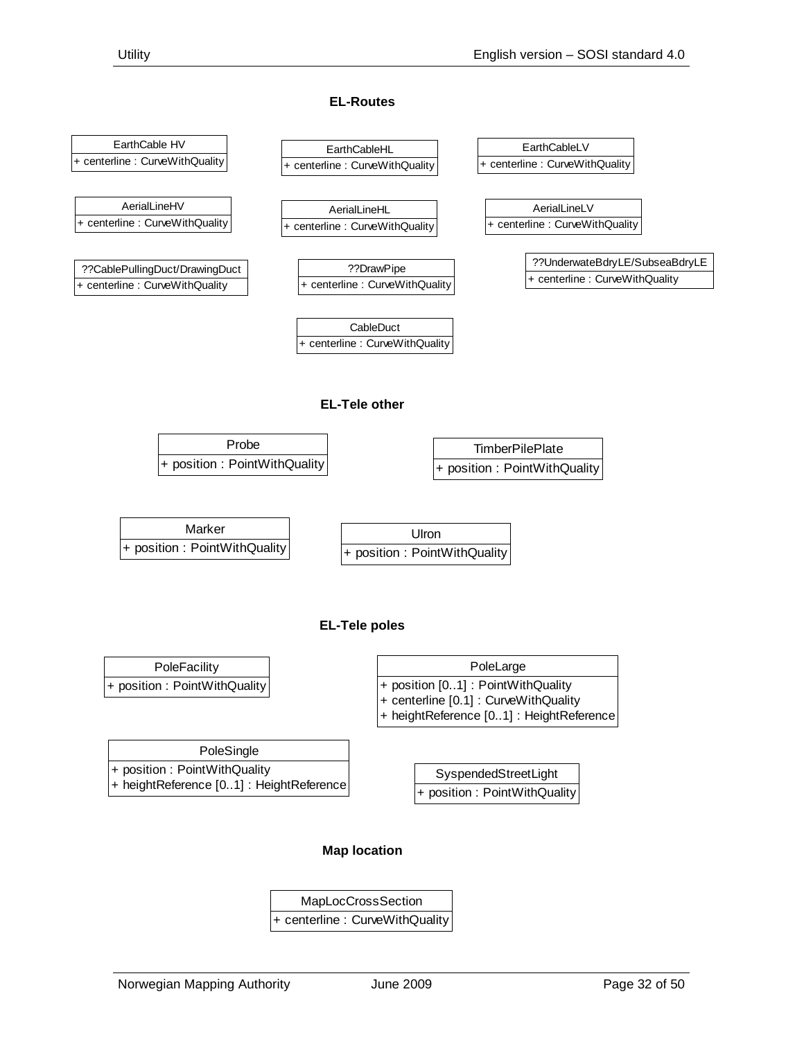### EL-Routes

| EarthCable HV |
| --- |
| + centerline : CurveWithQuality |

| EarthCableHL |
| --- |
| + centerline : CurveWithQuality |

| EarthCableLV |
| --- |
| + centerline : CurveWithQuality |

| AerialLineHV |
| --- |
| + centerline : CurveWithQuality |

| AerialLineHL |
| --- |
| + centerline : CurveWithQuality |

| AerialLineLV |
| --- |
| + centerline : CurveWithQuality |

| ??CablePullingDuct/DrawingDuct |
| --- |
| + centerline : CurveWithQuality |

| ??DrawPipe |
| --- |
| + centerline : CurveWithQuality |

| ??UnderwateBdryLE/SubseaBdryLE |
| --- |
| + centerline : CurveWithQuality |

| CableDuct |
| --- |
| + centerline : CurveWithQuality |

### EL-Tele other

| Probe |
| --- |
| + position : PointWithQuality |

| TimberPilePlate |
| --- |
| + position : PointWithQuality |

| Marker |
| --- |
| + position : PointWithQuality |

| UIron |
| --- |
| + position : PointWithQuality |

### EL-Tele poles

| PoleFacility |
| --- |
| + position : PointWithQuality |

| PoleLarge |
| --- |
| + position [0..1] : PointWithQuality |
| + centerline [0.1] : CurveWithQuality |
| + heightReference [0..1] : HeightReference |

| PoleSingle |
| --- |
| + position : PointWithQuality |
| + heightReference [0..1] : HeightReference |

| SyspendedStreetLight |
| --- |
| + position : PointWithQuality |

### Map location

| MapLocCrossSection |
| --- |
| + centerline : CurveWithQuality |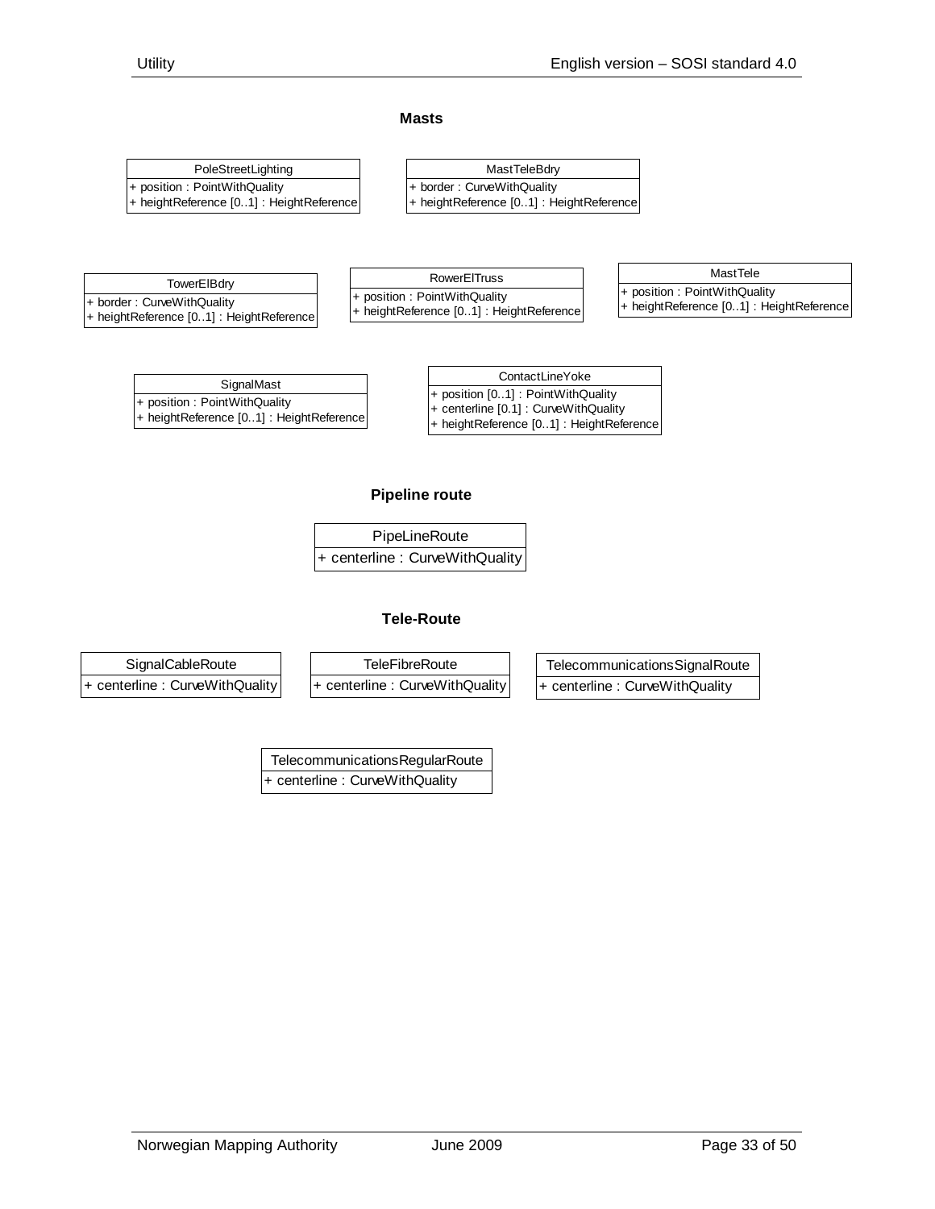## Masts

| PoleStreetLighting |
| --- |
| + position : PointWithQuality |
| + heightReference [0..1] : HeightReference |

| MastTeleBdry |
| --- |
| + border : CurveWithQuality |
| + heightReference [0..1] : HeightReference |

| TowerElBdry |
| --- |
| + border : CurveWithQuality |
| + heightReference [0..1] : HeightReference |

| RowerElTruss |
| --- |
| + position : PointWithQuality |
| + heightReference [0..1] : HeightReference |

| MastTele |
| --- |
| + position : PointWithQuality |
| + heightReference [0..1] : HeightReference |

| SignalMast |
| --- |
| + position : PointWithQuality |
| + heightReference [0..1] : HeightReference |

| ContactLineYoke |
| --- |
| + position [0..1] : PointWithQuality |
| + centerline [0.1] : CurveWithQuality |
| + heightReference [0..1] : HeightReference |

## Pipeline route

| PipeLineRoute |
| --- |
| + centerline : CurveWithQuality |

## Tele-Route

| SignalCableRoute |
| --- |
| + centerline : CurveWithQuality |

| TeleFibreRoute |
| --- |
| + centerline : CurveWithQuality |

| TelecommunicationsSignalRoute |
| --- |
| + centerline : CurveWithQuality |

| TelecommunicationsRegularRoute |
| --- |
| + centerline : CurveWithQuality |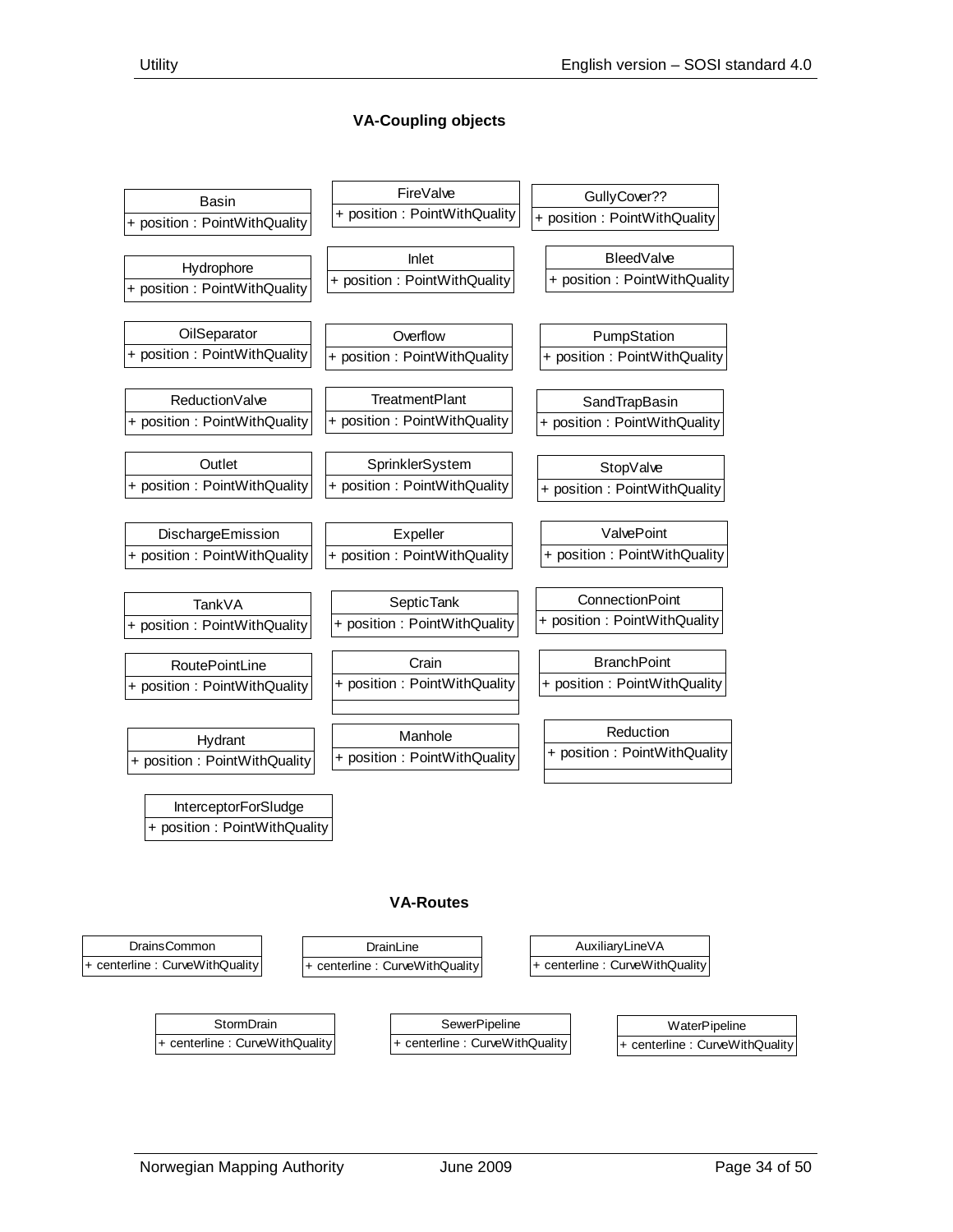**VA-Coupling objects**

| Class | Attribute |
| --- | --- |
| Basin | + position : PointWithQuality |
| FireValve | + position : PointWithQuality |
| GullyCover?? | + position : PointWithQuality |
| Hydrophore | + position : PointWithQuality |
| Inlet | + position : PointWithQuality |
| BleedValve | + position : PointWithQuality |
| OilSeparator | + position : PointWithQuality |
| Overflow | + position : PointWithQuality |
| PumpStation | + position : PointWithQuality |
| ReductionValve | + position : PointWithQuality |
| TreatmentPlant | + position : PointWithQuality |
| SandTrapBasin | + position : PointWithQuality |
| Outlet | + position : PointWithQuality |
| SprinklerSystem | + position : PointWithQuality |
| StopValve | + position : PointWithQuality |
| DischargeEmission | + position : PointWithQuality |
| Expeller | + position : PointWithQuality |
| ValvePoint | + position : PointWithQuality |
| TankVA | + position : PointWithQuality |
| SepticTank | + position : PointWithQuality |
| ConnectionPoint | + position : PointWithQuality |
| RoutePointLine | + position : PointWithQuality |
| Crain | + position : PointWithQuality |
| BranchPoint | + position : PointWithQuality |
| Hydrant | + position : PointWithQuality |
| Manhole | + position : PointWithQuality |
| Reduction | + position : PointWithQuality |
| InterceptorForSludge | + position : PointWithQuality |

**VA-Routes**

| Class | Attribute |
| --- | --- |
| DrainsCommon | + centerline : CurveWithQuality |
| DrainLine | + centerline : CurveWithQuality |
| AuxiliaryLineVA | + centerline : CurveWithQuality |
| StormDrain | + centerline : CurveWithQuality |
| SewerPipeline | + centerline : CurveWithQuality |
| WaterPipeline | + centerline : CurveWithQuality |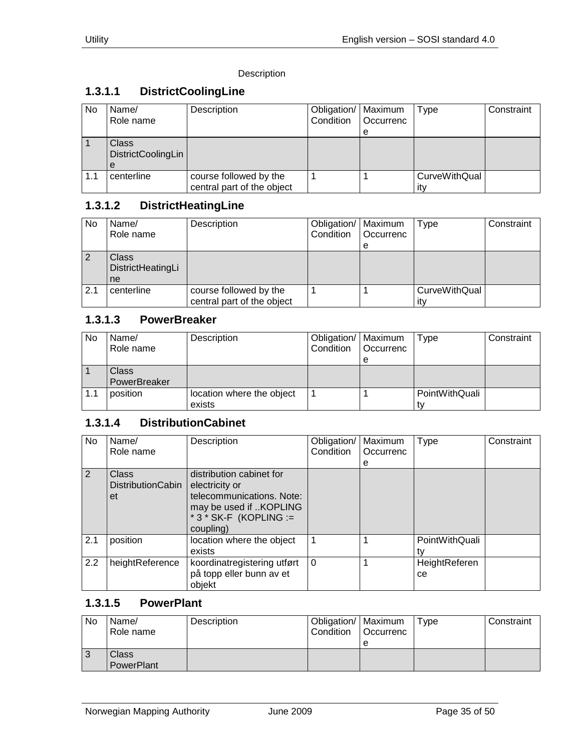Description

### 1.3.1.1 DistrictCoolingLine

| No | Name/ Role name | Description | Obligation/ Condition | Maximum Occurrence | Type | Constraint |
|---|---|---|---|---|---|---|
| 1 | Class DistrictCoolingLine | | | | | |
| 1.1 | centerline | course followed by the central part of the object | 1 | 1 | CurveWithQuality | |

### 1.3.1.2 DistrictHeatingLine

| No | Name/ Role name | Description | Obligation/ Condition | Maximum Occurrence | Type | Constraint |
|---|---|---|---|---|---|---|
| 2 | Class DistrictHeatingLine | | | | | |
| 2.1 | centerline | course followed by the central part of the object | 1 | 1 | CurveWithQuality | |

### 1.3.1.3 PowerBreaker

| No | Name/ Role name | Description | Obligation/ Condition | Maximum Occurrence | Type | Constraint |
|---|---|---|---|---|---|---|
| 1 | Class PowerBreaker | | | | | |
| 1.1 | position | location where the object exists | 1 | 1 | PointWithQuality | |

### 1.3.1.4 DistributionCabinet

| No | Name/ Role name | Description | Obligation/ Condition | Maximum Occurrence | Type | Constraint |
|---|---|---|---|---|---|---|
| 2 | Class DistributionCabinet | distribution cabinet for electricity or telecommunications. Note: may be used if ..KOPLING * 3 * SK-F (KOPLING := coupling) | | | | |
| 2.1 | position | location where the object exists | 1 | 1 | PointWithQuality | |
| 2.2 | heightReference | koordinatregistering utført på topp eller bunn av et objekt | 0 | 1 | HeightReference | |

### 1.3.1.5 PowerPlant

| No | Name/ Role name | Description | Obligation/ Condition | Maximum Occurrence | Type | Constraint |
|---|---|---|---|---|---|---|
| 3 | Class PowerPlant | | | | | |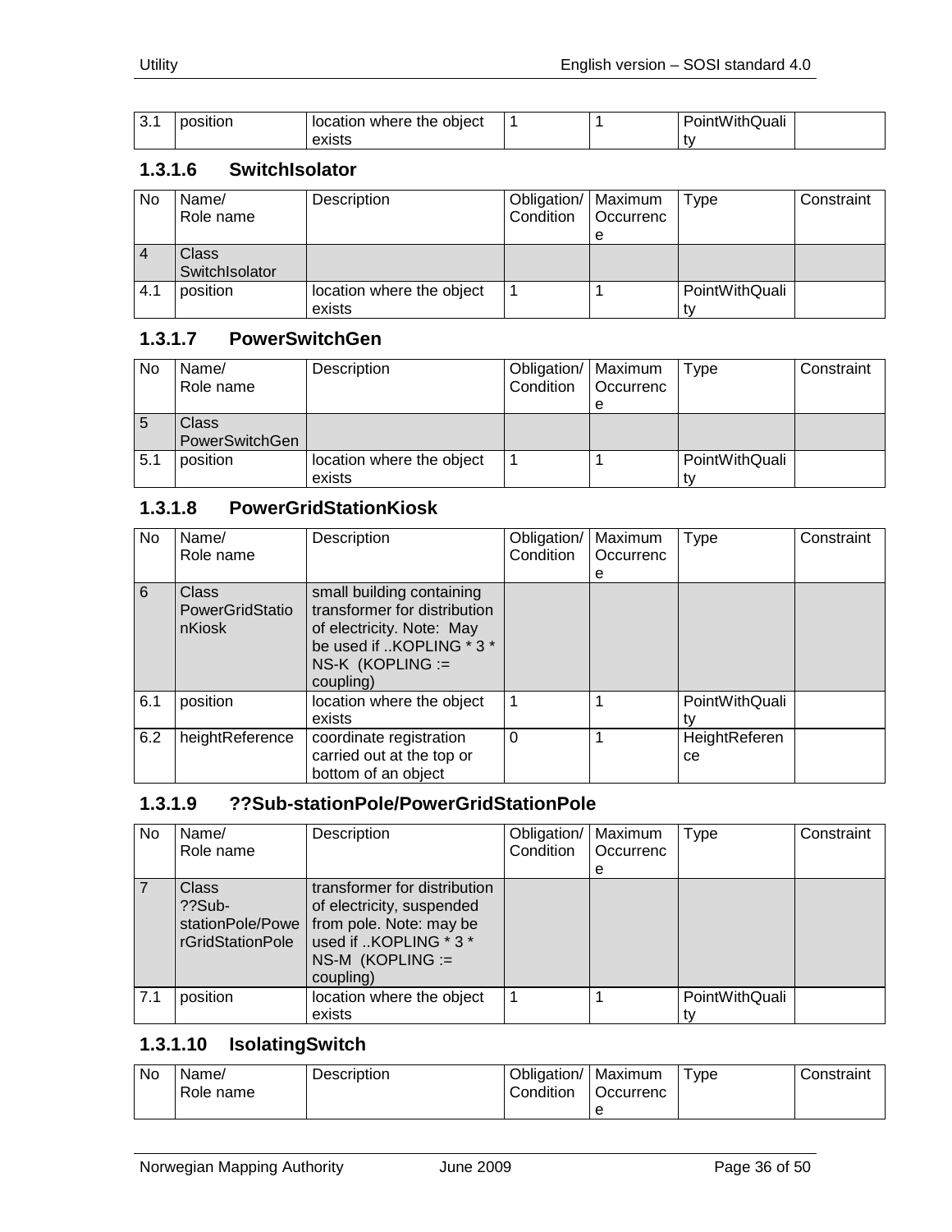| 3.1 | position | location where the object exists | 1 | 1 | PointWithQuality | |
|---|---|---|---|---|---|---|

### 1.3.1.6 SwitchIsolator

| No | Name/ Role name | Description | Obligation/ Condition | Maximum Occurrence | Type | Constraint |
|---|---|---|---|---|---|---|
| 4 | Class SwitchIsolator | | | | | |
| 4.1 | position | location where the object exists | 1 | 1 | PointWithQuality | |

### 1.3.1.7 PowerSwitchGen

| No | Name/ Role name | Description | Obligation/ Condition | Maximum Occurrence | Type | Constraint |
|---|---|---|---|---|---|---|
| 5 | Class PowerSwitchGen | | | | | |
| 5.1 | position | location where the object exists | 1 | 1 | PointWithQuality | |

### 1.3.1.8 PowerGridStationKiosk

| No | Name/ Role name | Description | Obligation/ Condition | Maximum Occurrence | Type | Constraint |
|---|---|---|---|---|---|---|
| 6 | Class PowerGridStationKiosk | small building containing transformer for distribution of electricity. Note: May be used if ..KOPLING * 3 * NS-K (KOPLING := coupling) | | | | |
| 6.1 | position | location where the object exists | 1 | 1 | PointWithQuality | |
| 6.2 | heightReference | coordinate registration carried out at the top or bottom of an object | 0 | 1 | HeightReference | |

### 1.3.1.9 ??Sub-stationPole/PowerGridStationPole

| No | Name/ Role name | Description | Obligation/ Condition | Maximum Occurrence | Type | Constraint |
|---|---|---|---|---|---|---|
| 7 | Class ??Sub-stationPole/PowerGridStationPole | transformer for distribution of electricity, suspended from pole. Note: may be used if ..KOPLING * 3 * NS-M (KOPLING := coupling) | | | | |
| 7.1 | position | location where the object exists | 1 | 1 | PointWithQuality | |

### 1.3.1.10 IsolatingSwitch

| No | Name/ Role name | Description | Obligation/ Condition | Maximum Occurrence | Type | Constraint |
|---|---|---|---|---|---|---|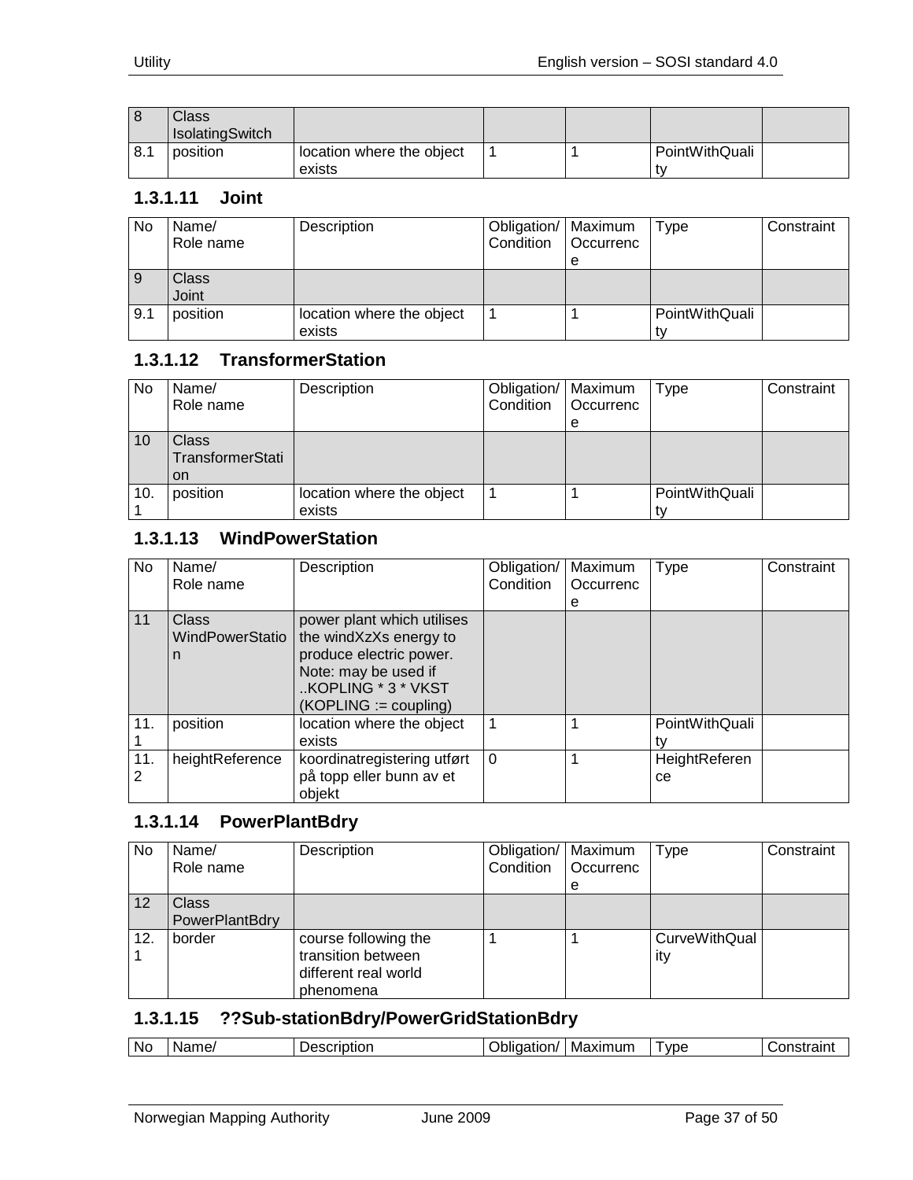| 8 | Class IsolatingSwitch | | | | | |
|---|---|---|---|---|---|---|
| 8.1 | position | location where the object exists | 1 | 1 | PointWithQuality | |

### 1.3.1.11 Joint

| No | Name/ Role name | Description | Obligation/ Condition | Maximum Occurrence | Type | Constraint |
|---|---|---|---|---|---|---|
| 9 | Class Joint | | | | | |
| 9.1 | position | location where the object exists | 1 | 1 | PointWithQuality | |

### 1.3.1.12 TransformerStation

| No | Name/ Role name | Description | Obligation/ Condition | Maximum Occurrence | Type | Constraint |
|---|---|---|---|---|---|---|
| 10 | Class TransformerStation | | | | | |
| 10.1 | position | location where the object exists | 1 | 1 | PointWithQuality | |

### 1.3.1.13 WindPowerStation

| No | Name/ Role name | Description | Obligation/ Condition | Maximum Occurrence | Type | Constraint |
|---|---|---|---|---|---|---|
| 11 | Class WindPowerStation | power plant which utilises the windXzXs energy to produce electric power. Note: may be used if ..KOPLING * 3 * VKST (KOPLING := coupling) | | | | |
| 11.1 | position | location where the object exists | 1 | 1 | PointWithQuality | |
| 11.2 | heightReference | koordinatregistering utført på topp eller bunn av et objekt | 0 | 1 | HeightReference | |

### 1.3.1.14 PowerPlantBdry

| No | Name/ Role name | Description | Obligation/ Condition | Maximum Occurrence | Type | Constraint |
|---|---|---|---|---|---|---|
| 12 | Class PowerPlantBdry | | | | | |
| 12.1 | border | course following the transition between different real world phenomena | 1 | 1 | CurveWithQuality | |

### 1.3.1.15 ??Sub-stationBdry/PowerGridStationBdry

| No | Name/ | Description | Obligation/ | Maximum | Type | Constraint |
|---|---|---|---|---|---|---|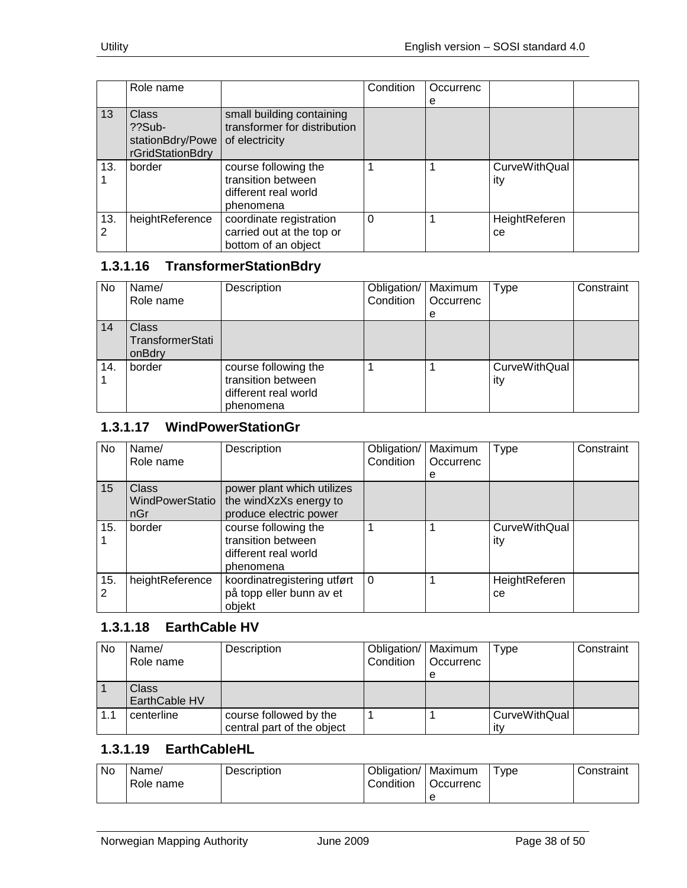| | Role name | | Condition | Occurrence | | |
|---|---|---|---|---|---|---|
| 13 | Class ??Sub-stationBdry/PowerGridStationBdry | small building containing transformer for distribution of electricity | | | | |
| 13.1 | border | course following the transition between different real world phenomena | 1 | 1 | CurveWithQuality | |
| 13.2 | heightReference | coordinate registration carried out at the top or bottom of an object | 0 | 1 | HeightReference | |

### 1.3.1.16 TransformerStationBdry

| No | Name/ Role name | Description | Obligation/ Condition | Maximum Occurrence | Type | Constraint |
|---|---|---|---|---|---|---|
| 14 | Class TransformerStationBdry | | | | | |
| 14.1 | border | course following the transition between different real world phenomena | 1 | 1 | CurveWithQuality | |

### 1.3.1.17 WindPowerStationGr

| No | Name/ Role name | Description | Obligation/ Condition | Maximum Occurrence | Type | Constraint |
|---|---|---|---|---|---|---|
| 15 | Class WindPowerStationGr | power plant which utilizes the windXzXs energy to produce electric power | | | | |
| 15.1 | border | course following the transition between different real world phenomena | 1 | 1 | CurveWithQuality | |
| 15.2 | heightReference | koordinatregistering utført på topp eller bunn av et objekt | 0 | 1 | HeightReference | |

### 1.3.1.18 EarthCable HV

| No | Name/ Role name | Description | Obligation/ Condition | Maximum Occurrence | Type | Constraint |
|---|---|---|---|---|---|---|
| 1 | Class EarthCable HV | | | | | |
| 1.1 | centerline | course followed by the central part of the object | 1 | 1 | CurveWithQuality | |

### 1.3.1.19 EarthCableHL

| No | Name/ Role name | Description | Obligation/ Condition | Maximum Occurrence | Type | Constraint |
|---|---|---|---|---|---|---|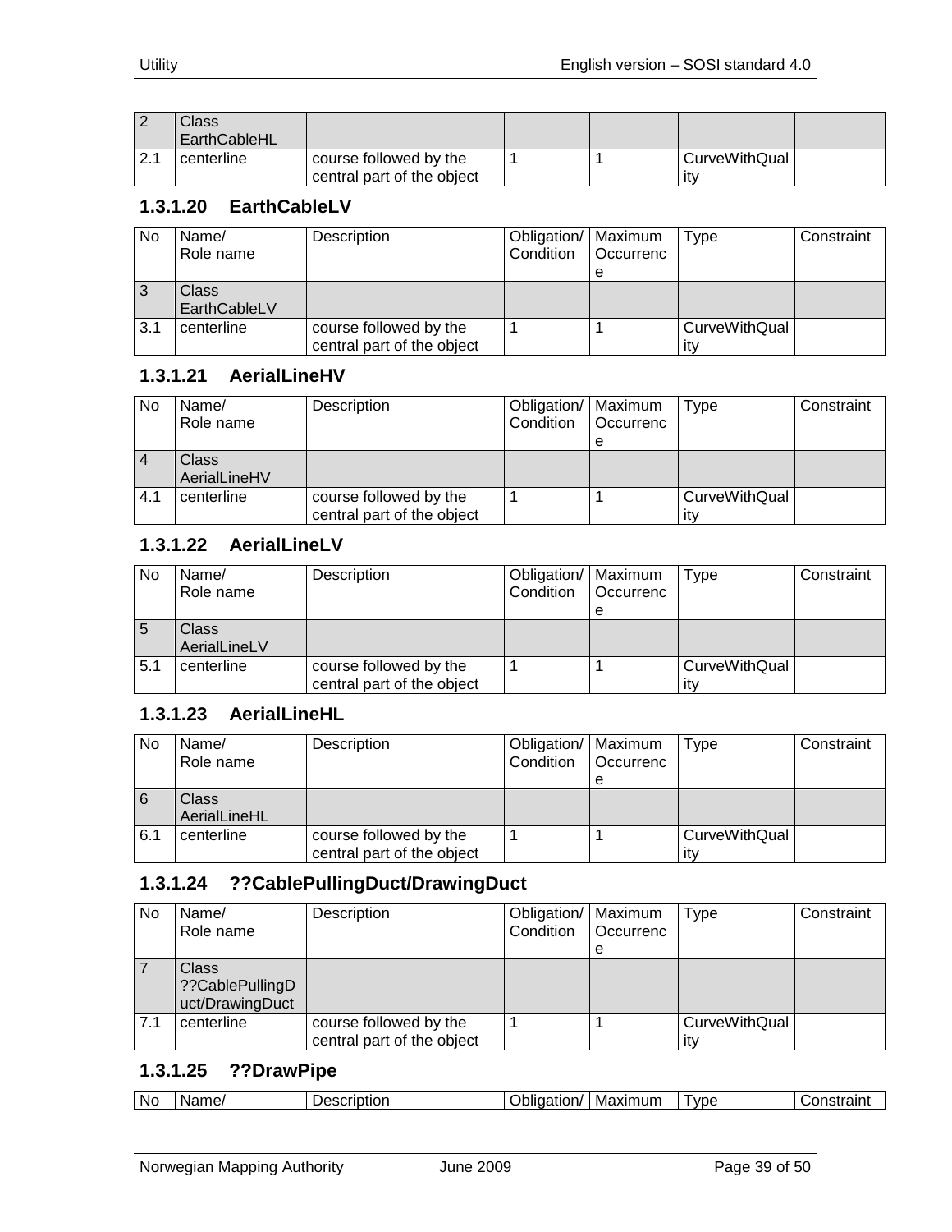| 2 | Class EarthCableHL | | | | | |
|---|---|---|---|---|---|---|
| 2.1 | centerline | course followed by the central part of the object | 1 | 1 | CurveWithQuality | |

### 1.3.1.20 EarthCableLV

| No | Name/ Role name | Description | Obligation/ Condition | Maximum Occurrence | Type | Constraint |
|---|---|---|---|---|---|---|
| 3 | Class EarthCableLV | | | | | |
| 3.1 | centerline | course followed by the central part of the object | 1 | 1 | CurveWithQuality | |

### 1.3.1.21 AerialLineHV

| No | Name/ Role name | Description | Obligation/ Condition | Maximum Occurrence | Type | Constraint |
|---|---|---|---|---|---|---|
| 4 | Class AerialLineHV | | | | | |
| 4.1 | centerline | course followed by the central part of the object | 1 | 1 | CurveWithQuality | |

### 1.3.1.22 AerialLineLV

| No | Name/ Role name | Description | Obligation/ Condition | Maximum Occurrence | Type | Constraint |
|---|---|---|---|---|---|---|
| 5 | Class AerialLineLV | | | | | |
| 5.1 | centerline | course followed by the central part of the object | 1 | 1 | CurveWithQuality | |

### 1.3.1.23 AerialLineHL

| No | Name/ Role name | Description | Obligation/ Condition | Maximum Occurrence | Type | Constraint |
|---|---|---|---|---|---|---|
| 6 | Class AerialLineHL | | | | | |
| 6.1 | centerline | course followed by the central part of the object | 1 | 1 | CurveWithQuality | |

### 1.3.1.24 ??CablePullingDuct/DrawingDuct

| No | Name/ Role name | Description | Obligation/ Condition | Maximum Occurrence | Type | Constraint |
|---|---|---|---|---|---|---|
| 7 | Class ??CablePullingDuct/DrawingDuct | | | | | |
| 7.1 | centerline | course followed by the central part of the object | 1 | 1 | CurveWithQuality | |

### 1.3.1.25 ??DrawPipe

| No | Name/ | Description | Obligation/ | Maximum | Type | Constraint |
|---|---|---|---|---|---|---|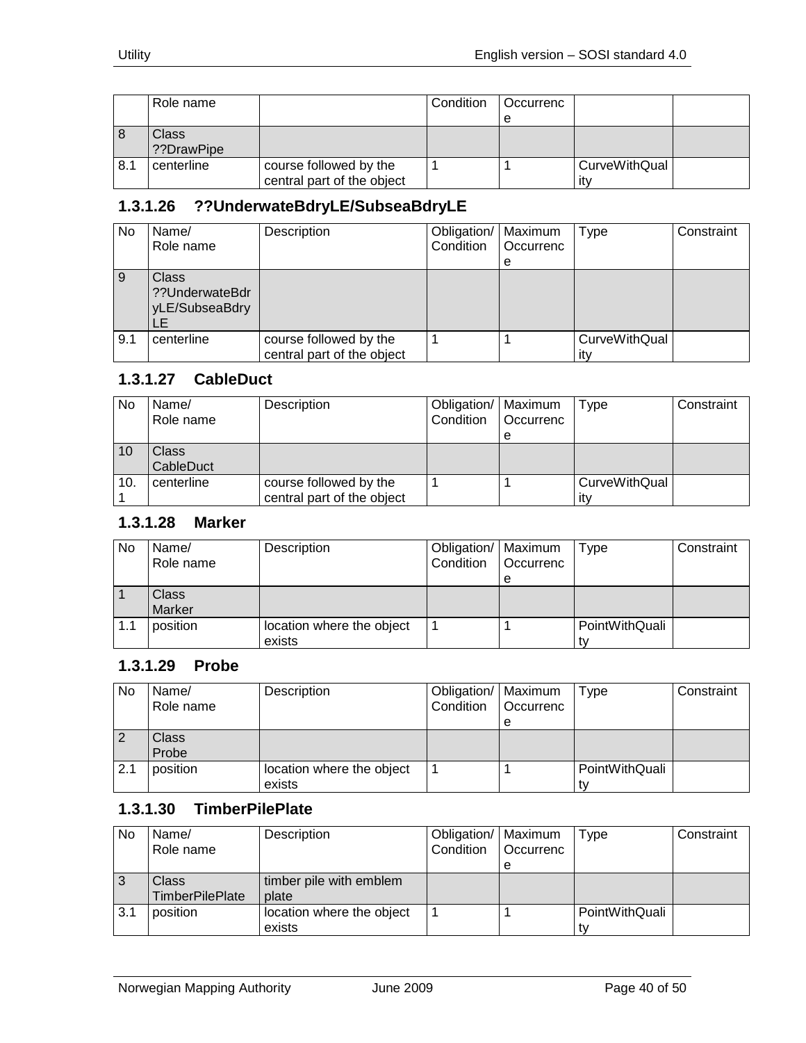|  | Role name |  | Condition | Occurrence |  |  |
|---|---|---|---|---|---|---|
| 8 | Class ??DrawPipe |  |  |  |  |  |
| 8.1 | centerline | course followed by the central part of the object | 1 | 1 | CurveWithQuality |  |

### 1.3.1.26 ??UnderwateBdryLE/SubseaBdryLE

| No | Name/ Role name | Description | Obligation/ Condition | Maximum Occurrence | Type | Constraint |
|---|---|---|---|---|---|---|
| 9 | Class ??UnderwateBdryLE/SubseaBdryLE |  |  |  |  |  |
| 9.1 | centerline | course followed by the central part of the object | 1 | 1 | CurveWithQuality |  |

### 1.3.1.27 CableDuct

| No | Name/ Role name | Description | Obligation/ Condition | Maximum Occurrence | Type | Constraint |
|---|---|---|---|---|---|---|
| 10 | Class CableDuct |  |  |  |  |  |
| 10.1 | centerline | course followed by the central part of the object | 1 | 1 | CurveWithQuality |  |

### 1.3.1.28 Marker

| No | Name/ Role name | Description | Obligation/ Condition | Maximum Occurrence | Type | Constraint |
|---|---|---|---|---|---|---|
| 1 | Class Marker |  |  |  |  |  |
| 1.1 | position | location where the object exists | 1 | 1 | PointWithQuality |  |

### 1.3.1.29 Probe

| No | Name/ Role name | Description | Obligation/ Condition | Maximum Occurrence | Type | Constraint |
|---|---|---|---|---|---|---|
| 2 | Class Probe |  |  |  |  |  |
| 2.1 | position | location where the object exists | 1 | 1 | PointWithQuality |  |

### 1.3.1.30 TimberPilePlate

| No | Name/ Role name | Description | Obligation/ Condition | Maximum Occurrence | Type | Constraint |
|---|---|---|---|---|---|---|
| 3 | Class TimberPilePlate | timber pile with emblem plate |  |  |  |  |
| 3.1 | position | location where the object exists | 1 | 1 | PointWithQuality |  |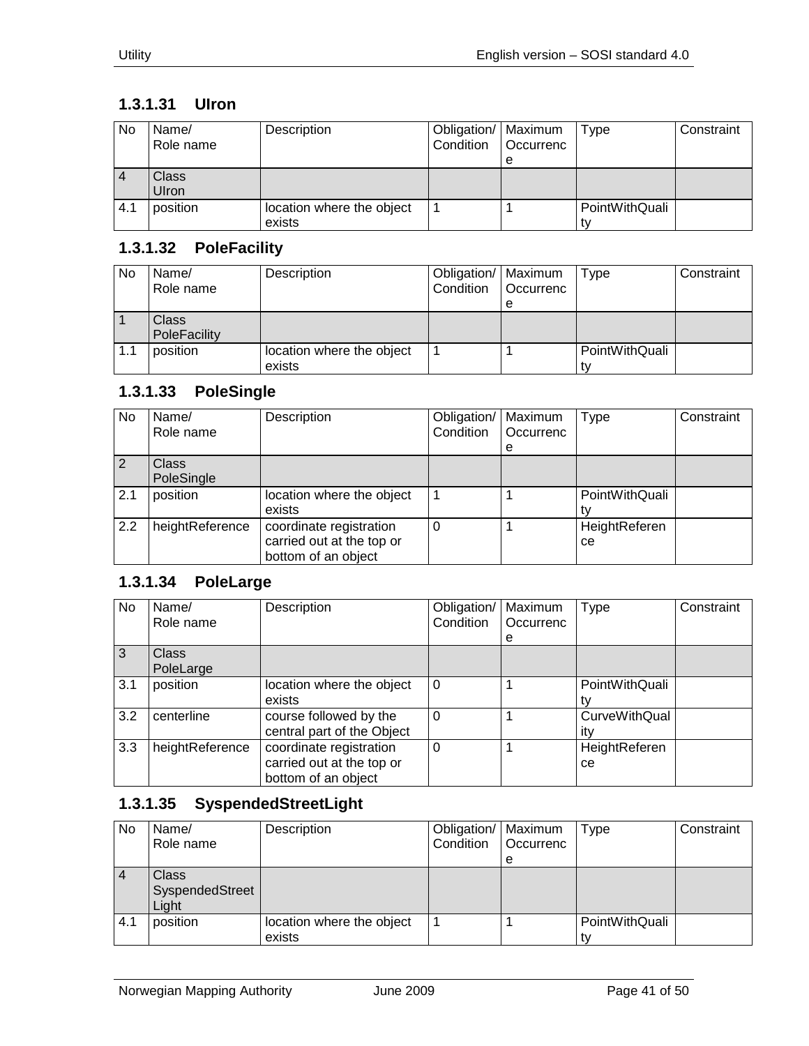### 1.3.1.31 UIron

| No | Name/<br>Role name | Description | Obligation/<br>Condition | Maximum<br>Occurrence | Type | Constraint |
|---|---|---|---|---|---|---|
| 4 | Class<br>UIron | | | | | |
| 4.1 | position | location where the object exists | 1 | 1 | PointWithQuality | |

### 1.3.1.32 PoleFacility

| No | Name/<br>Role name | Description | Obligation/<br>Condition | Maximum<br>Occurrence | Type | Constraint |
|---|---|---|---|---|---|---|
| 1 | Class<br>PoleFacility | | | | | |
| 1.1 | position | location where the object exists | 1 | 1 | PointWithQuality | |

### 1.3.1.33 PoleSingle

| No | Name/<br>Role name | Description | Obligation/<br>Condition | Maximum<br>Occurrence | Type | Constraint |
|---|---|---|---|---|---|---|
| 2 | Class<br>PoleSingle | | | | | |
| 2.1 | position | location where the object exists | 1 | 1 | PointWithQuality | |
| 2.2 | heightReference | coordinate registration carried out at the top or bottom of an object | 0 | 1 | HeightReference | |

### 1.3.1.34 PoleLarge

| No | Name/<br>Role name | Description | Obligation/<br>Condition | Maximum<br>Occurrence | Type | Constraint |
|---|---|---|---|---|---|---|
| 3 | Class<br>PoleLarge | | | | | |
| 3.1 | position | location where the object exists | 0 | 1 | PointWithQuality | |
| 3.2 | centerline | course followed by the central part of the Object | 0 | 1 | CurveWithQuality | |
| 3.3 | heightReference | coordinate registration carried out at the top or bottom of an object | 0 | 1 | HeightReference | |

### 1.3.1.35 SyspendedStreetLight

| No | Name/<br>Role name | Description | Obligation/<br>Condition | Maximum<br>Occurrence | Type | Constraint |
|---|---|---|---|---|---|---|
| 4 | Class<br>SyspendedStreetLight | | | | | |
| 4.1 | position | location where the object exists | 1 | 1 | PointWithQuality | |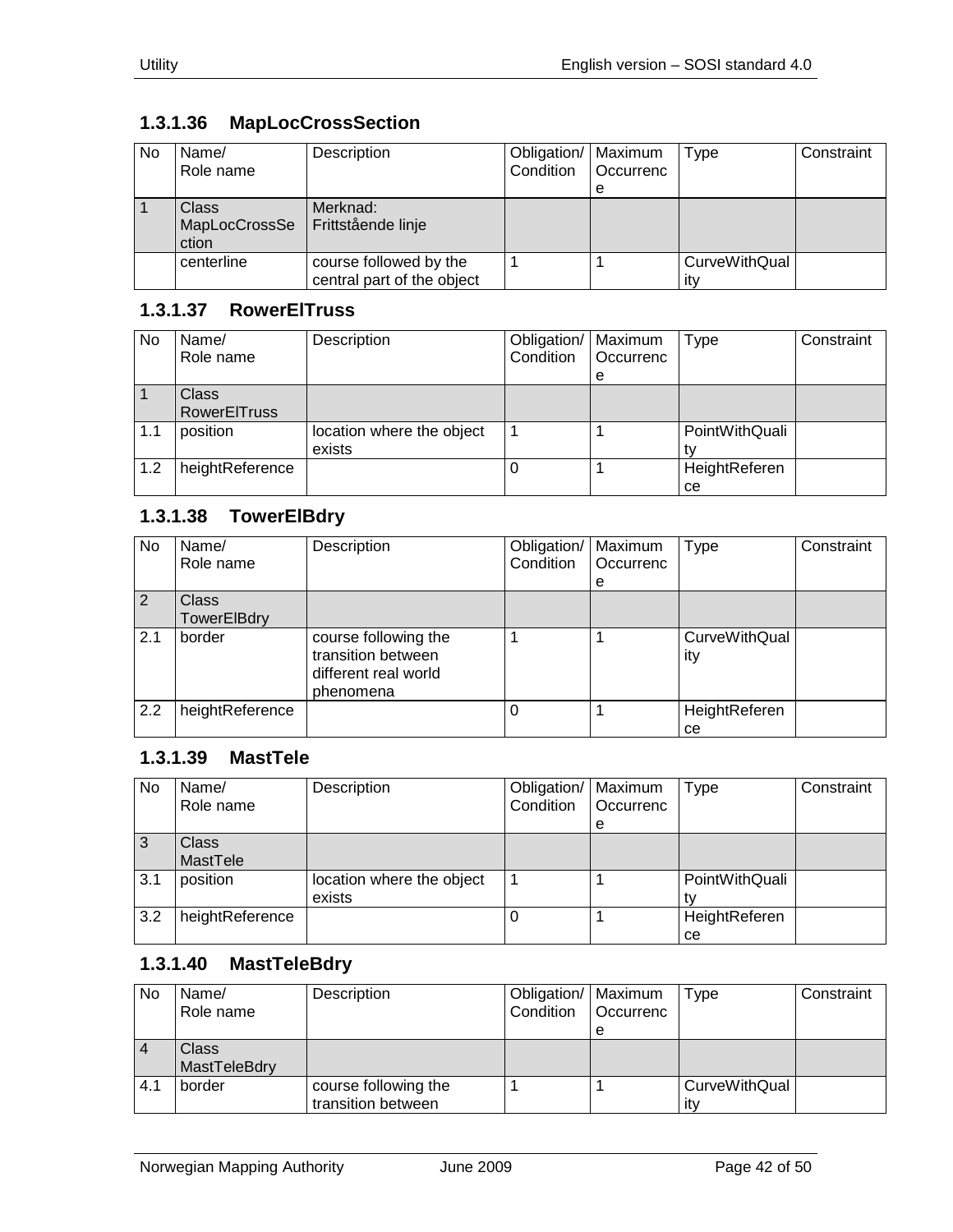### 1.3.1.36 MapLocCrossSection

| No | Name/ Role name | Description | Obligation/ Condition | Maximum Occurrence | Type | Constraint |
|---|---|---|---|---|---|---|
| 1 | Class MapLocCrossSection | Merknad: Frittstående linje | | | | |
| | centerline | course followed by the central part of the object | 1 | 1 | CurveWithQuality | |

### 1.3.1.37 RowerElTruss

| No | Name/ Role name | Description | Obligation/ Condition | Maximum Occurrence | Type | Constraint |
|---|---|---|---|---|---|---|
| 1 | Class RowerElTruss | | | | | |
| 1.1 | position | location where the object exists | 1 | 1 | PointWithQuality | |
| 1.2 | heightReference | | 0 | 1 | HeightReference | |

### 1.3.1.38 TowerElBdry

| No | Name/ Role name | Description | Obligation/ Condition | Maximum Occurrence | Type | Constraint |
|---|---|---|---|---|---|---|
| 2 | Class TowerElBdry | | | | | |
| 2.1 | border | course following the transition between different real world phenomena | 1 | 1 | CurveWithQuality | |
| 2.2 | heightReference | | 0 | 1 | HeightReference | |

### 1.3.1.39 MastTele

| No | Name/ Role name | Description | Obligation/ Condition | Maximum Occurrence | Type | Constraint |
|---|---|---|---|---|---|---|
| 3 | Class MastTele | | | | | |
| 3.1 | position | location where the object exists | 1 | 1 | PointWithQuality | |
| 3.2 | heightReference | | 0 | 1 | HeightReference | |

### 1.3.1.40 MastTeleBdry

| No | Name/ Role name | Description | Obligation/ Condition | Maximum Occurrence | Type | Constraint |
|---|---|---|---|---|---|---|
| 4 | Class MastTeleBdry | | | | | |
| 4.1 | border | course following the transition between | 1 | 1 | CurveWithQuality | |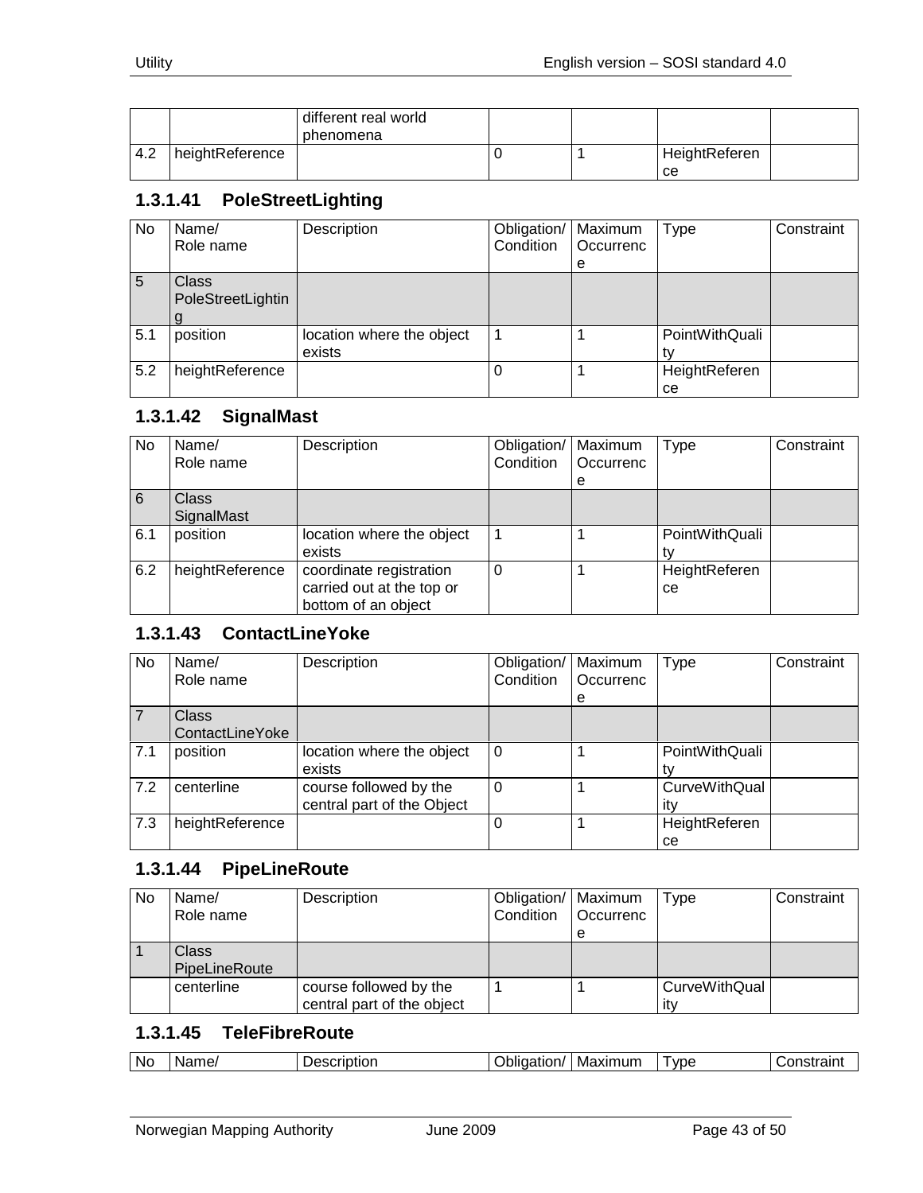| | | different real world phenomena | | | | |
|---|---|---|---|---|---|---|
| 4.2 | heightReference | | 0 | 1 | HeightReference | |

### 1.3.1.41 PoleStreetLighting

| No | Name/ Role name | Description | Obligation/ Condition | Maximum Occurrence | Type | Constraint |
|---|---|---|---|---|---|---|
| 5 | Class PoleStreetLighting | | | | | |
| 5.1 | position | location where the object exists | 1 | 1 | PointWithQuality | |
| 5.2 | heightReference | | 0 | 1 | HeightReference | |

### 1.3.1.42 SignalMast

| No | Name/ Role name | Description | Obligation/ Condition | Maximum Occurrence | Type | Constraint |
|---|---|---|---|---|---|---|
| 6 | Class SignalMast | | | | | |
| 6.1 | position | location where the object exists | 1 | 1 | PointWithQuality | |
| 6.2 | heightReference | coordinate registration carried out at the top or bottom of an object | 0 | 1 | HeightReference | |

### 1.3.1.43 ContactLineYoke

| No | Name/ Role name | Description | Obligation/ Condition | Maximum Occurrence | Type | Constraint |
|---|---|---|---|---|---|---|
| 7 | Class ContactLineYoke | | | | | |
| 7.1 | position | location where the object exists | 0 | 1 | PointWithQuality | |
| 7.2 | centerline | course followed by the central part of the Object | 0 | 1 | CurveWithQuality | |
| 7.3 | heightReference | | 0 | 1 | HeightReference | |

### 1.3.1.44 PipeLineRoute

| No | Name/ Role name | Description | Obligation/ Condition | Maximum Occurrence | Type | Constraint |
|---|---|---|---|---|---|---|
| 1 | Class PipeLineRoute | | | | | |
| | centerline | course followed by the central part of the object | 1 | 1 | CurveWithQuality | |

### 1.3.1.45 TeleFibreRoute

| No | Name/ | Description | Obligation/ | Maximum | Type | Constraint |
|---|---|---|---|---|---|---|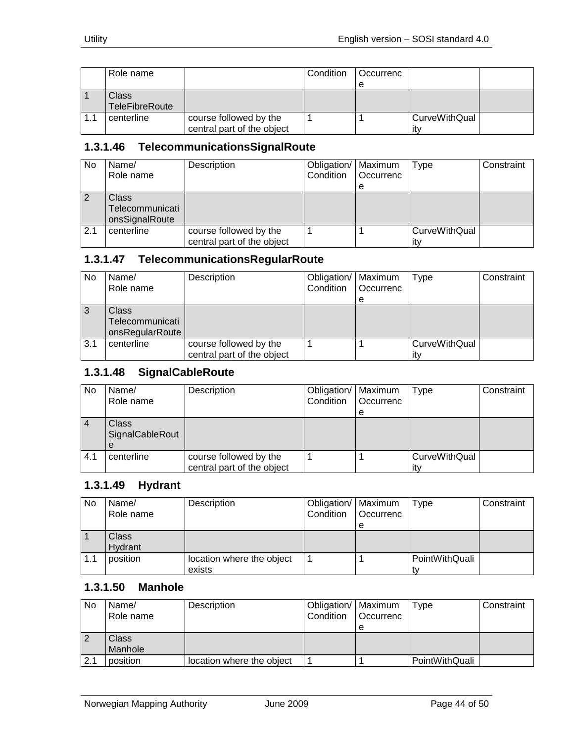| | Role name | | Condition | Occurrence | | |
|---|---|---|---|---|---|---|
| 1 | Class TeleFibreRoute | | | | | |
| 1.1 | centerline | course followed by the central part of the object | 1 | 1 | CurveWithQuality | |

### 1.3.1.46 TelecommunicationsSignalRoute

| No | Name/ Role name | Description | Obligation/ Condition | Maximum Occurrence | Type | Constraint |
|---|---|---|---|---|---|---|
| 2 | Class TelecommunicationsSignalRoute | | | | | |
| 2.1 | centerline | course followed by the central part of the object | 1 | 1 | CurveWithQuality | |

### 1.3.1.47 TelecommunicationsRegularRoute

| No | Name/ Role name | Description | Obligation/ Condition | Maximum Occurrence | Type | Constraint |
|---|---|---|---|---|---|---|
| 3 | Class TelecommunicationsRegularRoute | | | | | |
| 3.1 | centerline | course followed by the central part of the object | 1 | 1 | CurveWithQuality | |

### 1.3.1.48 SignalCableRoute

| No | Name/ Role name | Description | Obligation/ Condition | Maximum Occurrence | Type | Constraint |
|---|---|---|---|---|---|---|
| 4 | Class SignalCableRoute | | | | | |
| 4.1 | centerline | course followed by the central part of the object | 1 | 1 | CurveWithQuality | |

### 1.3.1.49 Hydrant

| No | Name/ Role name | Description | Obligation/ Condition | Maximum Occurrence | Type | Constraint |
|---|---|---|---|---|---|---|
| 1 | Class Hydrant | | | | | |
| 1.1 | position | location where the object exists | 1 | 1 | PointWithQuality | |

### 1.3.1.50 Manhole

| No | Name/ Role name | Description | Obligation/ Condition | Maximum Occurrence | Type | Constraint |
|---|---|---|---|---|---|---|
| 2 | Class Manhole | | | | | |
| 2.1 | position | location where the object | 1 | 1 | PointWithQuali | |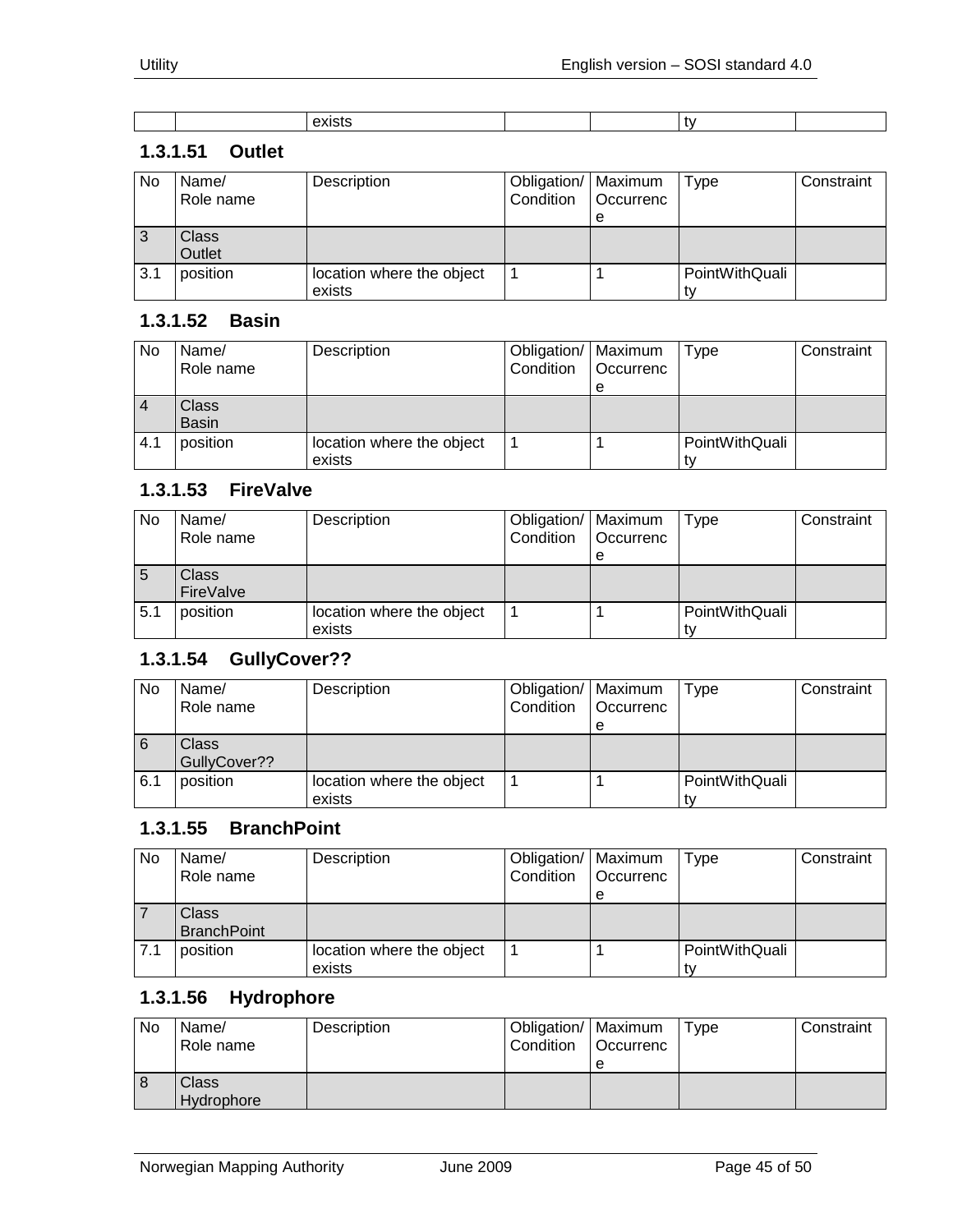| | | exists | | | ty | |
|---|---|---|---|---|---|---|

### 1.3.1.51 Outlet

| No | Name/ Role name | Description | Obligation/ Condition | Maximum Occurrence | Type | Constraint |
|---|---|---|---|---|---|---|
| 3 | Class Outlet | | | | | |
| 3.1 | position | location where the object exists | 1 | 1 | PointWithQuality | |

### 1.3.1.52 Basin

| No | Name/ Role name | Description | Obligation/ Condition | Maximum Occurrence | Type | Constraint |
|---|---|---|---|---|---|---|
| 4 | Class Basin | | | | | |
| 4.1 | position | location where the object exists | 1 | 1 | PointWithQuality | |

### 1.3.1.53 FireValve

| No | Name/ Role name | Description | Obligation/ Condition | Maximum Occurrence | Type | Constraint |
|---|---|---|---|---|---|---|
| 5 | Class FireValve | | | | | |
| 5.1 | position | location where the object exists | 1 | 1 | PointWithQuality | |

### 1.3.1.54 GullyCover??

| No | Name/ Role name | Description | Obligation/ Condition | Maximum Occurrence | Type | Constraint |
|---|---|---|---|---|---|---|
| 6 | Class GullyCover?? | | | | | |
| 6.1 | position | location where the object exists | 1 | 1 | PointWithQuality | |

### 1.3.1.55 BranchPoint

| No | Name/ Role name | Description | Obligation/ Condition | Maximum Occurrence | Type | Constraint |
|---|---|---|---|---|---|---|
| 7 | Class BranchPoint | | | | | |
| 7.1 | position | location where the object exists | 1 | 1 | PointWithQuality | |

### 1.3.1.56 Hydrophore

| No | Name/ Role name | Description | Obligation/ Condition | Maximum Occurrence | Type | Constraint |
|---|---|---|---|---|---|---|
| 8 | Class Hydrophore | | | | | |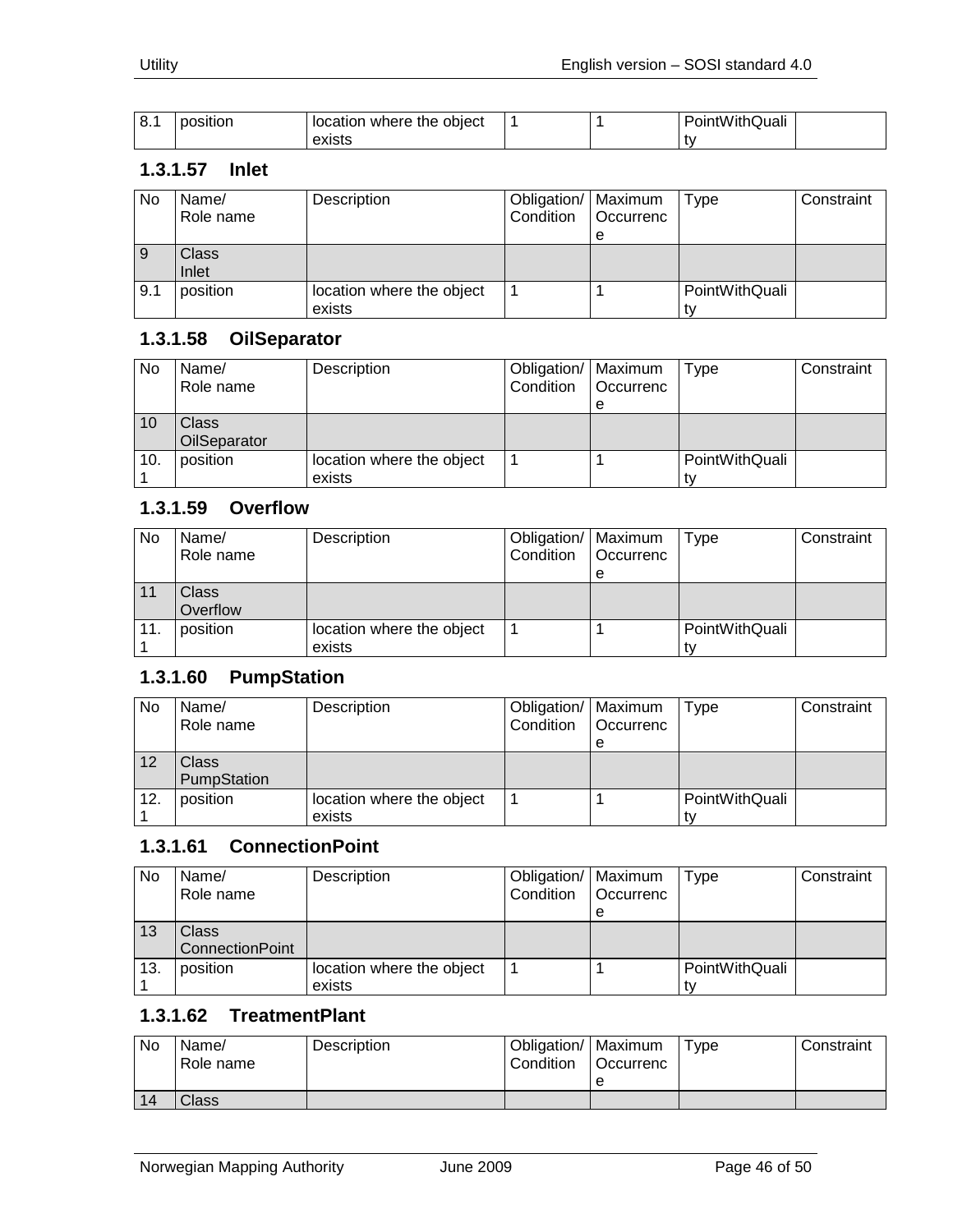| 8.1 | position | location where the object exists | 1 | 1 | PointWithQuality | |
|---|---|---|---|---|---|---|

### 1.3.1.57 Inlet

| No | Name/ Role name | Description | Obligation/ Condition | Maximum Occurrence | Type | Constraint |
|---|---|---|---|---|---|---|
| 9 | Class Inlet | | | | | |
| 9.1 | position | location where the object exists | 1 | 1 | PointWithQuality | |

### 1.3.1.58 OilSeparator

| No | Name/ Role name | Description | Obligation/ Condition | Maximum Occurrence | Type | Constraint |
|---|---|---|---|---|---|---|
| 10 | Class OilSeparator | | | | | |
| 10.1 | position | location where the object exists | 1 | 1 | PointWithQuality | |

### 1.3.1.59 Overflow

| No | Name/ Role name | Description | Obligation/ Condition | Maximum Occurrence | Type | Constraint |
|---|---|---|---|---|---|---|
| 11 | Class Overflow | | | | | |
| 11.1 | position | location where the object exists | 1 | 1 | PointWithQuality | |

### 1.3.1.60 PumpStation

| No | Name/ Role name | Description | Obligation/ Condition | Maximum Occurrence | Type | Constraint |
|---|---|---|---|---|---|---|
| 12 | Class PumpStation | | | | | |
| 12.1 | position | location where the object exists | 1 | 1 | PointWithQuality | |

### 1.3.1.61 ConnectionPoint

| No | Name/ Role name | Description | Obligation/ Condition | Maximum Occurrence | Type | Constraint |
|---|---|---|---|---|---|---|
| 13 | Class ConnectionPoint | | | | | |
| 13.1 | position | location where the object exists | 1 | 1 | PointWithQuality | |

### 1.3.1.62 TreatmentPlant

| No | Name/ Role name | Description | Obligation/ Condition | Maximum Occurrence | Type | Constraint |
|---|---|---|---|---|---|---|
| 14 | Class | | | | | |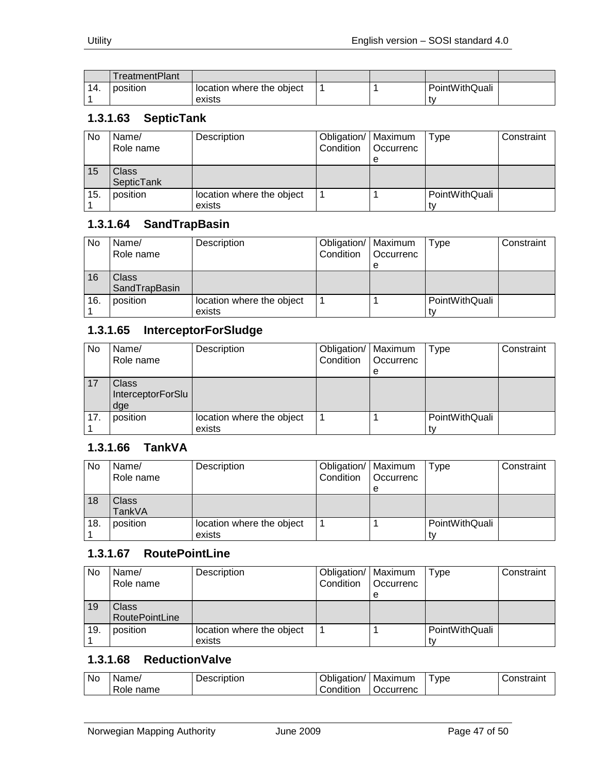| | TreatmentPlant | | | | | |
|---|---|---|---|---|---|---|
| 14.1 | position | location where the object exists | 1 | 1 | PointWithQuality | |

### 1.3.1.63 SepticTank

| No | Name/ Role name | Description | Obligation/ Condition | Maximum Occurrence | Type | Constraint |
|---|---|---|---|---|---|---|
| 15 | Class SepticTank | | | | | |
| 15.1 | position | location where the object exists | 1 | 1 | PointWithQuality | |

### 1.3.1.64 SandTrapBasin

| No | Name/ Role name | Description | Obligation/ Condition | Maximum Occurrence | Type | Constraint |
|---|---|---|---|---|---|---|
| 16 | Class SandTrapBasin | | | | | |
| 16.1 | position | location where the object exists | 1 | 1 | PointWithQuality | |

### 1.3.1.65 InterceptorForSludge

| No | Name/ Role name | Description | Obligation/ Condition | Maximum Occurrence | Type | Constraint |
|---|---|---|---|---|---|---|
| 17 | Class InterceptorForSludge | | | | | |
| 17.1 | position | location where the object exists | 1 | 1 | PointWithQuality | |

### 1.3.1.66 TankVA

| No | Name/ Role name | Description | Obligation/ Condition | Maximum Occurrence | Type | Constraint |
|---|---|---|---|---|---|---|
| 18 | Class TankVA | | | | | |
| 18.1 | position | location where the object exists | 1 | 1 | PointWithQuality | |

### 1.3.1.67 RoutePointLine

| No | Name/ Role name | Description | Obligation/ Condition | Maximum Occurrence | Type | Constraint |
|---|---|---|---|---|---|---|
| 19 | Class RoutePointLine | | | | | |
| 19.1 | position | location where the object exists | 1 | 1 | PointWithQuality | |

### 1.3.1.68 ReductionValve

| No | Name/ Role name | Description | Obligation/ Condition | Maximum Occurrence | Type | Constraint |
|---|---|---|---|---|---|---|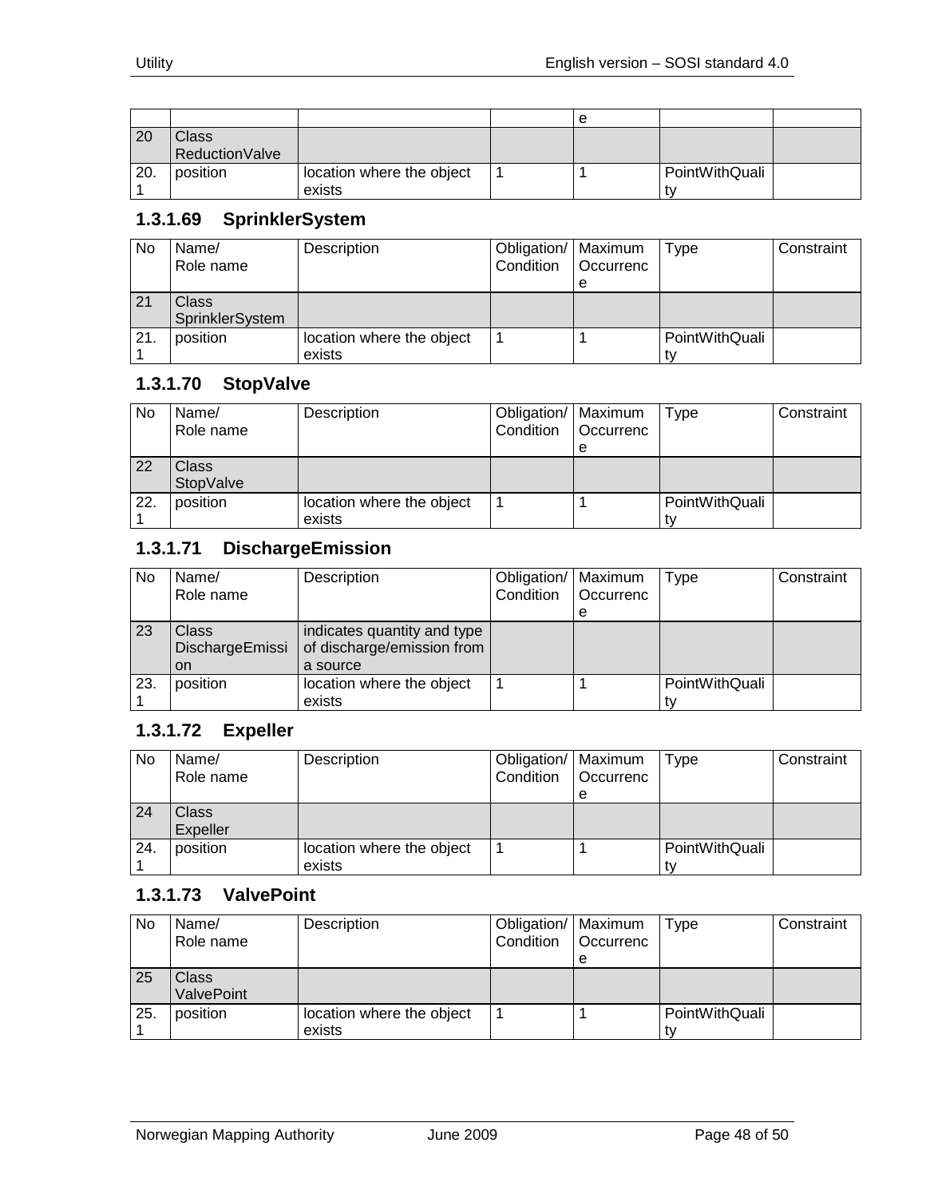| | | | | e | | |
|---|---|---|---|---|---|---|
| 20 | Class ReductionValve | | | | | |
| 20.1 | position | location where the object exists | 1 | 1 | PointWithQuality | |

### 1.3.1.69 SprinklerSystem

| No | Name/ Role name | Description | Obligation/ Condition | Maximum Occurrence | Type | Constraint |
|---|---|---|---|---|---|---|
| 21 | Class SprinklerSystem | | | | | |
| 21.1 | position | location where the object exists | 1 | 1 | PointWithQuality | |

### 1.3.1.70 StopValve

| No | Name/ Role name | Description | Obligation/ Condition | Maximum Occurrence | Type | Constraint |
|---|---|---|---|---|---|---|
| 22 | Class StopValve | | | | | |
| 22.1 | position | location where the object exists | 1 | 1 | PointWithQuality | |

### 1.3.1.71 DischargeEmission

| No | Name/ Role name | Description | Obligation/ Condition | Maximum Occurrence | Type | Constraint |
|---|---|---|---|---|---|---|
| 23 | Class DischargeEmission | indicates quantity and type of discharge/emission from a source | | | | |
| 23.1 | position | location where the object exists | 1 | 1 | PointWithQuality | |

### 1.3.1.72 Expeller

| No | Name/ Role name | Description | Obligation/ Condition | Maximum Occurrence | Type | Constraint |
|---|---|---|---|---|---|---|
| 24 | Class Expeller | | | | | |
| 24.1 | position | location where the object exists | 1 | 1 | PointWithQuality | |

### 1.3.1.73 ValvePoint

| No | Name/ Role name | Description | Obligation/ Condition | Maximum Occurrence | Type | Constraint |
|---|---|---|---|---|---|---|
| 25 | Class ValvePoint | | | | | |
| 25.1 | position | location where the object exists | 1 | 1 | PointWithQuality | |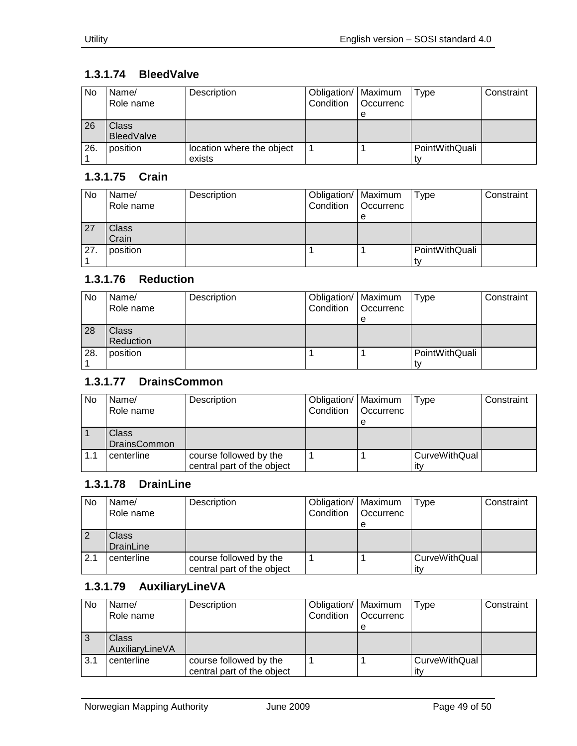### 1.3.1.74 BleedValve

| No | Name/<br>Role name | Description | Obligation/<br>Condition | Maximum<br>Occurrence | Type | Constraint |
|---|---|---|---|---|---|---|
| 26 | Class<br>BleedValve | | | | | |
| 26.1 | position | location where the object exists | 1 | 1 | PointWithQuality | |

### 1.3.1.75 Crain

| No | Name/<br>Role name | Description | Obligation/<br>Condition | Maximum<br>Occurrence | Type | Constraint |
|---|---|---|---|---|---|---|
| 27 | Class<br>Crain | | | | | |
| 27.1 | position | | 1 | 1 | PointWithQuality | |

### 1.3.1.76 Reduction

| No | Name/<br>Role name | Description | Obligation/<br>Condition | Maximum<br>Occurrence | Type | Constraint |
|---|---|---|---|---|---|---|
| 28 | Class<br>Reduction | | | | | |
| 28.1 | position | | 1 | 1 | PointWithQuality | |

### 1.3.1.77 DrainsCommon

| No | Name/<br>Role name | Description | Obligation/<br>Condition | Maximum<br>Occurrence | Type | Constraint |
|---|---|---|---|---|---|---|
| 1 | Class<br>DrainsCommon | | | | | |
| 1.1 | centerline | course followed by the central part of the object | 1 | 1 | CurveWithQuality | |

### 1.3.1.78 DrainLine

| No | Name/<br>Role name | Description | Obligation/<br>Condition | Maximum<br>Occurrence | Type | Constraint |
|---|---|---|---|---|---|---|
| 2 | Class<br>DrainLine | | | | | |
| 2.1 | centerline | course followed by the central part of the object | 1 | 1 | CurveWithQuality | |

### 1.3.1.79 AuxiliaryLineVA

| No | Name/<br>Role name | Description | Obligation/<br>Condition | Maximum<br>Occurrence | Type | Constraint |
|---|---|---|---|---|---|---|
| 3 | Class<br>AuxiliaryLineVA | | | | | |
| 3.1 | centerline | course followed by the central part of the object | 1 | 1 | CurveWithQuality | |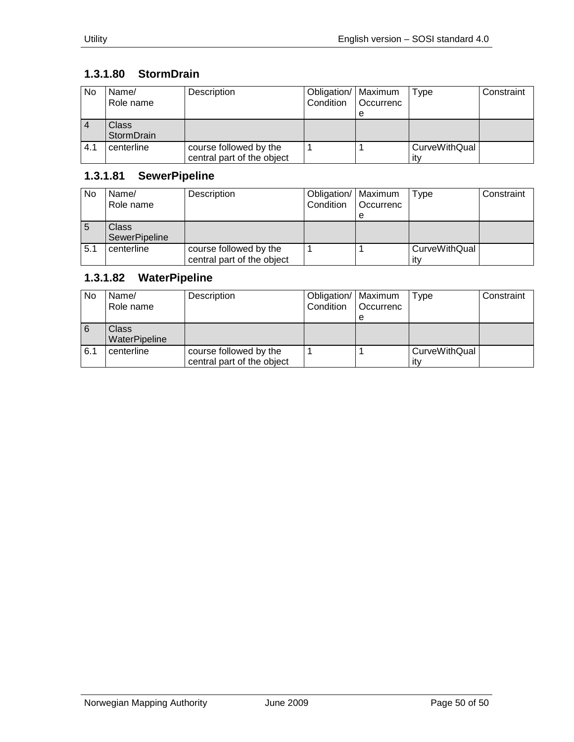### 1.3.1.80 StormDrain

| No | Name/ Role name | Description | Obligation/ Condition | Maximum Occurrence | Type | Constraint |
|---|---|---|---|---|---|---|
| 4 | Class StormDrain | | | | | |
| 4.1 | centerline | course followed by the central part of the object | 1 | 1 | CurveWithQuality | |

### 1.3.1.81 SewerPipeline

| No | Name/ Role name | Description | Obligation/ Condition | Maximum Occurrence | Type | Constraint |
|---|---|---|---|---|---|---|
| 5 | Class SewerPipeline | | | | | |
| 5.1 | centerline | course followed by the central part of the object | 1 | 1 | CurveWithQuality | |

### 1.3.1.82 WaterPipeline

| No | Name/ Role name | Description | Obligation/ Condition | Maximum Occurrence | Type | Constraint |
|---|---|---|---|---|---|---|
| 6 | Class WaterPipeline | | | | | |
| 6.1 | centerline | course followed by the central part of the object | 1 | 1 | CurveWithQuality | |